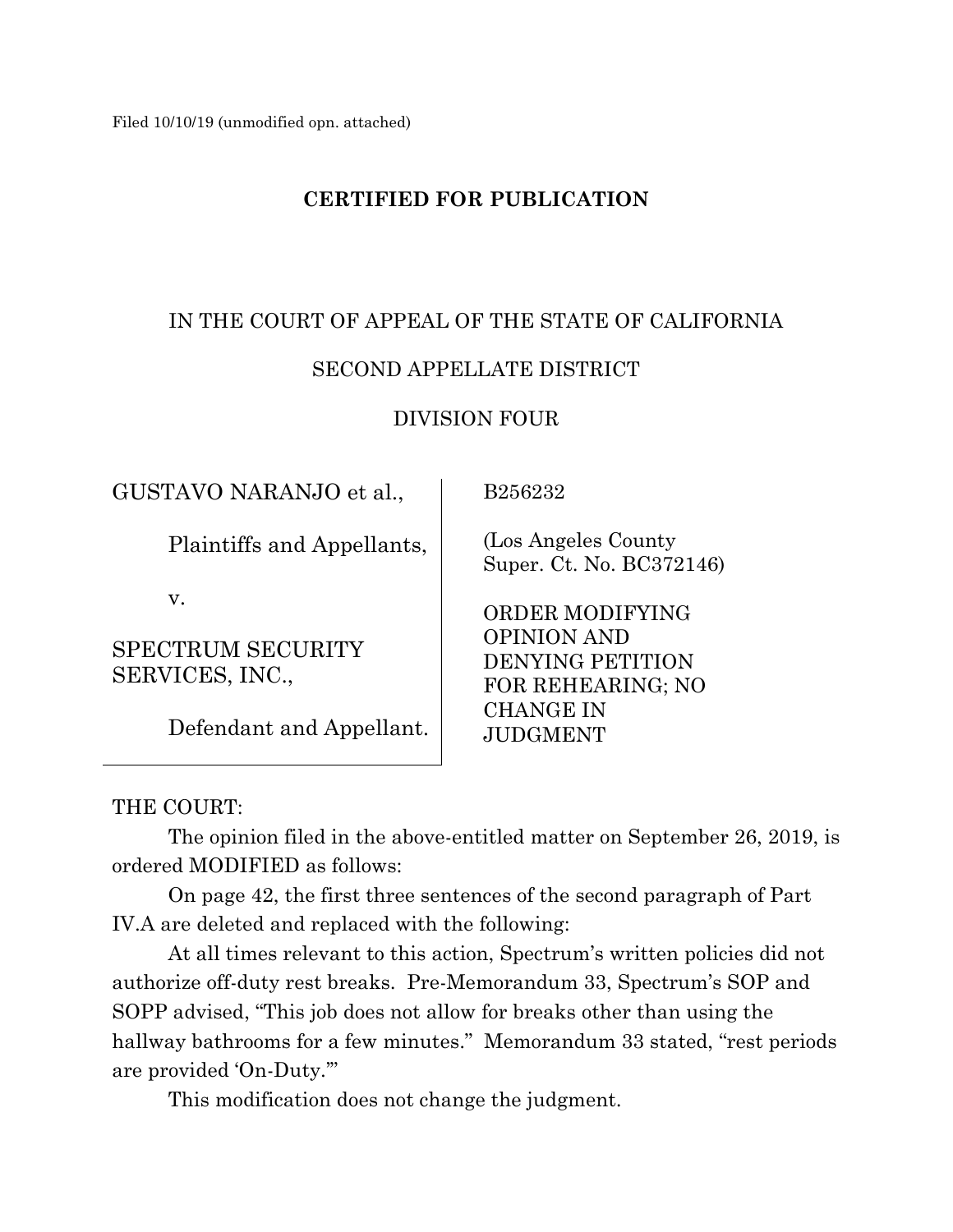Filed 10/10/19 (unmodified opn. attached)

**CERTIFIED FOR PUBLICATION**

IN THE COURT OF APPEAL OF THE STATE OF CALIFORNIA

SECOND APPELLATE DISTRICT

DIVISION FOUR

| | |
|---|---|
| GUSTAVO NARANJO et al.,<br><br>Plaintiffs and Appellants,<br><br>v.<br><br>SPECTRUM SECURITY SERVICES, INC.,<br><br>Defendant and Appellant. | B256232<br><br>(Los Angeles County Super. Ct. No. BC372146)<br><br>ORDER MODIFYING OPINION AND DENYING PETITION FOR REHEARING; NO CHANGE IN JUDGMENT |

THE COURT:

The opinion filed in the above-entitled matter on September 26, 2019, is ordered MODIFIED as follows:

On page 42, the first three sentences of the second paragraph of Part IV.A are deleted and replaced with the following:

At all times relevant to this action, Spectrum's written policies did not authorize off-duty rest breaks. Pre-Memorandum 33, Spectrum's SOP and SOPP advised, "This job does not allow for breaks other than using the hallway bathrooms for a few minutes." Memorandum 33 stated, "rest periods are provided 'On-Duty.'"

This modification does not change the judgment.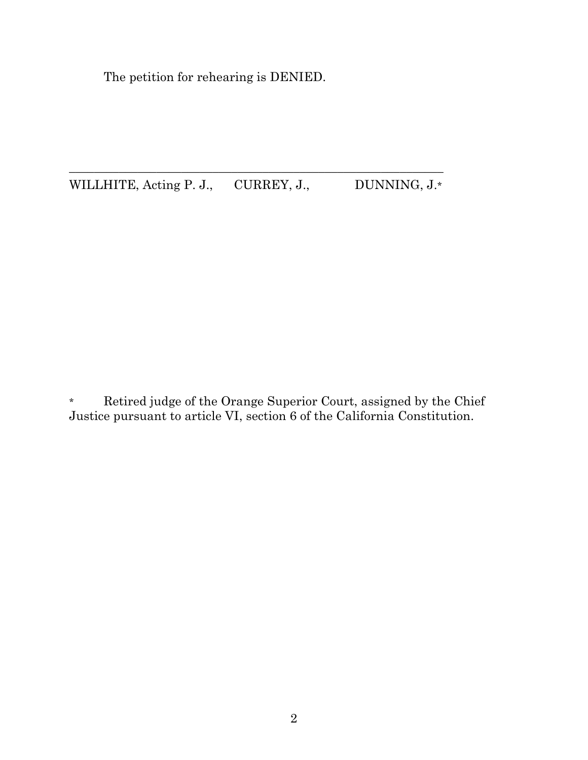The petition for rehearing is DENIED.

---

WILLHITE, Acting P. J.,    CURREY, J.,    DUNNING, J.*

\* Retired judge of the Orange Superior Court, assigned by the Chief Justice pursuant to article VI, section 6 of the California Constitution.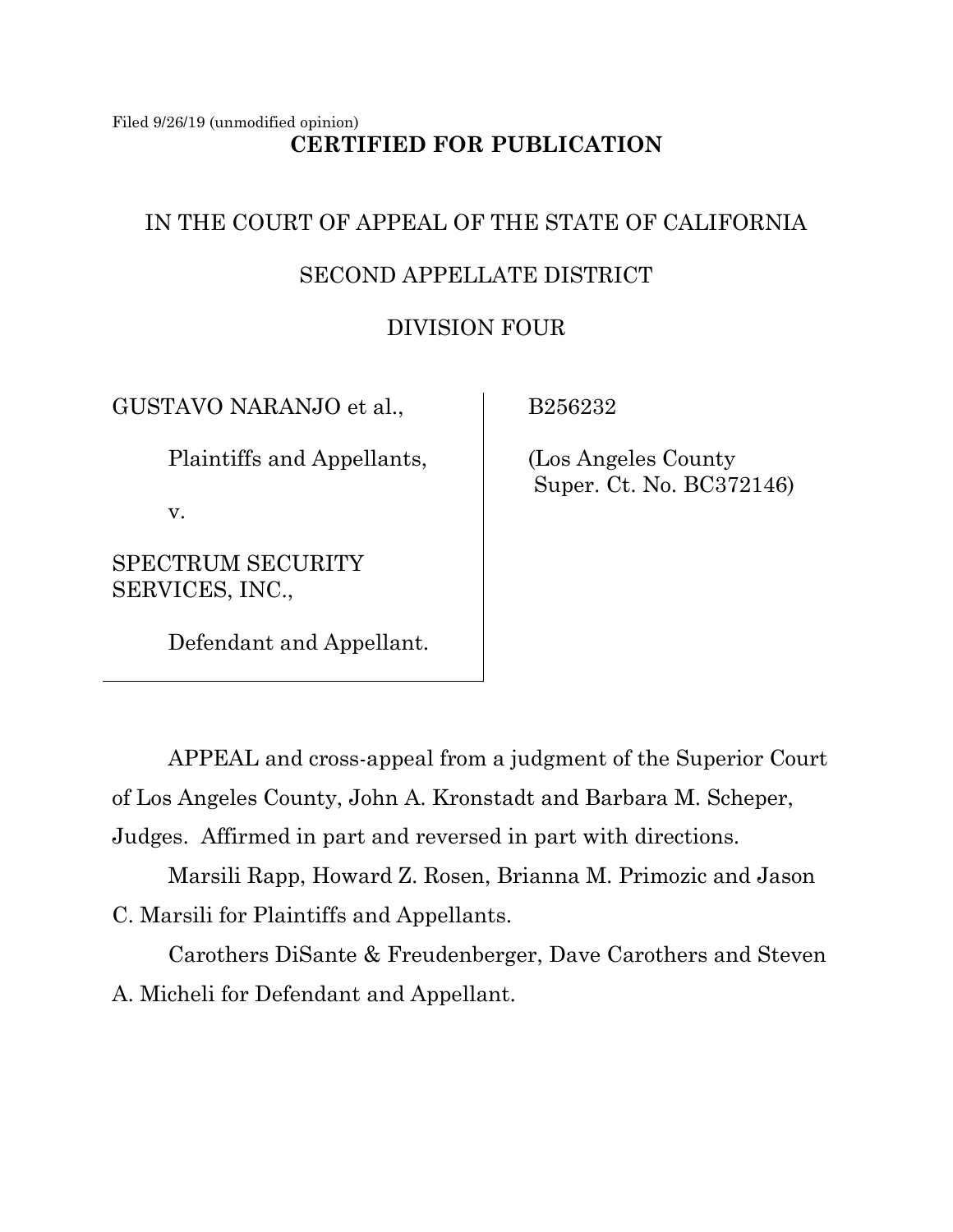Filed 9/26/19 (unmodified opinion)

**CERTIFIED FOR PUBLICATION**

IN THE COURT OF APPEAL OF THE STATE OF CALIFORNIA

SECOND APPELLATE DISTRICT

DIVISION FOUR

| | |
|---|---|
| GUSTAVO NARANJO et al., Plaintiffs and Appellants, v. SPECTRUM SECURITY SERVICES, INC., Defendant and Appellant. | B256232 (Los Angeles County Super. Ct. No. BC372146) |

APPEAL and cross-appeal from a judgment of the Superior Court of Los Angeles County, John A. Kronstadt and Barbara M. Scheper, Judges. Affirmed in part and reversed in part with directions.

Marsili Rapp, Howard Z. Rosen, Brianna M. Primozic and Jason C. Marsili for Plaintiffs and Appellants.

Carothers DiSante & Freudenberger, Dave Carothers and Steven A. Micheli for Defendant and Appellant.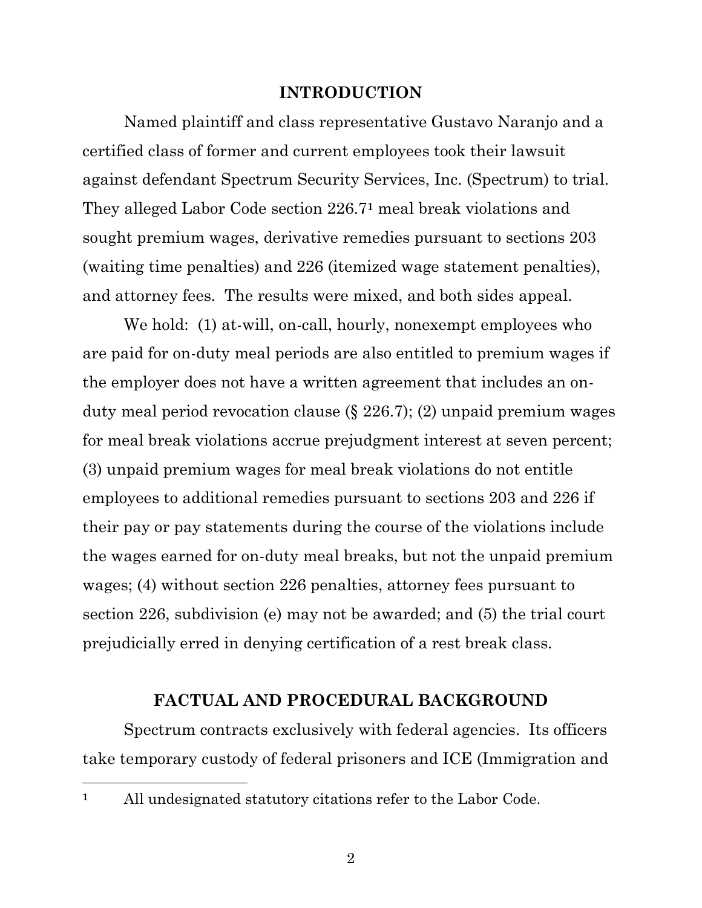## INTRODUCTION

Named plaintiff and class representative Gustavo Naranjo and a certified class of former and current employees took their lawsuit against defendant Spectrum Security Services, Inc. (Spectrum) to trial. They alleged Labor Code section 226.7[1] meal break violations and sought premium wages, derivative remedies pursuant to sections 203 (waiting time penalties) and 226 (itemized wage statement penalties), and attorney fees. The results were mixed, and both sides appeal.

We hold: (1) at-will, on-call, hourly, nonexempt employees who are paid for on-duty meal periods are also entitled to premium wages if the employer does not have a written agreement that includes an on-duty meal period revocation clause (§ 226.7); (2) unpaid premium wages for meal break violations accrue prejudgment interest at seven percent; (3) unpaid premium wages for meal break violations do not entitle employees to additional remedies pursuant to sections 203 and 226 if their pay or pay statements during the course of the violations include the wages earned for on-duty meal breaks, but not the unpaid premium wages; (4) without section 226 penalties, attorney fees pursuant to section 226, subdivision (e) may not be awarded; and (5) the trial court prejudicially erred in denying certification of a rest break class.

## FACTUAL AND PROCEDURAL BACKGROUND

Spectrum contracts exclusively with federal agencies. Its officers take temporary custody of federal prisoners and ICE (Immigration and

---

[1] All undesignated statutory citations refer to the Labor Code.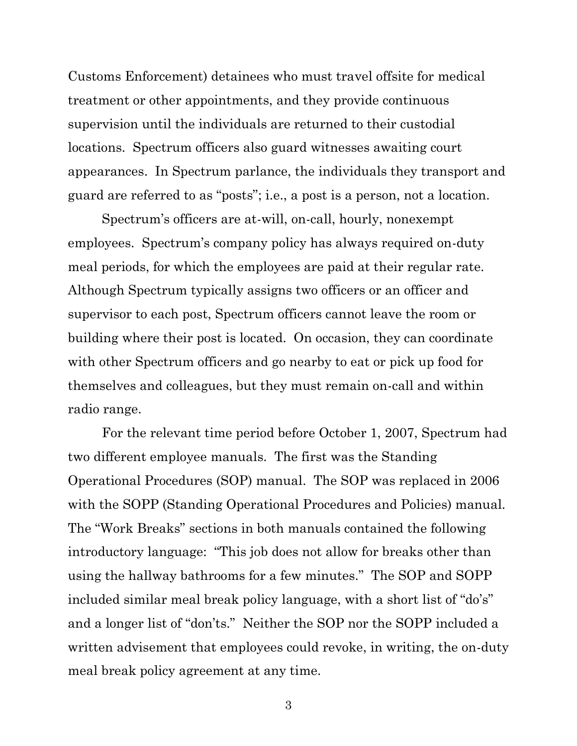Customs Enforcement) detainees who must travel offsite for medical treatment or other appointments, and they provide continuous supervision until the individuals are returned to their custodial locations. Spectrum officers also guard witnesses awaiting court appearances. In Spectrum parlance, the individuals they transport and guard are referred to as "posts"; i.e., a post is a person, not a location.

Spectrum's officers are at-will, on-call, hourly, nonexempt employees. Spectrum's company policy has always required on-duty meal periods, for which the employees are paid at their regular rate. Although Spectrum typically assigns two officers or an officer and supervisor to each post, Spectrum officers cannot leave the room or building where their post is located. On occasion, they can coordinate with other Spectrum officers and go nearby to eat or pick up food for themselves and colleagues, but they must remain on-call and within radio range.

For the relevant time period before October 1, 2007, Spectrum had two different employee manuals. The first was the Standing Operational Procedures (SOP) manual. The SOP was replaced in 2006 with the SOPP (Standing Operational Procedures and Policies) manual. The "Work Breaks" sections in both manuals contained the following introductory language: "This job does not allow for breaks other than using the hallway bathrooms for a few minutes." The SOP and SOPP included similar meal break policy language, with a short list of "do's" and a longer list of "don'ts." Neither the SOP nor the SOPP included a written advisement that employees could revoke, in writing, the on-duty meal break policy agreement at any time.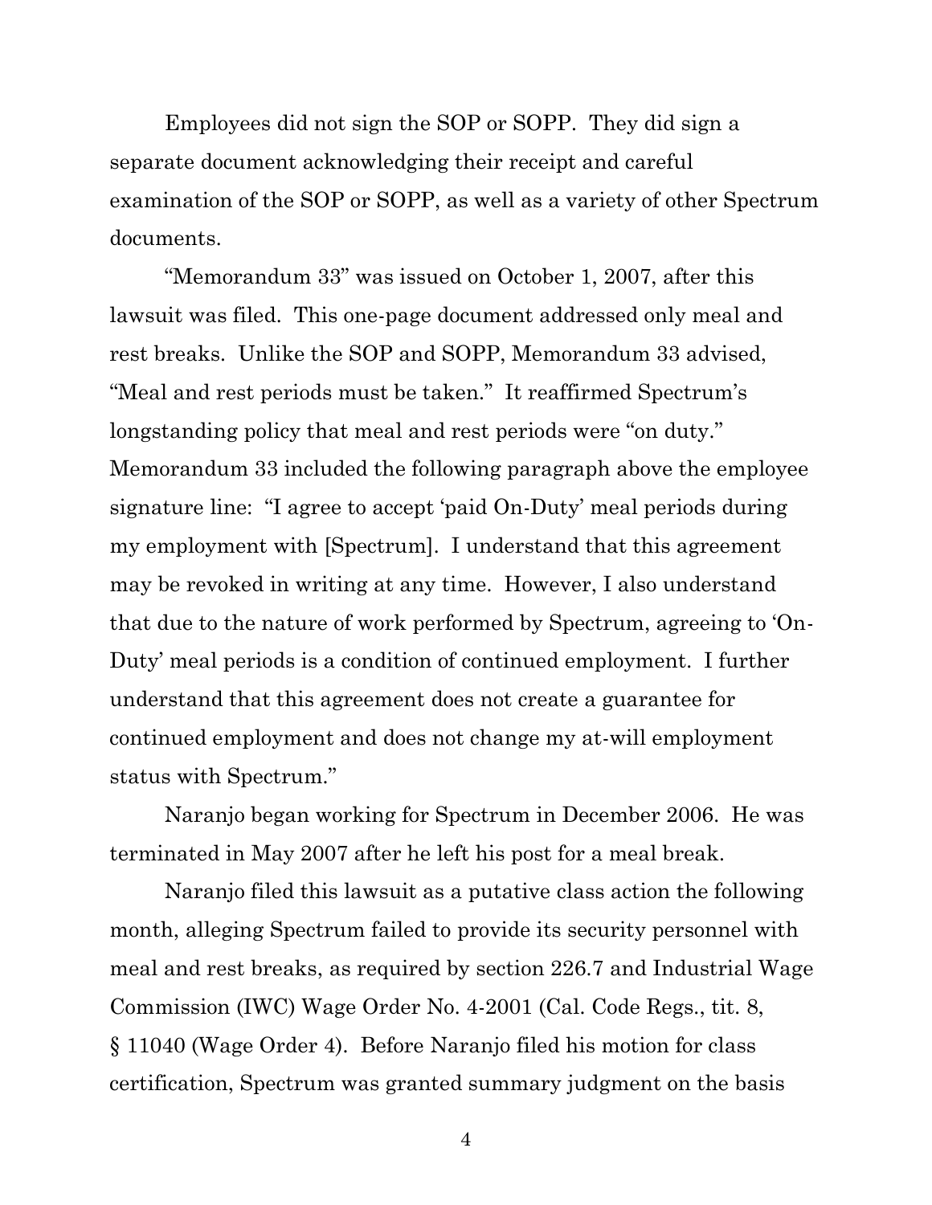Employees did not sign the SOP or SOPP. They did sign a separate document acknowledging their receipt and careful examination of the SOP or SOPP, as well as a variety of other Spectrum documents.

"Memorandum 33" was issued on October 1, 2007, after this lawsuit was filed. This one-page document addressed only meal and rest breaks. Unlike the SOP and SOPP, Memorandum 33 advised, "Meal and rest periods must be taken." It reaffirmed Spectrum's longstanding policy that meal and rest periods were "on duty." Memorandum 33 included the following paragraph above the employee signature line: "I agree to accept 'paid On-Duty' meal periods during my employment with [Spectrum]. I understand that this agreement may be revoked in writing at any time. However, I also understand that due to the nature of work performed by Spectrum, agreeing to 'On-Duty' meal periods is a condition of continued employment. I further understand that this agreement does not create a guarantee for continued employment and does not change my at-will employment status with Spectrum."

Naranjo began working for Spectrum in December 2006. He was terminated in May 2007 after he left his post for a meal break.

Naranjo filed this lawsuit as a putative class action the following month, alleging Spectrum failed to provide its security personnel with meal and rest breaks, as required by section 226.7 and Industrial Wage Commission (IWC) Wage Order No. 4-2001 (Cal. Code Regs., tit. 8, § 11040 (Wage Order 4). Before Naranjo filed his motion for class certification, Spectrum was granted summary judgment on the basis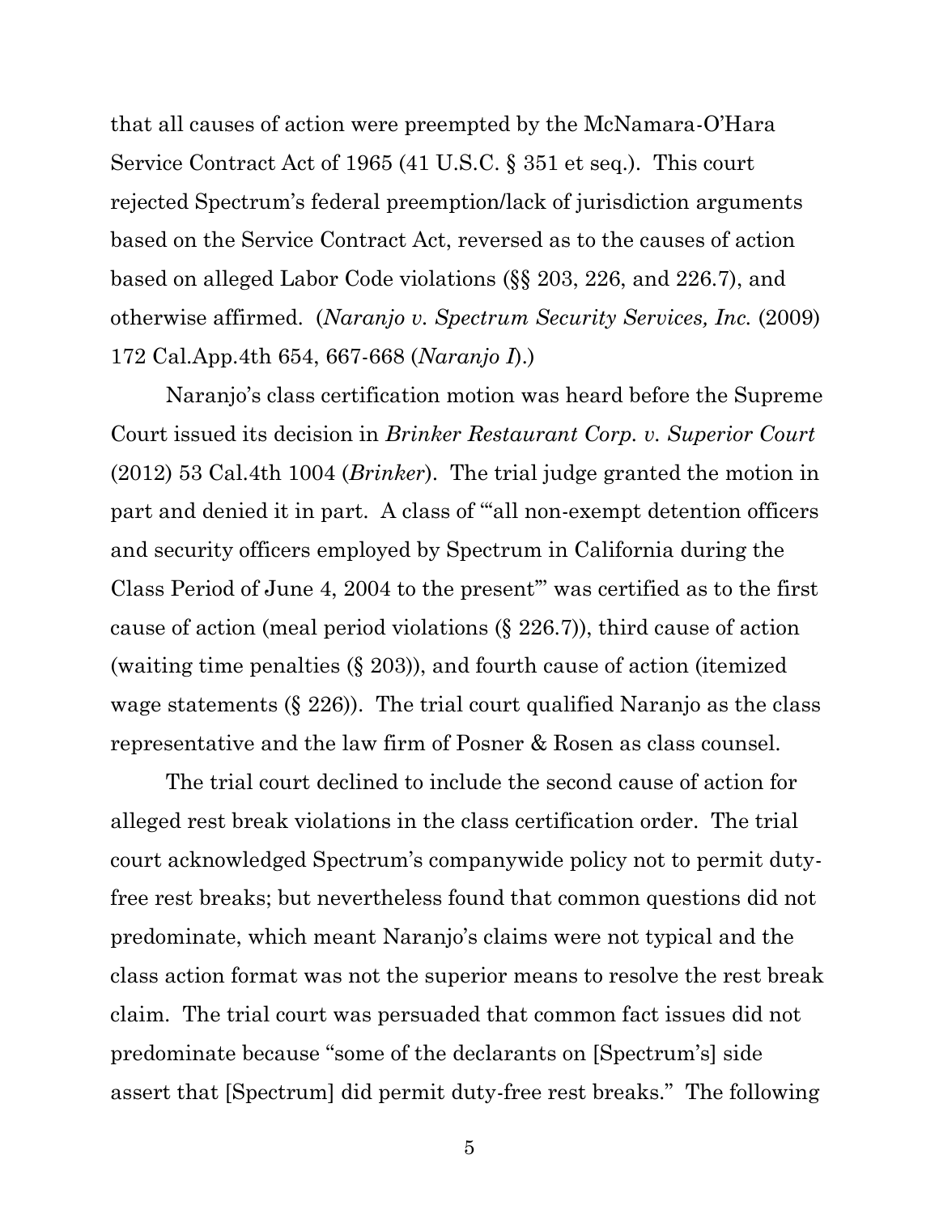that all causes of action were preempted by the McNamara-O'Hara Service Contract Act of 1965 (41 U.S.C. § 351 et seq.). This court rejected Spectrum's federal preemption/lack of jurisdiction arguments based on the Service Contract Act, reversed as to the causes of action based on alleged Labor Code violations (§§ 203, 226, and 226.7), and otherwise affirmed. (*Naranjo v. Spectrum Security Services, Inc.* (2009) 172 Cal.App.4th 654, 667-668 (*Naranjo I*).)

Naranjo's class certification motion was heard before the Supreme Court issued its decision in *Brinker Restaurant Corp. v. Superior Court* (2012) 53 Cal.4th 1004 (*Brinker*). The trial judge granted the motion in part and denied it in part. A class of "'all non-exempt detention officers and security officers employed by Spectrum in California during the Class Period of June 4, 2004 to the present'" was certified as to the first cause of action (meal period violations (§ 226.7)), third cause of action (waiting time penalties (§ 203)), and fourth cause of action (itemized wage statements (§ 226)). The trial court qualified Naranjo as the class representative and the law firm of Posner & Rosen as class counsel.

The trial court declined to include the second cause of action for alleged rest break violations in the class certification order. The trial court acknowledged Spectrum's companywide policy not to permit duty-free rest breaks; but nevertheless found that common questions did not predominate, which meant Naranjo's claims were not typical and the class action format was not the superior means to resolve the rest break claim. The trial court was persuaded that common fact issues did not predominate because "some of the declarants on [Spectrum's] side assert that [Spectrum] did permit duty-free rest breaks." The following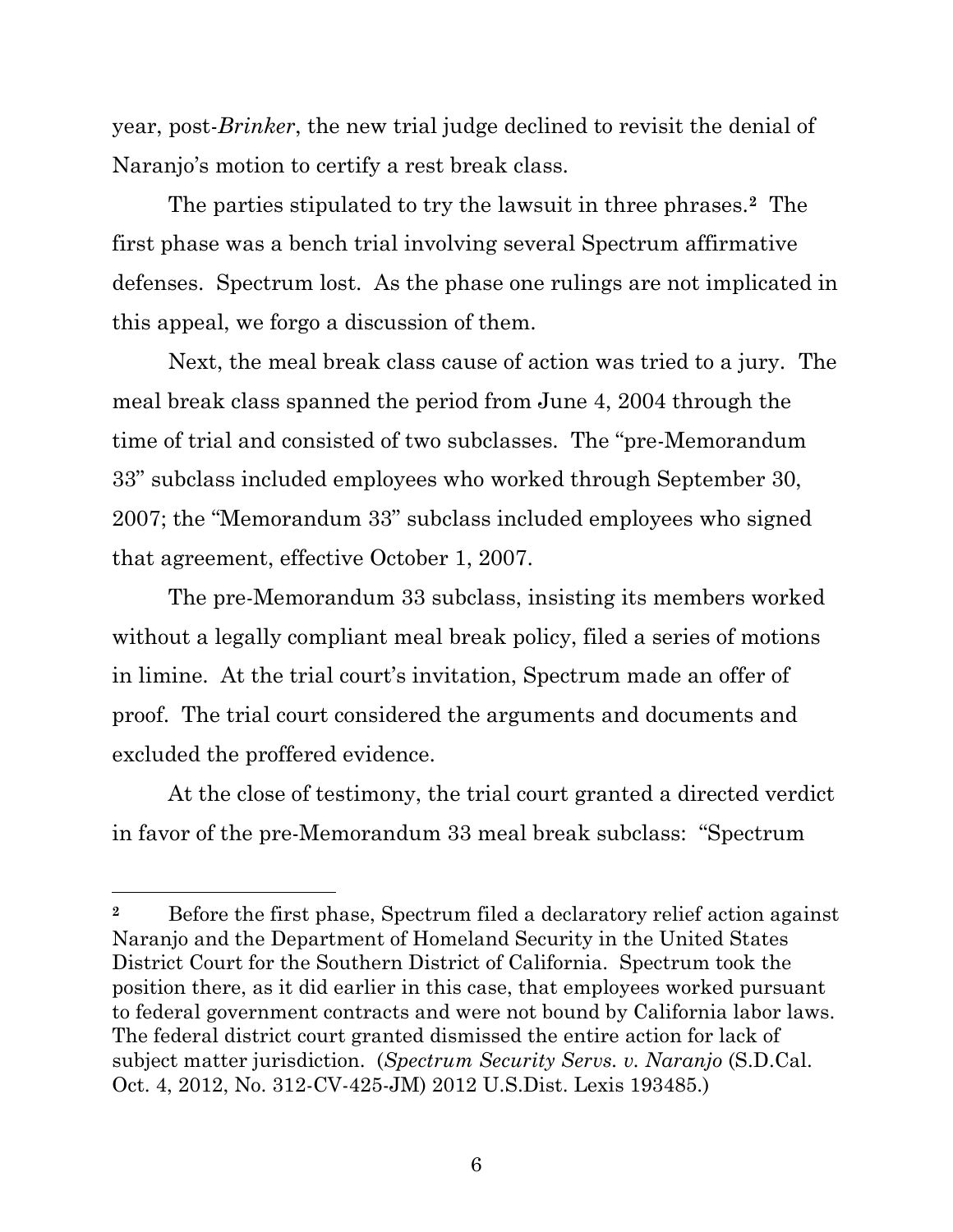year, post-*Brinker*, the new trial judge declined to revisit the denial of Naranjo's motion to certify a rest break class.

The parties stipulated to try the lawsuit in three phrases.[2] The first phase was a bench trial involving several Spectrum affirmative defenses. Spectrum lost. As the phase one rulings are not implicated in this appeal, we forgo a discussion of them.

Next, the meal break class cause of action was tried to a jury. The meal break class spanned the period from June 4, 2004 through the time of trial and consisted of two subclasses. The "pre-Memorandum 33" subclass included employees who worked through September 30, 2007; the "Memorandum 33" subclass included employees who signed that agreement, effective October 1, 2007.

The pre-Memorandum 33 subclass, insisting its members worked without a legally compliant meal break policy, filed a series of motions in limine. At the trial court's invitation, Spectrum made an offer of proof. The trial court considered the arguments and documents and excluded the proffered evidence.

At the close of testimony, the trial court granted a directed verdict in favor of the pre-Memorandum 33 meal break subclass: "Spectrum

---

[2] Before the first phase, Spectrum filed a declaratory relief action against Naranjo and the Department of Homeland Security in the United States District Court for the Southern District of California. Spectrum took the position there, as it did earlier in this case, that employees worked pursuant to federal government contracts and were not bound by California labor laws. The federal district court granted dismissed the entire action for lack of subject matter jurisdiction. (*Spectrum Security Servs. v. Naranjo* (S.D.Cal. Oct. 4, 2012, No. 312-CV-425-JM) 2012 U.S.Dist. Lexis 193485.)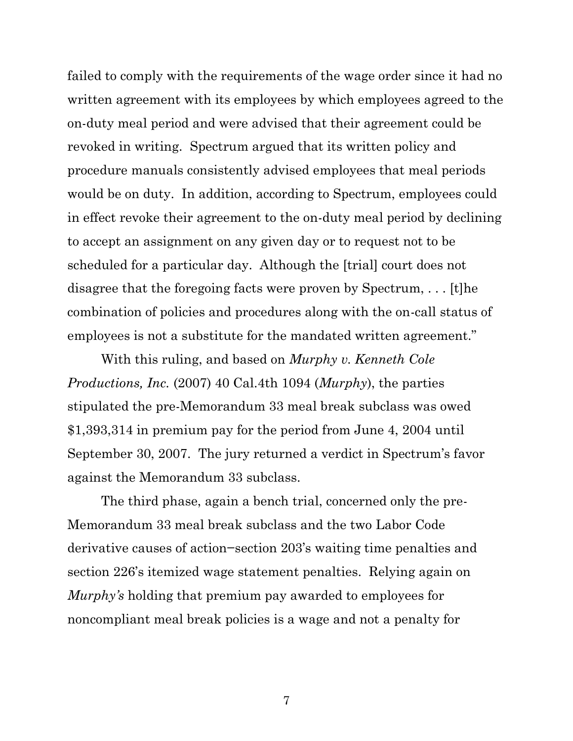failed to comply with the requirements of the wage order since it had no written agreement with its employees by which employees agreed to the on-duty meal period and were advised that their agreement could be revoked in writing. Spectrum argued that its written policy and procedure manuals consistently advised employees that meal periods would be on duty. In addition, according to Spectrum, employees could in effect revoke their agreement to the on-duty meal period by declining to accept an assignment on any given day or to request not to be scheduled for a particular day. Although the [trial] court does not disagree that the foregoing facts were proven by Spectrum, . . . [t]he combination of policies and procedures along with the on-call status of employees is not a substitute for the mandated written agreement."

With this ruling, and based on *Murphy v. Kenneth Cole Productions, Inc.* (2007) 40 Cal.4th 1094 (*Murphy*), the parties stipulated the pre-Memorandum 33 meal break subclass was owed $1,393,314 in premium pay for the period from June 4, 2004 until September 30, 2007. The jury returned a verdict in Spectrum's favor against the Memorandum 33 subclass.

The third phase, again a bench trial, concerned only the pre-Memorandum 33 meal break subclass and the two Labor Code derivative causes of action–section 203's waiting time penalties and section 226's itemized wage statement penalties. Relying again on *Murphy's* holding that premium pay awarded to employees for noncompliant meal break policies is a wage and not a penalty for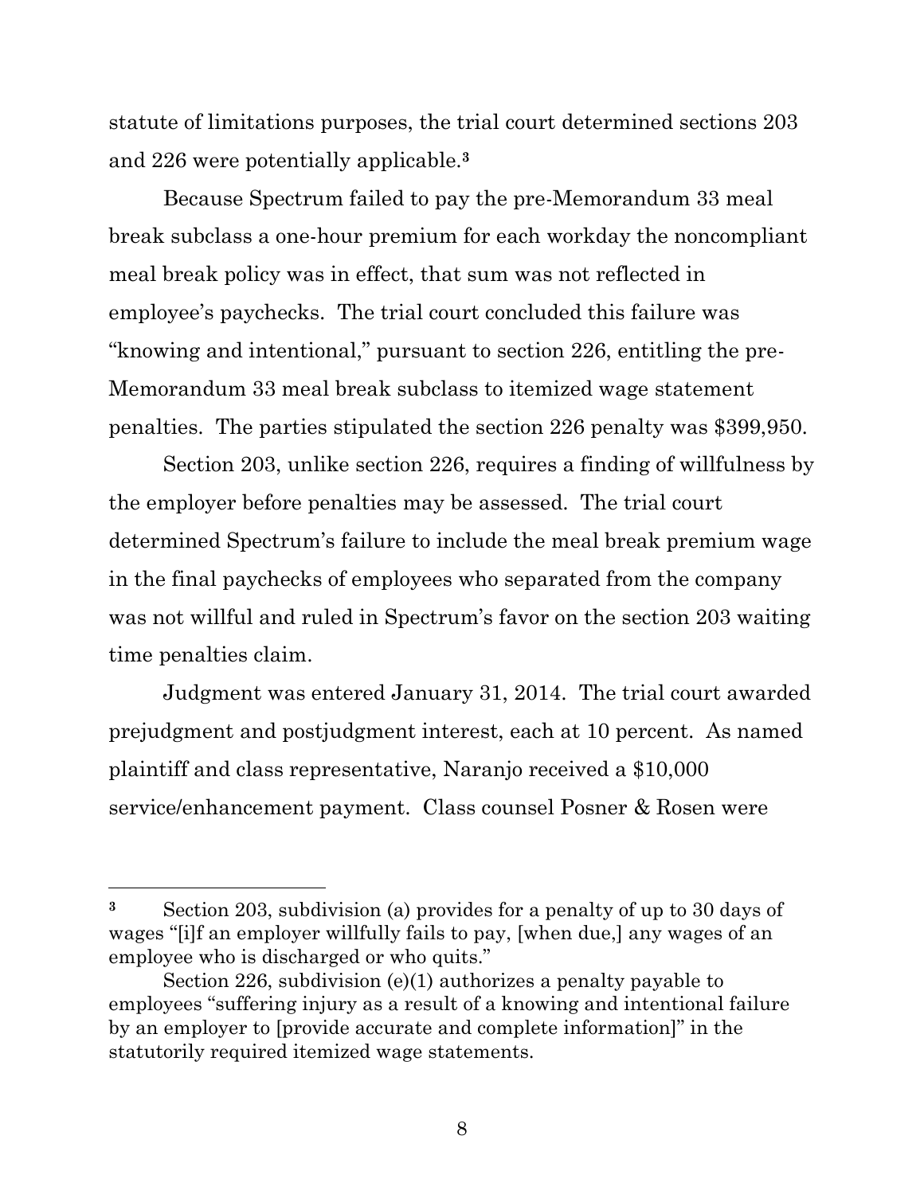statute of limitations purposes, the trial court determined sections 203 and 226 were potentially applicable.[3]

Because Spectrum failed to pay the pre-Memorandum 33 meal break subclass a one-hour premium for each workday the noncompliant meal break policy was in effect, that sum was not reflected in employee's paychecks. The trial court concluded this failure was "knowing and intentional," pursuant to section 226, entitling the pre-Memorandum 33 meal break subclass to itemized wage statement penalties. The parties stipulated the section 226 penalty was $399,950.

Section 203, unlike section 226, requires a finding of willfulness by the employer before penalties may be assessed. The trial court determined Spectrum's failure to include the meal break premium wage in the final paychecks of employees who separated from the company was not willful and ruled in Spectrum's favor on the section 203 waiting time penalties claim.

Judgment was entered January 31, 2014. The trial court awarded prejudgment and postjudgment interest, each at 10 percent. As named plaintiff and class representative, Naranjo received a $10,000 service/enhancement payment. Class counsel Posner & Rosen were

---

[3] Section 203, subdivision (a) provides for a penalty of up to 30 days of wages "[i]f an employer willfully fails to pay, [when due,] any wages of an employee who is discharged or who quits."

Section 226, subdivision (e)(1) authorizes a penalty payable to employees "suffering injury as a result of a knowing and intentional failure by an employer to [provide accurate and complete information]" in the statutorily required itemized wage statements.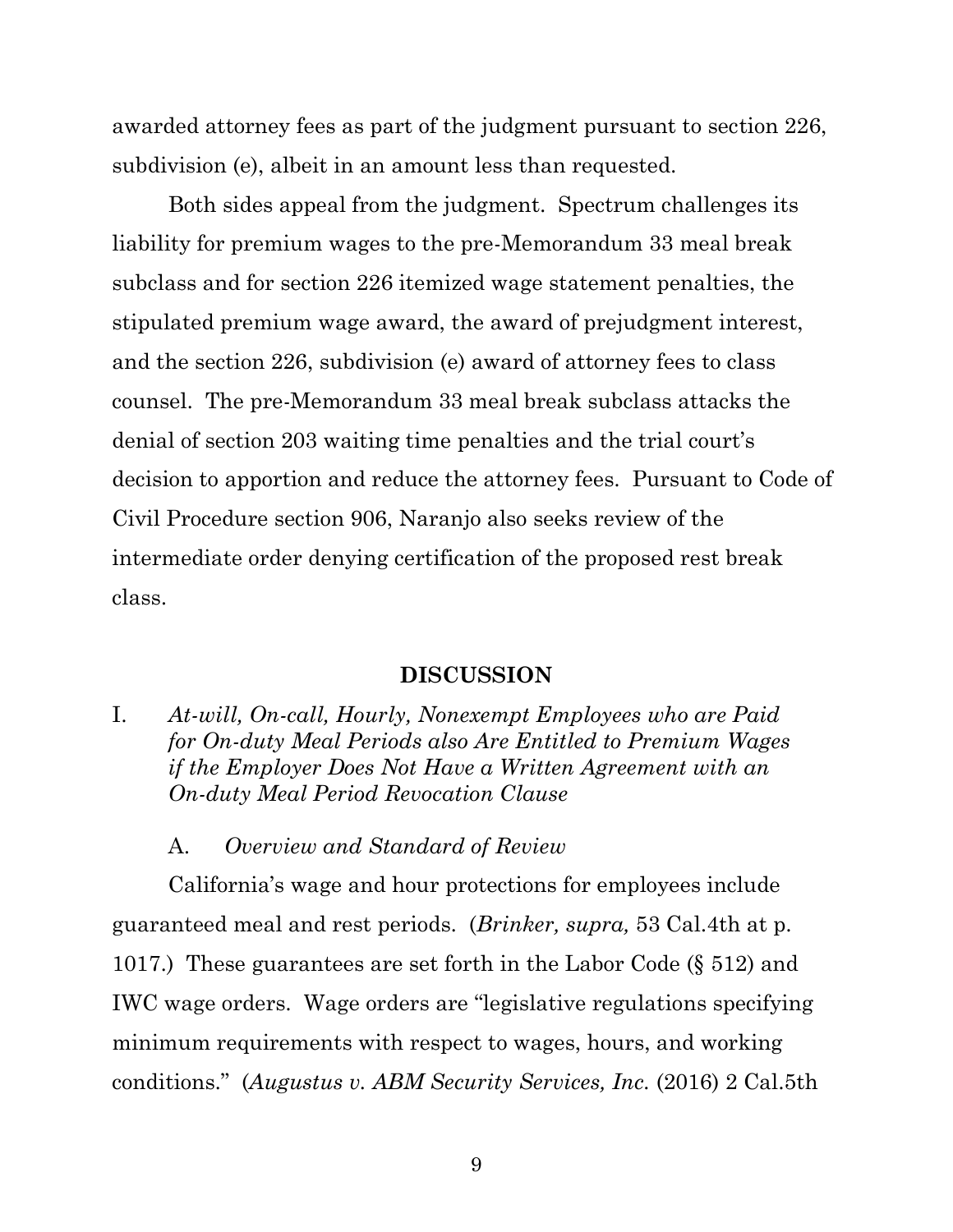awarded attorney fees as part of the judgment pursuant to section 226, subdivision (e), albeit in an amount less than requested.

Both sides appeal from the judgment. Spectrum challenges its liability for premium wages to the pre-Memorandum 33 meal break subclass and for section 226 itemized wage statement penalties, the stipulated premium wage award, the award of prejudgment interest, and the section 226, subdivision (e) award of attorney fees to class counsel. The pre-Memorandum 33 meal break subclass attacks the denial of section 203 waiting time penalties and the trial court's decision to apportion and reduce the attorney fees. Pursuant to Code of Civil Procedure section 906, Naranjo also seeks review of the intermediate order denying certification of the proposed rest break class.

## DISCUSSION

### I. *At-will, On-call, Hourly, Nonexempt Employees who are Paid for On-duty Meal Periods also Are Entitled to Premium Wages if the Employer Does Not Have a Written Agreement with an On-duty Meal Period Revocation Clause*

#### A. *Overview and Standard of Review*

California's wage and hour protections for employees include guaranteed meal and rest periods. (*Brinker, supra,* 53 Cal.4th at p. 1017.) These guarantees are set forth in the Labor Code (§ 512) and IWC wage orders. Wage orders are "legislative regulations specifying minimum requirements with respect to wages, hours, and working conditions." (*Augustus v. ABM Security Services, Inc.* (2016) 2 Cal.5th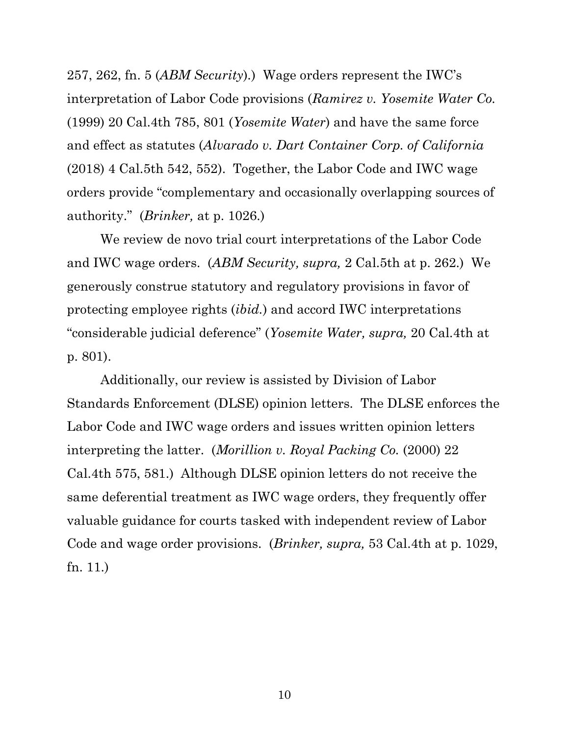257, 262, fn. 5 (*ABM Security*).) Wage orders represent the IWC's interpretation of Labor Code provisions (*Ramirez v. Yosemite Water Co.* (1999) 20 Cal.4th 785, 801 (*Yosemite Water*) and have the same force and effect as statutes (*Alvarado v. Dart Container Corp. of California* (2018) 4 Cal.5th 542, 552). Together, the Labor Code and IWC wage orders provide "complementary and occasionally overlapping sources of authority." (*Brinker,* at p. 1026.)

We review de novo trial court interpretations of the Labor Code and IWC wage orders. (*ABM Security, supra,* 2 Cal.5th at p. 262.) We generously construe statutory and regulatory provisions in favor of protecting employee rights (*ibid.*) and accord IWC interpretations "considerable judicial deference" (*Yosemite Water, supra,* 20 Cal.4th at p. 801).

Additionally, our review is assisted by Division of Labor Standards Enforcement (DLSE) opinion letters. The DLSE enforces the Labor Code and IWC wage orders and issues written opinion letters interpreting the latter. (*Morillion v. Royal Packing Co.* (2000) 22 Cal.4th 575, 581.) Although DLSE opinion letters do not receive the same deferential treatment as IWC wage orders, they frequently offer valuable guidance for courts tasked with independent review of Labor Code and wage order provisions. (*Brinker, supra,* 53 Cal.4th at p. 1029, fn. 11.)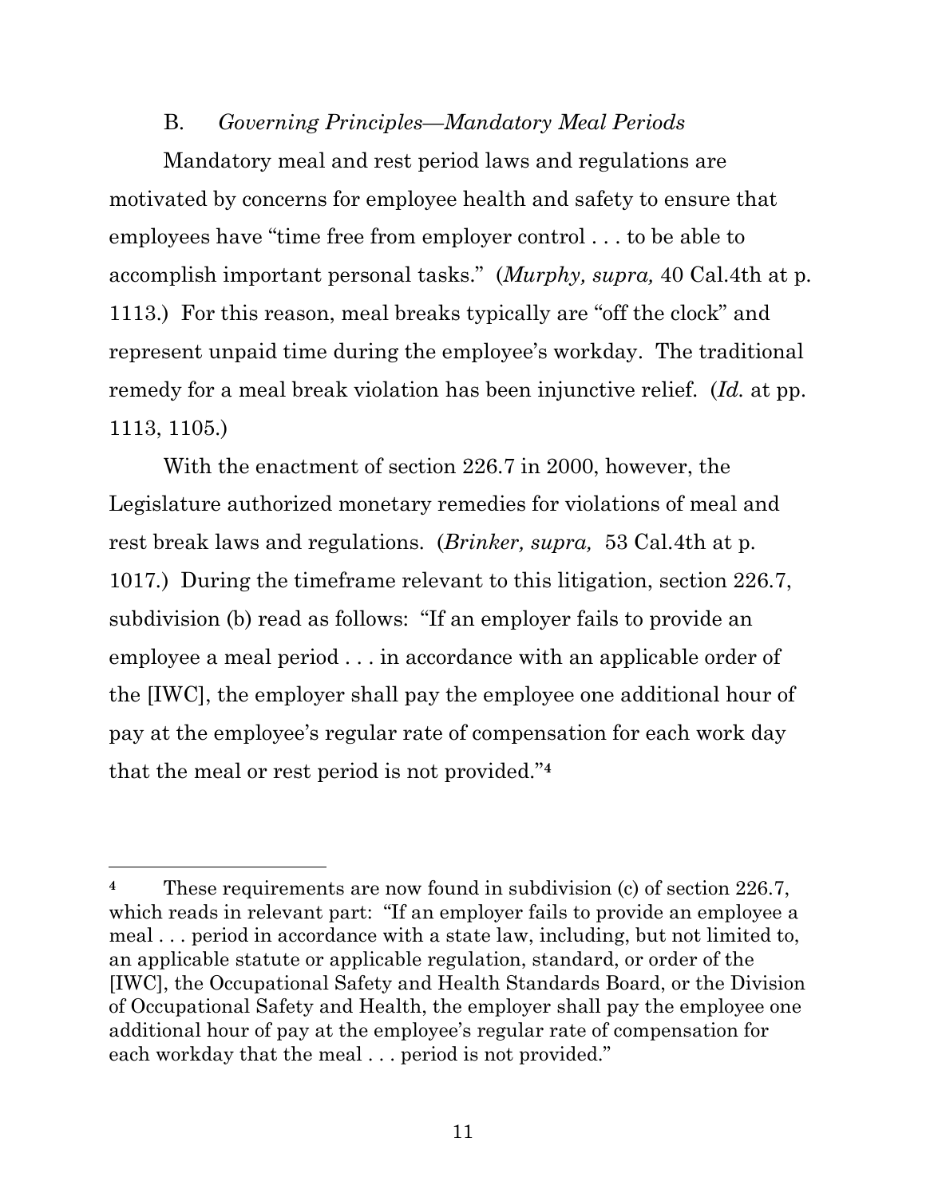### B. *Governing Principles—Mandatory Meal Periods*

Mandatory meal and rest period laws and regulations are motivated by concerns for employee health and safety to ensure that employees have "time free from employer control . . . to be able to accomplish important personal tasks." (*Murphy, supra,* 40 Cal.4th at p. 1113.) For this reason, meal breaks typically are "off the clock" and represent unpaid time during the employee's workday. The traditional remedy for a meal break violation has been injunctive relief. (*Id.* at pp. 1113, 1105.)

With the enactment of section 226.7 in 2000, however, the Legislature authorized monetary remedies for violations of meal and rest break laws and regulations. (*Brinker, supra,* 53 Cal.4th at p. 1017.) During the timeframe relevant to this litigation, section 226.7, subdivision (b) read as follows: "If an employer fails to provide an employee a meal period . . . in accordance with an applicable order of the [IWC], the employer shall pay the employee one additional hour of pay at the employee's regular rate of compensation for each work day that the meal or rest period is not provided."[4]

---

[4] These requirements are now found in subdivision (c) of section 226.7, which reads in relevant part: "If an employer fails to provide an employee a meal . . . period in accordance with a state law, including, but not limited to, an applicable statute or applicable regulation, standard, or order of the [IWC], the Occupational Safety and Health Standards Board, or the Division of Occupational Safety and Health, the employer shall pay the employee one additional hour of pay at the employee's regular rate of compensation for each workday that the meal . . . period is not provided."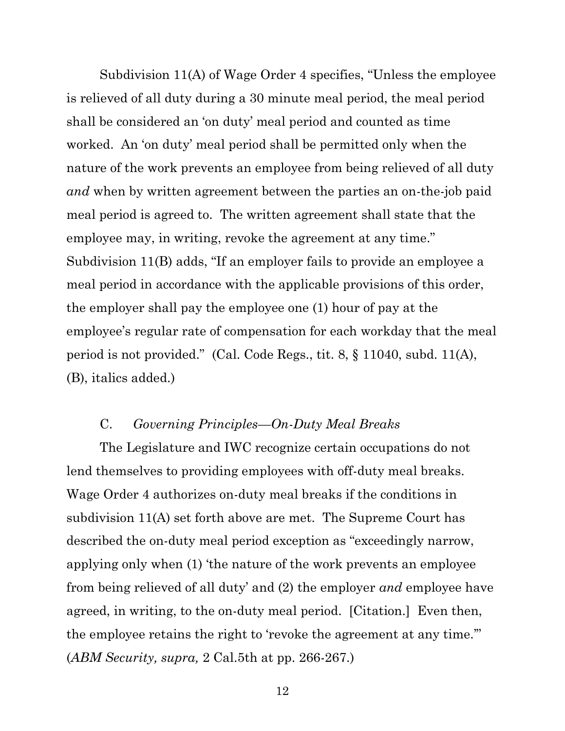Subdivision 11(A) of Wage Order 4 specifies, "Unless the employee is relieved of all duty during a 30 minute meal period, the meal period shall be considered an 'on duty' meal period and counted as time worked. An 'on duty' meal period shall be permitted only when the nature of the work prevents an employee from being relieved of all duty *and* when by written agreement between the parties an on-the-job paid meal period is agreed to. The written agreement shall state that the employee may, in writing, revoke the agreement at any time." Subdivision 11(B) adds, "If an employer fails to provide an employee a meal period in accordance with the applicable provisions of this order, the employer shall pay the employee one (1) hour of pay at the employee's regular rate of compensation for each workday that the meal period is not provided." (Cal. Code Regs., tit. 8, § 11040, subd. 11(A), (B), italics added.)

### C. *Governing Principles—On-Duty Meal Breaks*

The Legislature and IWC recognize certain occupations do not lend themselves to providing employees with off-duty meal breaks. Wage Order 4 authorizes on-duty meal breaks if the conditions in subdivision 11(A) set forth above are met. The Supreme Court has described the on-duty meal period exception as "exceedingly narrow, applying only when (1) 'the nature of the work prevents an employee from being relieved of all duty' and (2) the employer *and* employee have agreed, in writing, to the on-duty meal period. [Citation.] Even then, the employee retains the right to 'revoke the agreement at any time.'" (*ABM Security, supra,* 2 Cal.5th at pp. 266-267.)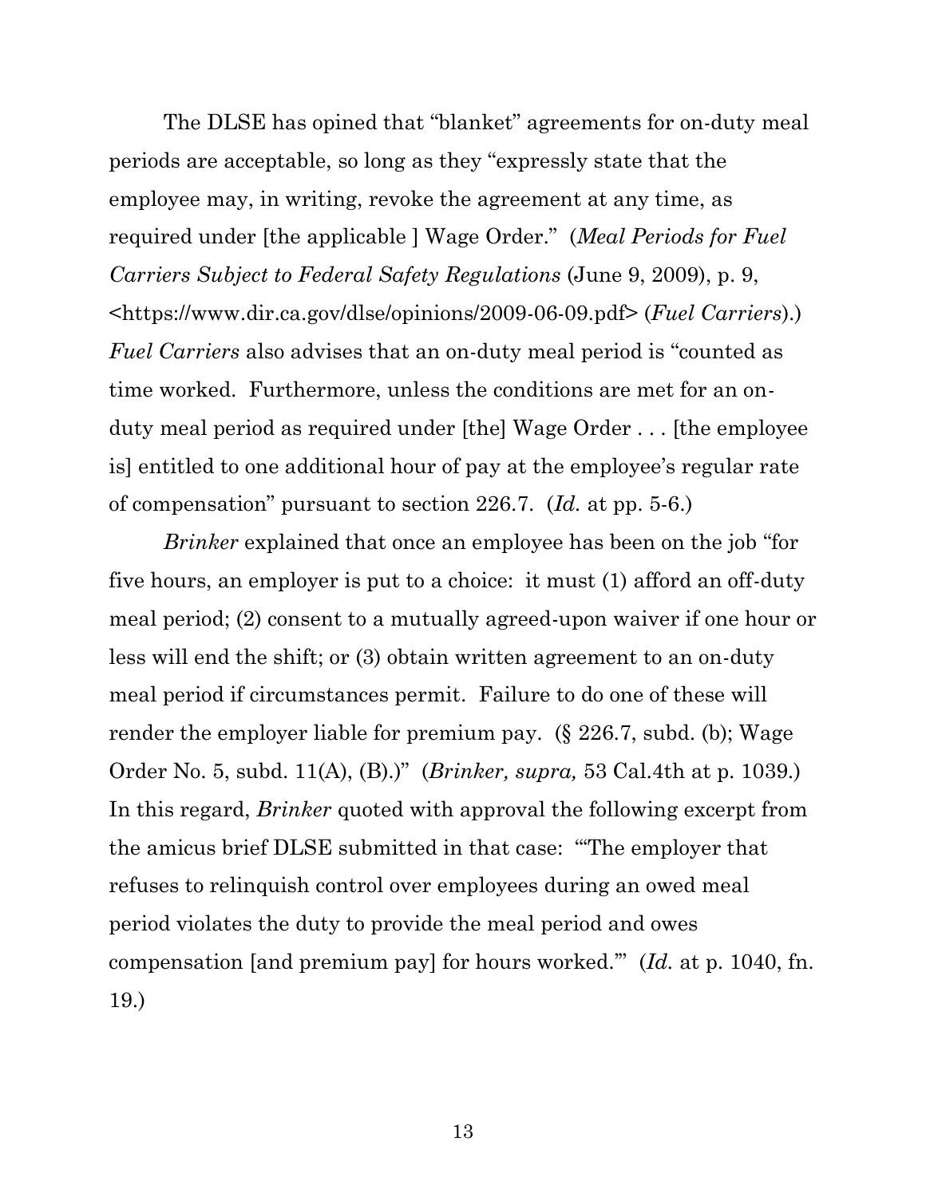The DLSE has opined that "blanket" agreements for on-duty meal periods are acceptable, so long as they "expressly state that the employee may, in writing, revoke the agreement at any time, as required under [the applicable ] Wage Order." (*Meal Periods for Fuel Carriers Subject to Federal Safety Regulations* (June 9, 2009), p. 9, <https://www.dir.ca.gov/dlse/opinions/2009-06-09.pdf> (*Fuel Carriers*).) *Fuel Carriers* also advises that an on-duty meal period is "counted as time worked. Furthermore, unless the conditions are met for an on-duty meal period as required under [the] Wage Order . . . [the employee is] entitled to one additional hour of pay at the employee's regular rate of compensation" pursuant to section 226.7. (*Id.* at pp. 5-6.)

*Brinker* explained that once an employee has been on the job "for five hours, an employer is put to a choice: it must (1) afford an off-duty meal period; (2) consent to a mutually agreed-upon waiver if one hour or less will end the shift; or (3) obtain written agreement to an on-duty meal period if circumstances permit. Failure to do one of these will render the employer liable for premium pay. (§ 226.7, subd. (b); Wage Order No. 5, subd. 11(A), (B).)" (*Brinker, supra,* 53 Cal.4th at p. 1039.) In this regard, *Brinker* quoted with approval the following excerpt from the amicus brief DLSE submitted in that case: "'The employer that refuses to relinquish control over employees during an owed meal period violates the duty to provide the meal period and owes compensation [and premium pay] for hours worked.'" (*Id.* at p. 1040, fn. 19.)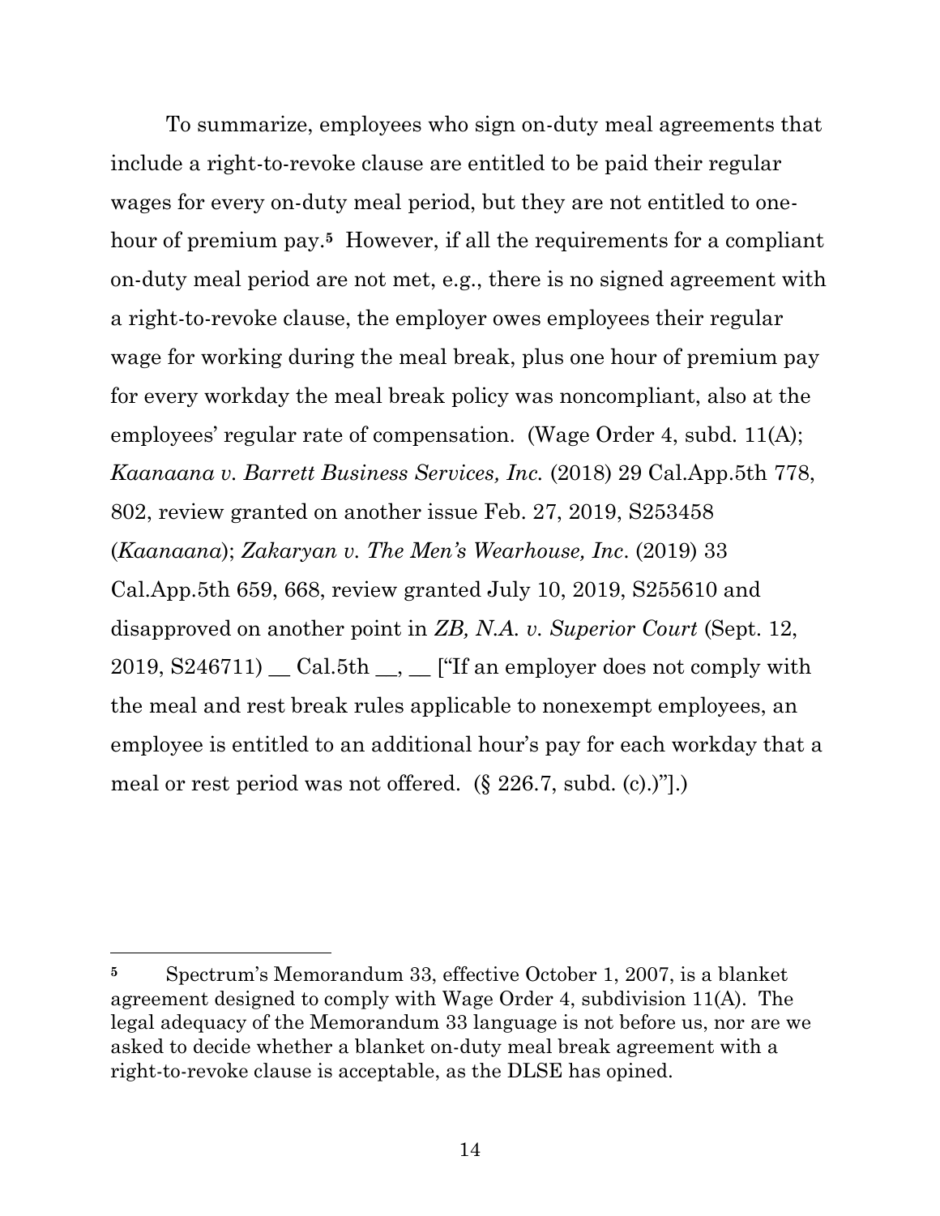To summarize, employees who sign on-duty meal agreements that include a right-to-revoke clause are entitled to be paid their regular wages for every on-duty meal period, but they are not entitled to one-hour of premium pay.[5] However, if all the requirements for a compliant on-duty meal period are not met, e.g., there is no signed agreement with a right-to-revoke clause, the employer owes employees their regular wage for working during the meal break, plus one hour of premium pay for every workday the meal break policy was noncompliant, also at the employees' regular rate of compensation. (Wage Order 4, subd. 11(A); *Kaanaana v. Barrett Business Services, Inc.* (2018) 29 Cal.App.5th 778, 802, review granted on another issue Feb. 27, 2019, S253458 (*Kaanaana*); *Zakaryan v. The Men's Wearhouse, Inc*. (2019) 33 Cal.App.5th 659, 668, review granted July 10, 2019, S255610 and disapproved on another point in *ZB, N.A. v. Superior Court* (Sept. 12, 2019, S246711) __ Cal.5th __, __ ["If an employer does not comply with the meal and rest break rules applicable to nonexempt employees, an employee is entitled to an additional hour's pay for each workday that a meal or rest period was not offered. (§ 226.7, subd. (c).)"].)

---

[5] Spectrum's Memorandum 33, effective October 1, 2007, is a blanket agreement designed to comply with Wage Order 4, subdivision 11(A). The legal adequacy of the Memorandum 33 language is not before us, nor are we asked to decide whether a blanket on-duty meal break agreement with a right-to-revoke clause is acceptable, as the DLSE has opined.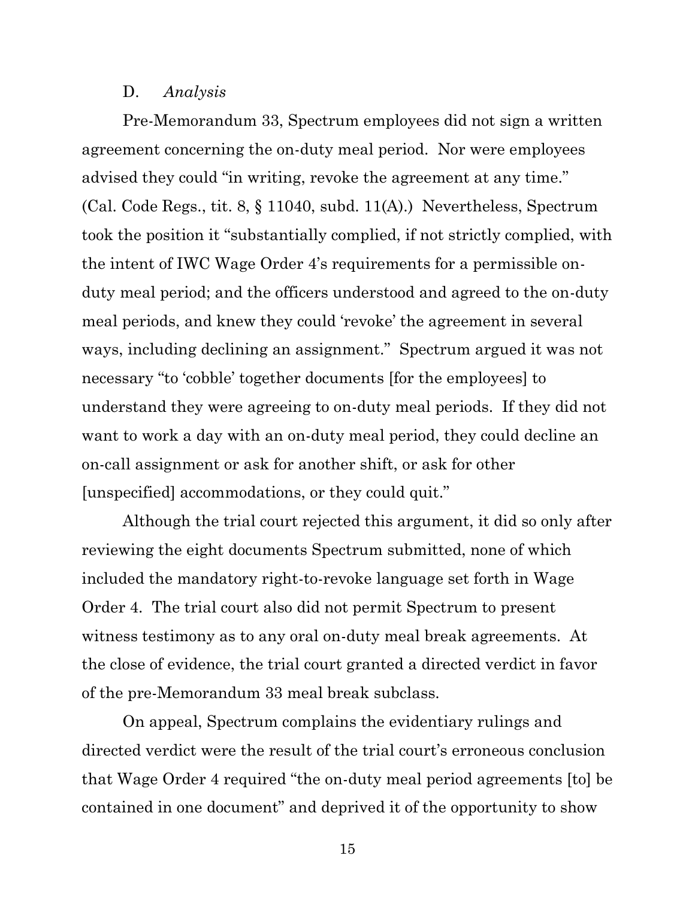D. *Analysis*

Pre-Memorandum 33, Spectrum employees did not sign a written agreement concerning the on-duty meal period. Nor were employees advised they could "in writing, revoke the agreement at any time." (Cal. Code Regs., tit. 8, § 11040, subd. 11(A).) Nevertheless, Spectrum took the position it "substantially complied, if not strictly complied, with the intent of IWC Wage Order 4's requirements for a permissible on-duty meal period; and the officers understood and agreed to the on-duty meal periods, and knew they could 'revoke' the agreement in several ways, including declining an assignment." Spectrum argued it was not necessary "to 'cobble' together documents [for the employees] to understand they were agreeing to on-duty meal periods. If they did not want to work a day with an on-duty meal period, they could decline an on-call assignment or ask for another shift, or ask for other [unspecified] accommodations, or they could quit."

Although the trial court rejected this argument, it did so only after reviewing the eight documents Spectrum submitted, none of which included the mandatory right-to-revoke language set forth in Wage Order 4. The trial court also did not permit Spectrum to present witness testimony as to any oral on-duty meal break agreements. At the close of evidence, the trial court granted a directed verdict in favor of the pre-Memorandum 33 meal break subclass.

On appeal, Spectrum complains the evidentiary rulings and directed verdict were the result of the trial court's erroneous conclusion that Wage Order 4 required "the on-duty meal period agreements [to] be contained in one document" and deprived it of the opportunity to show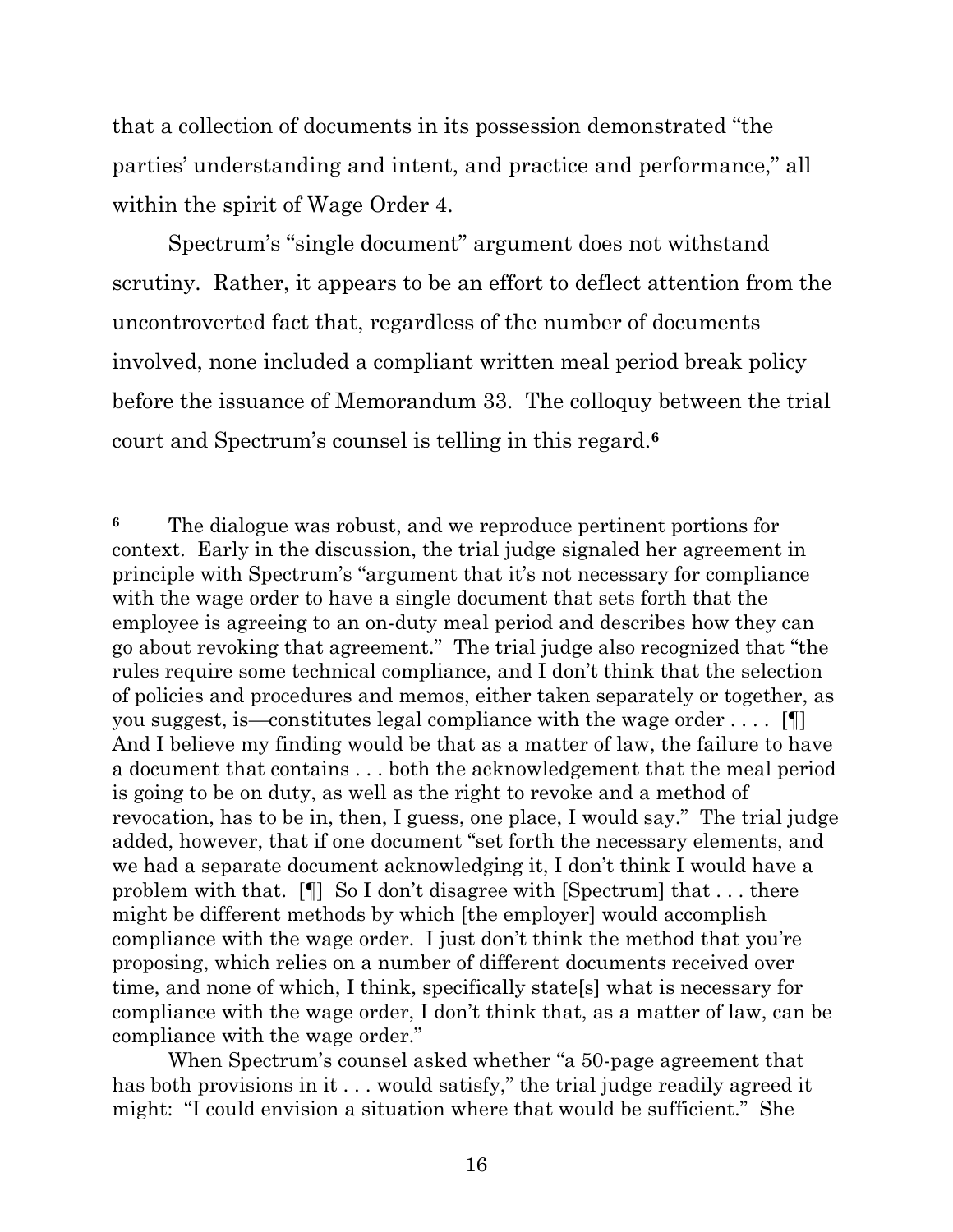that a collection of documents in its possession demonstrated "the parties' understanding and intent, and practice and performance," all within the spirit of Wage Order 4.

Spectrum's "single document" argument does not withstand scrutiny. Rather, it appears to be an effort to deflect attention from the uncontroverted fact that, regardless of the number of documents involved, none included a compliant written meal period break policy before the issuance of Memorandum 33. The colloquy between the trial court and Spectrum's counsel is telling in this regard.[6]

---

[6] The dialogue was robust, and we reproduce pertinent portions for context. Early in the discussion, the trial judge signaled her agreement in principle with Spectrum's "argument that it's not necessary for compliance with the wage order to have a single document that sets forth that the employee is agreeing to an on-duty meal period and describes how they can go about revoking that agreement." The trial judge also recognized that "the rules require some technical compliance, and I don't think that the selection of policies and procedures and memos, either taken separately or together, as you suggest, is—constitutes legal compliance with the wage order . . . . [¶] And I believe my finding would be that as a matter of law, the failure to have a document that contains . . . both the acknowledgement that the meal period is going to be on duty, as well as the right to revoke and a method of revocation, has to be in, then, I guess, one place, I would say." The trial judge added, however, that if one document "set forth the necessary elements, and we had a separate document acknowledging it, I don't think I would have a problem with that. [¶] So I don't disagree with [Spectrum] that . . . there might be different methods by which [the employer] would accomplish compliance with the wage order. I just don't think the method that you're proposing, which relies on a number of different documents received over time, and none of which, I think, specifically state[s] what is necessary for compliance with the wage order, I don't think that, as a matter of law, can be compliance with the wage order."

When Spectrum's counsel asked whether "a 50-page agreement that has both provisions in it . . . would satisfy," the trial judge readily agreed it might: "I could envision a situation where that would be sufficient." She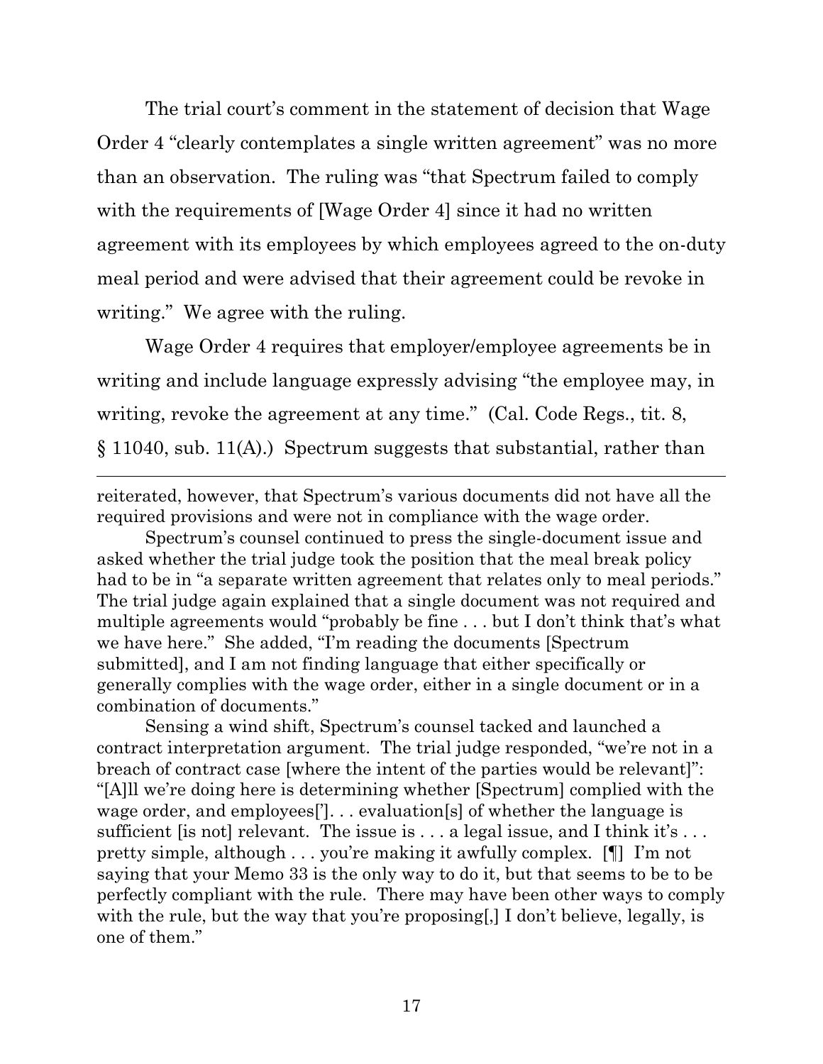The trial court's comment in the statement of decision that Wage Order 4 "clearly contemplates a single written agreement" was no more than an observation. The ruling was "that Spectrum failed to comply with the requirements of [Wage Order 4] since it had no written agreement with its employees by which employees agreed to the on-duty meal period and were advised that their agreement could be revoke in writing." We agree with the ruling.

Wage Order 4 requires that employer/employee agreements be in writing and include language expressly advising "the employee may, in writing, revoke the agreement at any time." (Cal. Code Regs., tit. 8, § 11040, sub. 11(A).) Spectrum suggests that substantial, rather than

---

reiterated, however, that Spectrum's various documents did not have all the required provisions and were not in compliance with the wage order.

Spectrum's counsel continued to press the single-document issue and asked whether the trial judge took the position that the meal break policy had to be in "a separate written agreement that relates only to meal periods." The trial judge again explained that a single document was not required and multiple agreements would "probably be fine . . . but I don't think that's what we have here." She added, "I'm reading the documents [Spectrum submitted], and I am not finding language that either specifically or generally complies with the wage order, either in a single document or in a combination of documents."

Sensing a wind shift, Spectrum's counsel tacked and launched a contract interpretation argument. The trial judge responded, "we're not in a breach of contract case [where the intent of the parties would be relevant]": "[A]ll we're doing here is determining whether [Spectrum] complied with the wage order, and employees['] . . . evaluation[s] of whether the language is sufficient [is not] relevant. The issue is . . . a legal issue, and I think it's . . . pretty simple, although . . . you're making it awfully complex. [¶] I'm not saying that your Memo 33 is the only way to do it, but that seems to be to be perfectly compliant with the rule. There may have been other ways to comply with the rule, but the way that you're proposing[,] I don't believe, legally, is one of them."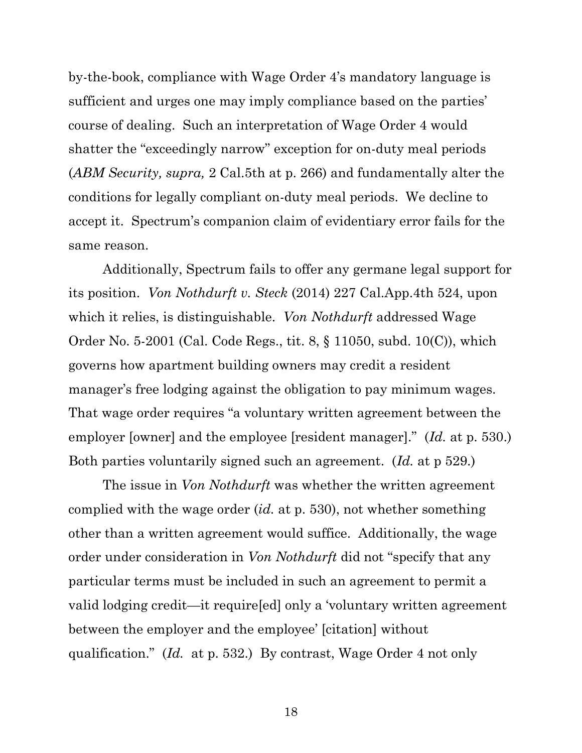by-the-book, compliance with Wage Order 4's mandatory language is sufficient and urges one may imply compliance based on the parties' course of dealing. Such an interpretation of Wage Order 4 would shatter the "exceedingly narrow" exception for on-duty meal periods (*ABM Security, supra,* 2 Cal.5th at p. 266) and fundamentally alter the conditions for legally compliant on-duty meal periods. We decline to accept it. Spectrum's companion claim of evidentiary error fails for the same reason.

Additionally, Spectrum fails to offer any germane legal support for its position. *Von Nothdurft v. Steck* (2014) 227 Cal.App.4th 524, upon which it relies, is distinguishable. *Von Nothdurft* addressed Wage Order No. 5-2001 (Cal. Code Regs., tit. 8, § 11050, subd. 10(C)), which governs how apartment building owners may credit a resident manager's free lodging against the obligation to pay minimum wages. That wage order requires "a voluntary written agreement between the employer [owner] and the employee [resident manager]." (*Id.* at p. 530.) Both parties voluntarily signed such an agreement. (*Id.* at p 529.)

The issue in *Von Nothdurft* was whether the written agreement complied with the wage order (*id.* at p. 530), not whether something other than a written agreement would suffice. Additionally, the wage order under consideration in *Von Nothdurft* did not "specify that any particular terms must be included in such an agreement to permit a valid lodging credit—it require[ed] only a 'voluntary written agreement between the employer and the employee' [citation] without qualification." (*Id.* at p. 532.) By contrast, Wage Order 4 not only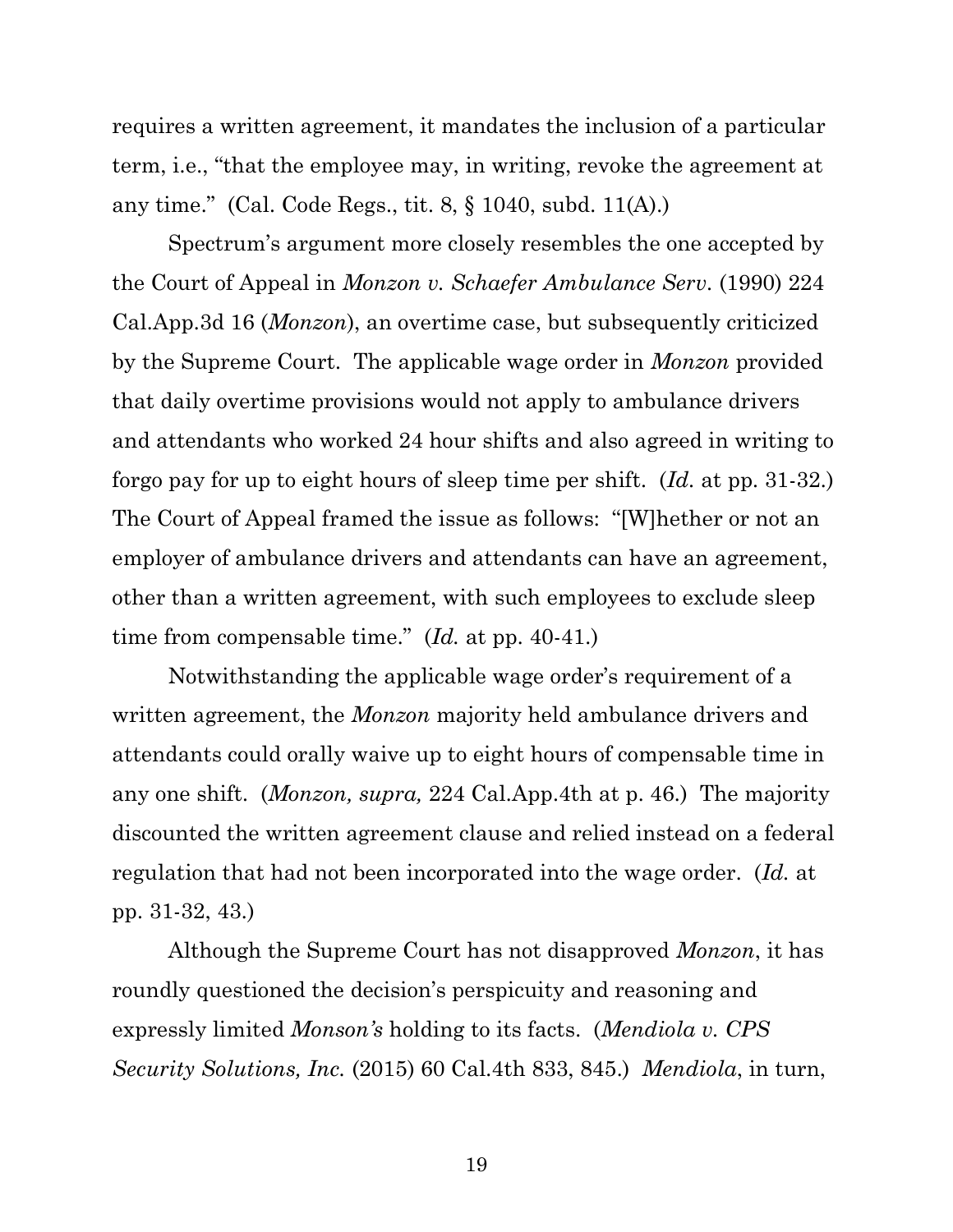requires a written agreement, it mandates the inclusion of a particular term, i.e., "that the employee may, in writing, revoke the agreement at any time." (Cal. Code Regs., tit. 8, § 1040, subd. 11(A).)

Spectrum's argument more closely resembles the one accepted by the Court of Appeal in *Monzon v. Schaefer Ambulance Serv.* (1990) 224 Cal.App.3d 16 (*Monzon*), an overtime case, but subsequently criticized by the Supreme Court. The applicable wage order in *Monzon* provided that daily overtime provisions would not apply to ambulance drivers and attendants who worked 24 hour shifts and also agreed in writing to forgo pay for up to eight hours of sleep time per shift. (*Id.* at pp. 31-32.) The Court of Appeal framed the issue as follows: "[W]hether or not an employer of ambulance drivers and attendants can have an agreement, other than a written agreement, with such employees to exclude sleep time from compensable time." (*Id.* at pp. 40-41.)

Notwithstanding the applicable wage order's requirement of a written agreement, the *Monzon* majority held ambulance drivers and attendants could orally waive up to eight hours of compensable time in any one shift. (*Monzon, supra,* 224 Cal.App.4th at p. 46.) The majority discounted the written agreement clause and relied instead on a federal regulation that had not been incorporated into the wage order. (*Id.* at pp. 31-32, 43.)

Although the Supreme Court has not disapproved *Monzon*, it has roundly questioned the decision's perspicuity and reasoning and expressly limited *Monson's* holding to its facts. (*Mendiola v. CPS Security Solutions, Inc.* (2015) 60 Cal.4th 833, 845.) *Mendiola*, in turn,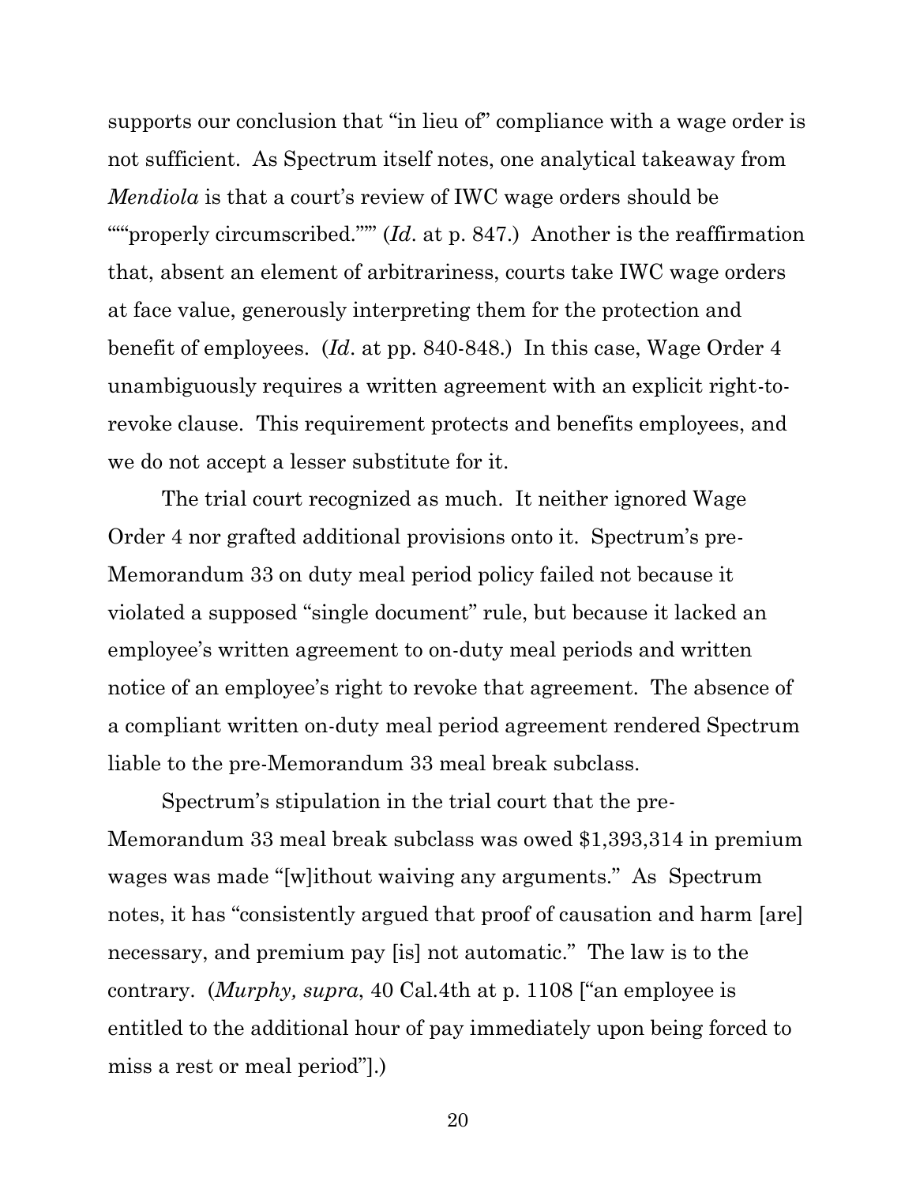supports our conclusion that "in lieu of" compliance with a wage order is not sufficient. As Spectrum itself notes, one analytical takeaway from *Mendiola* is that a court's review of IWC wage orders should be """properly circumscribed.""" (*Id*. at p. 847.) Another is the reaffirmation that, absent an element of arbitrariness, courts take IWC wage orders at face value, generously interpreting them for the protection and benefit of employees. (*Id*. at pp. 840-848.) In this case, Wage Order 4 unambiguously requires a written agreement with an explicit right-to-revoke clause. This requirement protects and benefits employees, and we do not accept a lesser substitute for it.

The trial court recognized as much. It neither ignored Wage Order 4 nor grafted additional provisions onto it. Spectrum's pre-Memorandum 33 on duty meal period policy failed not because it violated a supposed "single document" rule, but because it lacked an employee's written agreement to on-duty meal periods and written notice of an employee's right to revoke that agreement. The absence of a compliant written on-duty meal period agreement rendered Spectrum liable to the pre-Memorandum 33 meal break subclass.

Spectrum's stipulation in the trial court that the pre-Memorandum 33 meal break subclass was owed $1,393,314 in premium wages was made "[w]ithout waiving any arguments." As Spectrum notes, it has "consistently argued that proof of causation and harm [are] necessary, and premium pay [is] not automatic." The law is to the contrary. (*Murphy, supra*, 40 Cal.4th at p. 1108 ["an employee is entitled to the additional hour of pay immediately upon being forced to miss a rest or meal period"].)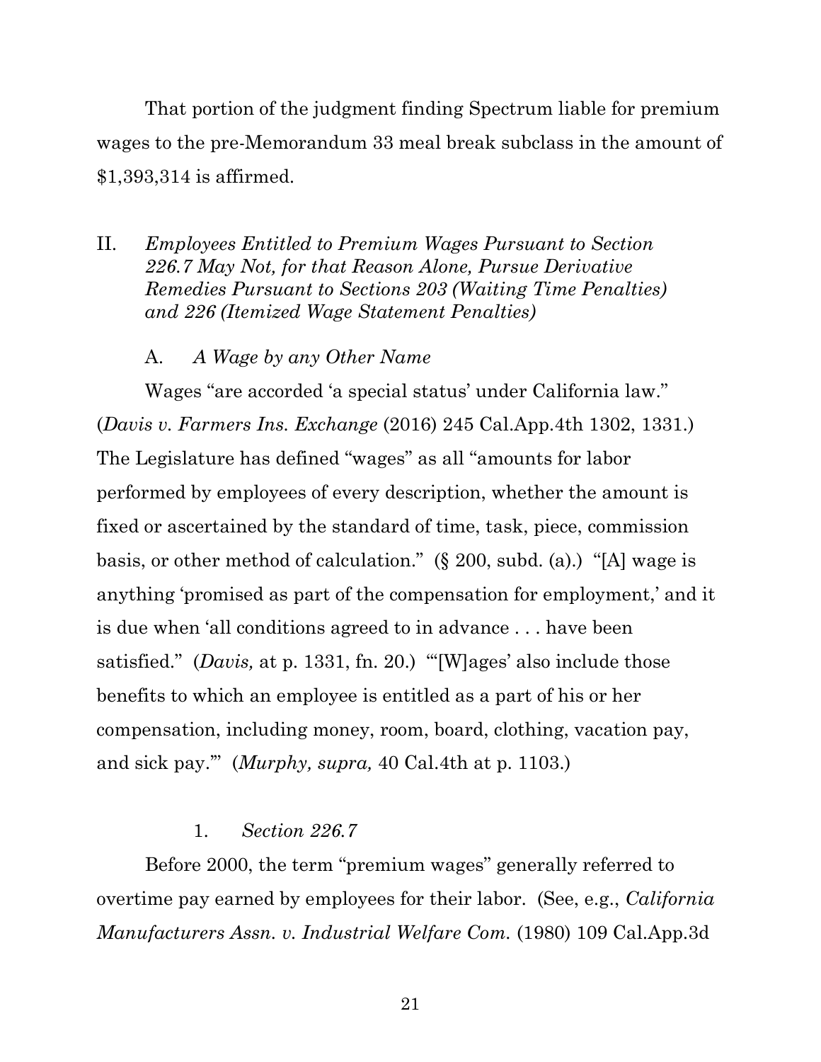That portion of the judgment finding Spectrum liable for premium wages to the pre-Memorandum 33 meal break subclass in the amount of $1,393,314 is affirmed.

## II. *Employees Entitled to Premium Wages Pursuant to Section 226.7 May Not, for that Reason Alone, Pursue Derivative Remedies Pursuant to Sections 203 (Waiting Time Penalties) and 226 (Itemized Wage Statement Penalties)*

### A. *A Wage by any Other Name*

Wages "are accorded 'a special status' under California law." (*Davis v. Farmers Ins. Exchange* (2016) 245 Cal.App.4th 1302, 1331.) The Legislature has defined "wages" as all "amounts for labor performed by employees of every description, whether the amount is fixed or ascertained by the standard of time, task, piece, commission basis, or other method of calculation." (§ 200, subd. (a).) "[A] wage is anything 'promised as part of the compensation for employment,' and it is due when 'all conditions agreed to in advance . . . have been satisfied." (*Davis,* at p. 1331, fn. 20.) "'[W]ages' also include those benefits to which an employee is entitled as a part of his or her compensation, including money, room, board, clothing, vacation pay, and sick pay.'" (*Murphy, supra,* 40 Cal.4th at p. 1103.)

#### 1. *Section 226.7*

Before 2000, the term "premium wages" generally referred to overtime pay earned by employees for their labor. (See, e.g., *California Manufacturers Assn. v. Industrial Welfare Com.* (1980) 109 Cal.App.3d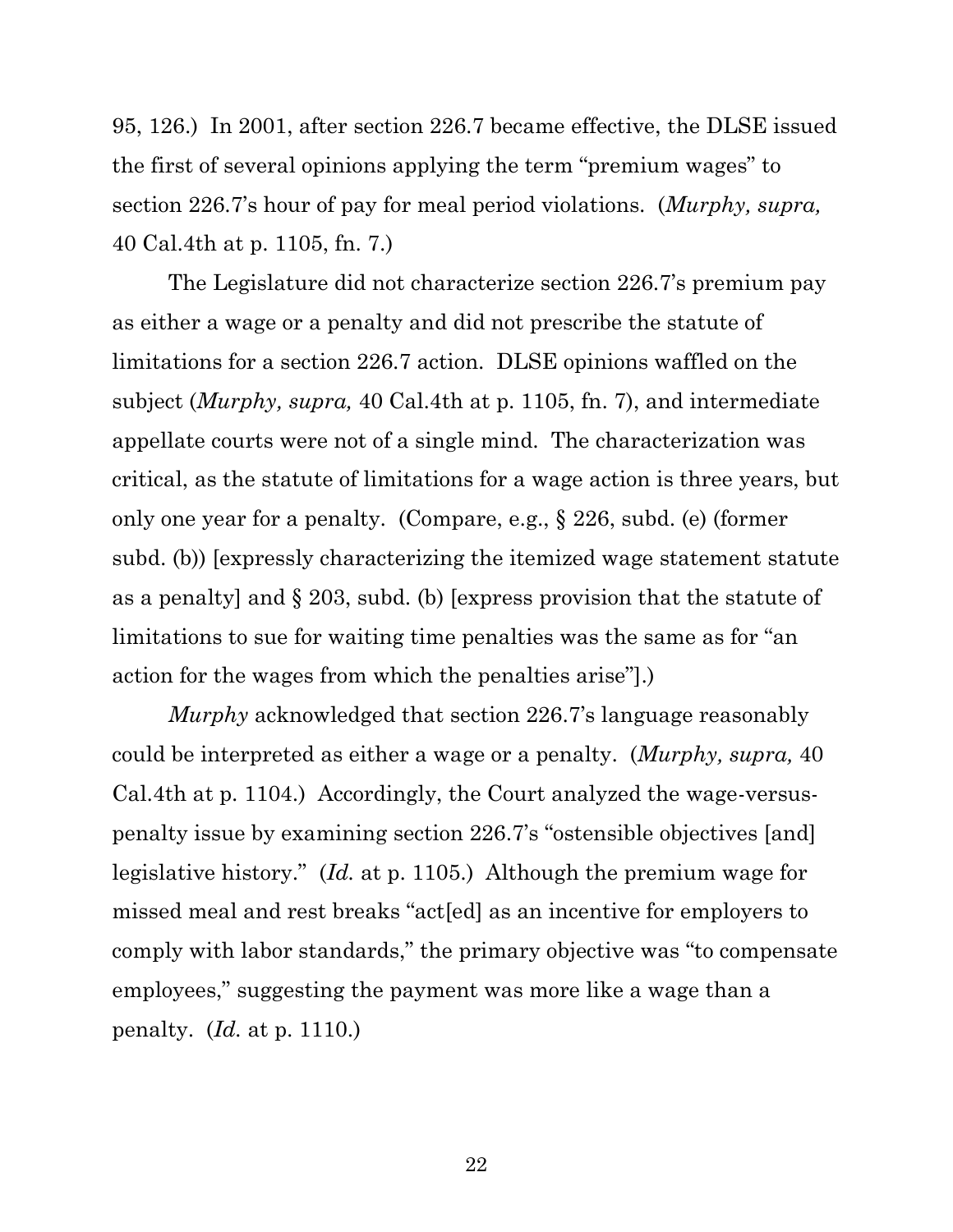95, 126.) In 2001, after section 226.7 became effective, the DLSE issued the first of several opinions applying the term "premium wages" to section 226.7's hour of pay for meal period violations. (*Murphy, supra,* 40 Cal.4th at p. 1105, fn. 7.)

The Legislature did not characterize section 226.7's premium pay as either a wage or a penalty and did not prescribe the statute of limitations for a section 226.7 action. DLSE opinions waffled on the subject (*Murphy, supra,* 40 Cal.4th at p. 1105, fn. 7), and intermediate appellate courts were not of a single mind. The characterization was critical, as the statute of limitations for a wage action is three years, but only one year for a penalty. (Compare, e.g., § 226, subd. (e) (former subd. (b)) [expressly characterizing the itemized wage statement statute as a penalty] and § 203, subd. (b) [express provision that the statute of limitations to sue for waiting time penalties was the same as for "an action for the wages from which the penalties arise"].)

*Murphy* acknowledged that section 226.7's language reasonably could be interpreted as either a wage or a penalty. (*Murphy, supra,* 40 Cal.4th at p. 1104.) Accordingly, the Court analyzed the wage-versus-penalty issue by examining section 226.7's "ostensible objectives [and] legislative history." (*Id.* at p. 1105.) Although the premium wage for missed meal and rest breaks "act[ed] as an incentive for employers to comply with labor standards," the primary objective was "to compensate employees," suggesting the payment was more like a wage than a penalty. (*Id.* at p. 1110.)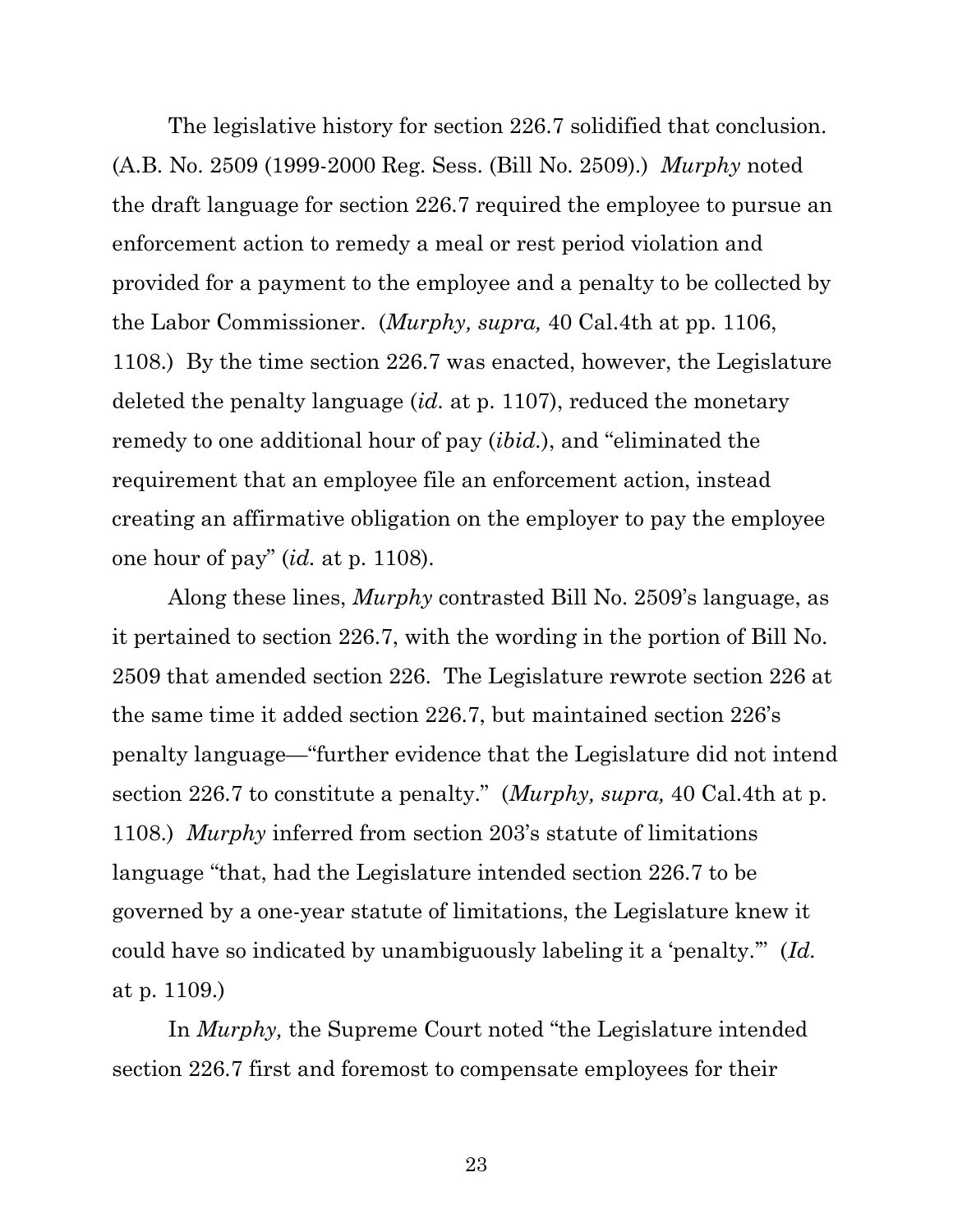The legislative history for section 226.7 solidified that conclusion. (A.B. No. 2509 (1999-2000 Reg. Sess. (Bill No. 2509).) *Murphy* noted the draft language for section 226.7 required the employee to pursue an enforcement action to remedy a meal or rest period violation and provided for a payment to the employee and a penalty to be collected by the Labor Commissioner. (*Murphy, supra,* 40 Cal.4th at pp. 1106, 1108.) By the time section 226.7 was enacted, however, the Legislature deleted the penalty language (*id.* at p. 1107), reduced the monetary remedy to one additional hour of pay (*ibid.*), and "eliminated the requirement that an employee file an enforcement action, instead creating an affirmative obligation on the employer to pay the employee one hour of pay" (*id.* at p. 1108).

Along these lines, *Murphy* contrasted Bill No. 2509's language, as it pertained to section 226.7, with the wording in the portion of Bill No. 2509 that amended section 226. The Legislature rewrote section 226 at the same time it added section 226.7, but maintained section 226's penalty language—"further evidence that the Legislature did not intend section 226.7 to constitute a penalty." (*Murphy, supra,* 40 Cal.4th at p. 1108.) *Murphy* inferred from section 203's statute of limitations language "that, had the Legislature intended section 226.7 to be governed by a one-year statute of limitations, the Legislature knew it could have so indicated by unambiguously labeling it a 'penalty.'" (*Id.* at p. 1109.)

In *Murphy,* the Supreme Court noted "the Legislature intended section 226.7 first and foremost to compensate employees for their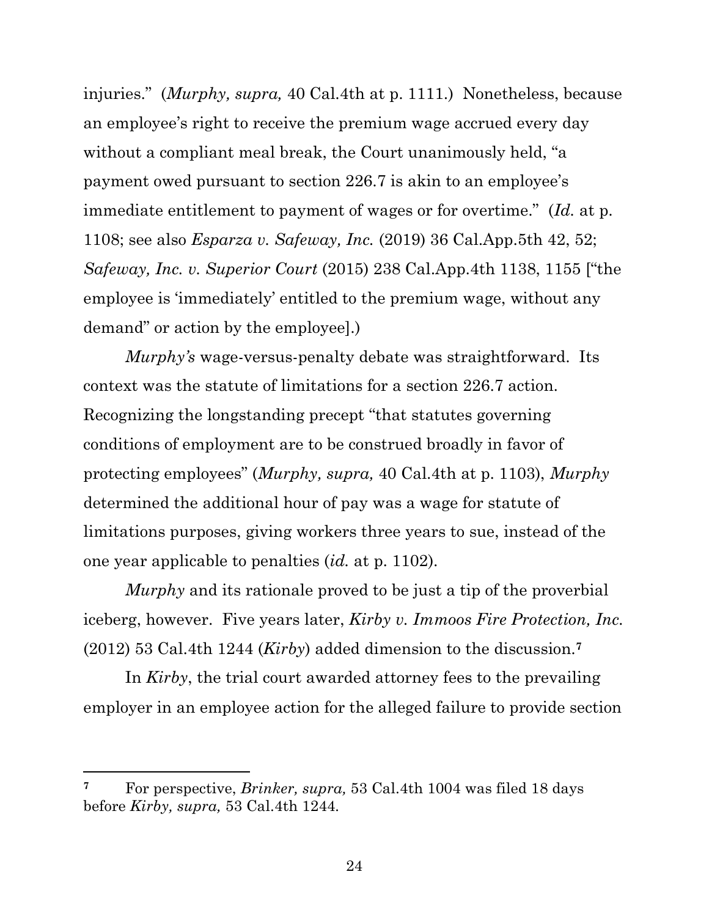injuries." (*Murphy, supra,* 40 Cal.4th at p. 1111.) Nonetheless, because an employee's right to receive the premium wage accrued every day without a compliant meal break, the Court unanimously held, "a payment owed pursuant to section 226.7 is akin to an employee's immediate entitlement to payment of wages or for overtime." (*Id.* at p. 1108; see also *Esparza v. Safeway, Inc.* (2019) 36 Cal.App.5th 42, 52; *Safeway, Inc. v. Superior Court* (2015) 238 Cal.App.4th 1138, 1155 ["the employee is 'immediately' entitled to the premium wage, without any demand" or action by the employee].)

*Murphy's* wage-versus-penalty debate was straightforward. Its context was the statute of limitations for a section 226.7 action. Recognizing the longstanding precept "that statutes governing conditions of employment are to be construed broadly in favor of protecting employees" (*Murphy, supra,* 40 Cal.4th at p. 1103), *Murphy* determined the additional hour of pay was a wage for statute of limitations purposes, giving workers three years to sue, instead of the one year applicable to penalties (*id.* at p. 1102).

*Murphy* and its rationale proved to be just a tip of the proverbial iceberg, however. Five years later, *Kirby v. Immoos Fire Protection, Inc.* (2012) 53 Cal.4th 1244 (*Kirby*) added dimension to the discussion.[7]

In *Kirby*, the trial court awarded attorney fees to the prevailing employer in an employee action for the alleged failure to provide section

---

[7] For perspective, *Brinker, supra,* 53 Cal.4th 1004 was filed 18 days before *Kirby, supra,* 53 Cal.4th 1244.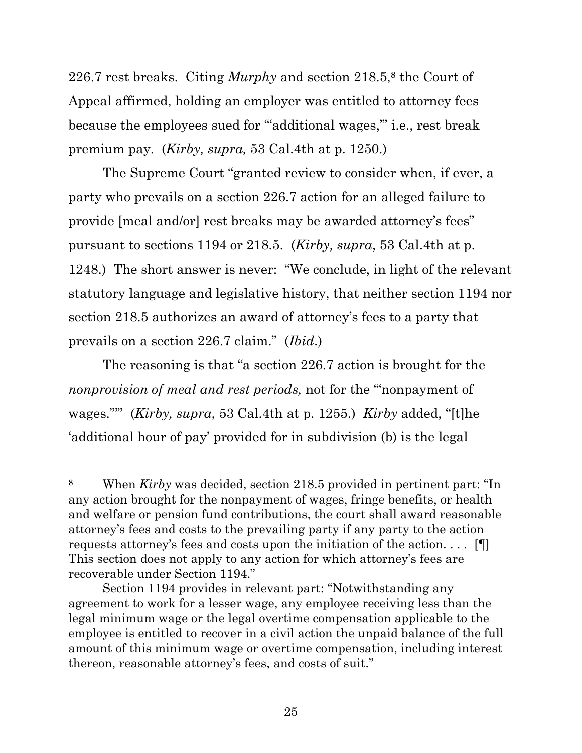226.7 rest breaks. Citing *Murphy* and section 218.5,[8] the Court of Appeal affirmed, holding an employer was entitled to attorney fees because the employees sued for "'additional wages,'" i.e., rest break premium pay. (*Kirby, supra,* 53 Cal.4th at p. 1250.)

The Supreme Court "granted review to consider when, if ever, a party who prevails on a section 226.7 action for an alleged failure to provide [meal and/or] rest breaks may be awarded attorney's fees" pursuant to sections 1194 or 218.5. (*Kirby, supra*, 53 Cal.4th at p. 1248.) The short answer is never: "We conclude, in light of the relevant statutory language and legislative history, that neither section 1194 nor section 218.5 authorizes an award of attorney's fees to a party that prevails on a section 226.7 claim." (*Ibid*.)

The reasoning is that "a section 226.7 action is brought for the *nonprovision of meal and rest periods,* not for the "'nonpayment of wages."'" (*Kirby, supra*, 53 Cal.4th at p. 1255.) *Kirby* added, "[t]he 'additional hour of pay' provided for in subdivision (b) is the legal

---

[8] When *Kirby* was decided, section 218.5 provided in pertinent part: "In any action brought for the nonpayment of wages, fringe benefits, or health and welfare or pension fund contributions, the court shall award reasonable attorney's fees and costs to the prevailing party if any party to the action requests attorney's fees and costs upon the initiation of the action. . . . [¶] This section does not apply to any action for which attorney's fees are recoverable under Section 1194."

Section 1194 provides in relevant part: "Notwithstanding any agreement to work for a lesser wage, any employee receiving less than the legal minimum wage or the legal overtime compensation applicable to the employee is entitled to recover in a civil action the unpaid balance of the full amount of this minimum wage or overtime compensation, including interest thereon, reasonable attorney's fees, and costs of suit."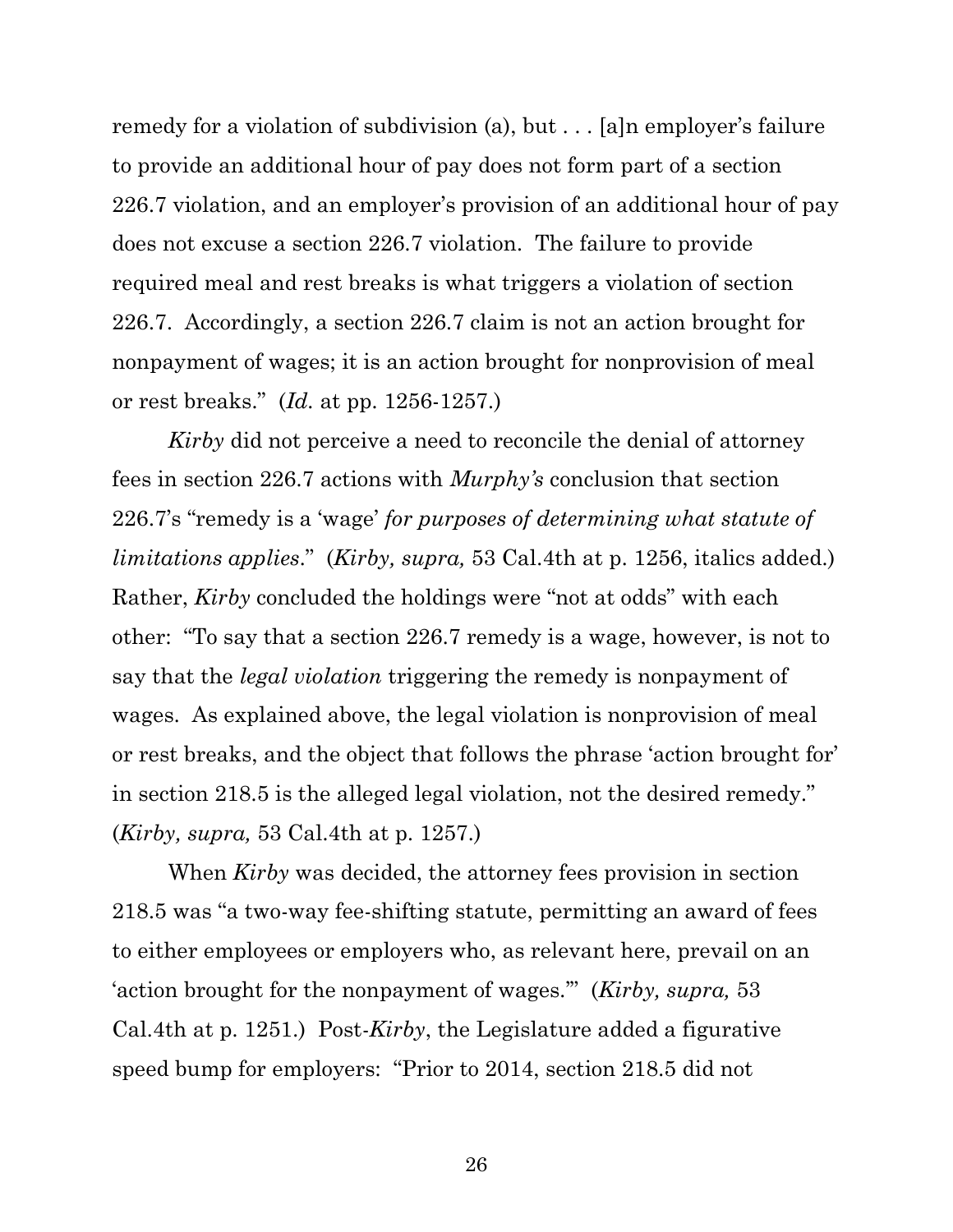remedy for a violation of subdivision (a), but . . . [a]n employer's failure to provide an additional hour of pay does not form part of a section 226.7 violation, and an employer's provision of an additional hour of pay does not excuse a section 226.7 violation. The failure to provide required meal and rest breaks is what triggers a violation of section 226.7. Accordingly, a section 226.7 claim is not an action brought for nonpayment of wages; it is an action brought for nonprovision of meal or rest breaks." (*Id.* at pp. 1256-1257.)

*Kirby* did not perceive a need to reconcile the denial of attorney fees in section 226.7 actions with *Murphy's* conclusion that section 226.7's "remedy is a 'wage' *for purposes of determining what statute of limitations applies*." (*Kirby, supra,* 53 Cal.4th at p. 1256, italics added.) Rather, *Kirby* concluded the holdings were "not at odds" with each other: "To say that a section 226.7 remedy is a wage, however, is not to say that the *legal violation* triggering the remedy is nonpayment of wages. As explained above, the legal violation is nonprovision of meal or rest breaks, and the object that follows the phrase 'action brought for' in section 218.5 is the alleged legal violation, not the desired remedy." (*Kirby, supra,* 53 Cal.4th at p. 1257.)

When *Kirby* was decided, the attorney fees provision in section 218.5 was "a two-way fee-shifting statute, permitting an award of fees to either employees or employers who, as relevant here, prevail on an 'action brought for the nonpayment of wages.'" (*Kirby, supra,* 53 Cal.4th at p. 1251.) Post-*Kirby*, the Legislature added a figurative speed bump for employers: "Prior to 2014, section 218.5 did not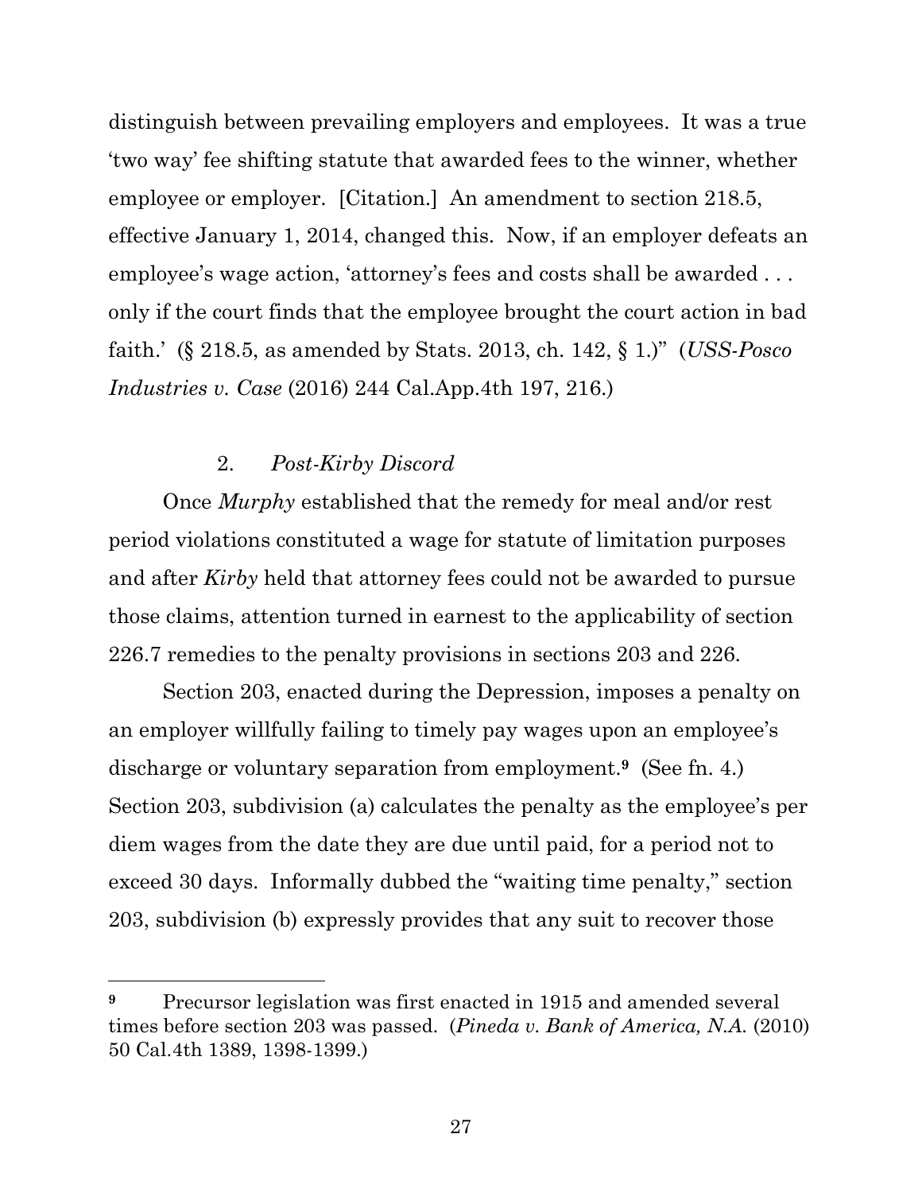distinguish between prevailing employers and employees. It was a true 'two way' fee shifting statute that awarded fees to the winner, whether employee or employer. [Citation.] An amendment to section 218.5, effective January 1, 2014, changed this. Now, if an employer defeats an employee's wage action, 'attorney's fees and costs shall be awarded . . . only if the court finds that the employee brought the court action in bad faith.' (§ 218.5, as amended by Stats. 2013, ch. 142, § 1.)" (*USS-Posco Industries v. Case* (2016) 244 Cal.App.4th 197, 216.)

2. *Post-Kirby Discord*

Once *Murphy* established that the remedy for meal and/or rest period violations constituted a wage for statute of limitation purposes and after *Kirby* held that attorney fees could not be awarded to pursue those claims, attention turned in earnest to the applicability of section 226.7 remedies to the penalty provisions in sections 203 and 226.

Section 203, enacted during the Depression, imposes a penalty on an employer willfully failing to timely pay wages upon an employee's discharge or voluntary separation from employment.[9] (See fn. 4.) Section 203, subdivision (a) calculates the penalty as the employee's per diem wages from the date they are due until paid, for a period not to exceed 30 days. Informally dubbed the "waiting time penalty," section 203, subdivision (b) expressly provides that any suit to recover those

---

[9] Precursor legislation was first enacted in 1915 and amended several times before section 203 was passed. (*Pineda v. Bank of America, N.A.* (2010) 50 Cal.4th 1389, 1398-1399.)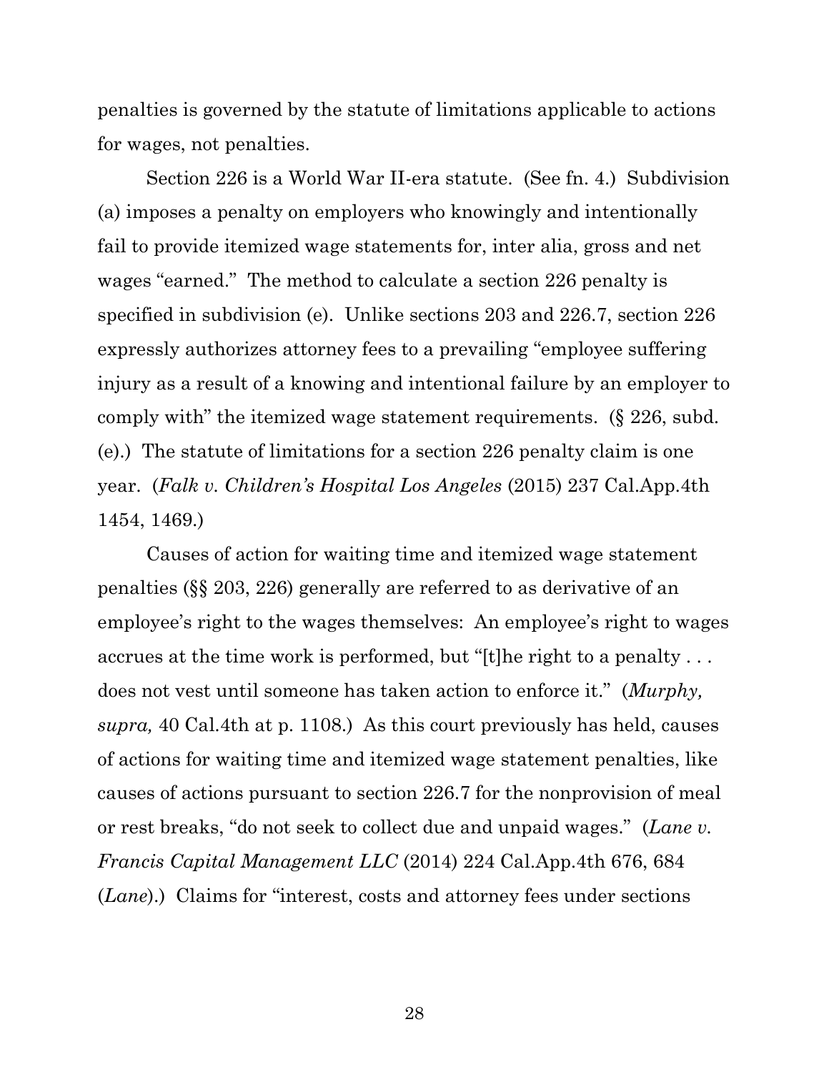penalties is governed by the statute of limitations applicable to actions for wages, not penalties.

Section 226 is a World War II-era statute. (See fn. 4.) Subdivision (a) imposes a penalty on employers who knowingly and intentionally fail to provide itemized wage statements for, inter alia, gross and net wages "earned." The method to calculate a section 226 penalty is specified in subdivision (e). Unlike sections 203 and 226.7, section 226 expressly authorizes attorney fees to a prevailing "employee suffering injury as a result of a knowing and intentional failure by an employer to comply with" the itemized wage statement requirements. (§ 226, subd. (e).) The statute of limitations for a section 226 penalty claim is one year. (*Falk v. Children's Hospital Los Angeles* (2015) 237 Cal.App.4th 1454, 1469.)

Causes of action for waiting time and itemized wage statement penalties (§§ 203, 226) generally are referred to as derivative of an employee's right to the wages themselves: An employee's right to wages accrues at the time work is performed, but "[t]he right to a penalty . . . does not vest until someone has taken action to enforce it." (*Murphy, supra,* 40 Cal.4th at p. 1108.) As this court previously has held, causes of actions for waiting time and itemized wage statement penalties, like causes of actions pursuant to section 226.7 for the nonprovision of meal or rest breaks, "do not seek to collect due and unpaid wages." (*Lane v. Francis Capital Management LLC* (2014) 224 Cal.App.4th 676, 684 (*Lane*).) Claims for "interest, costs and attorney fees under sections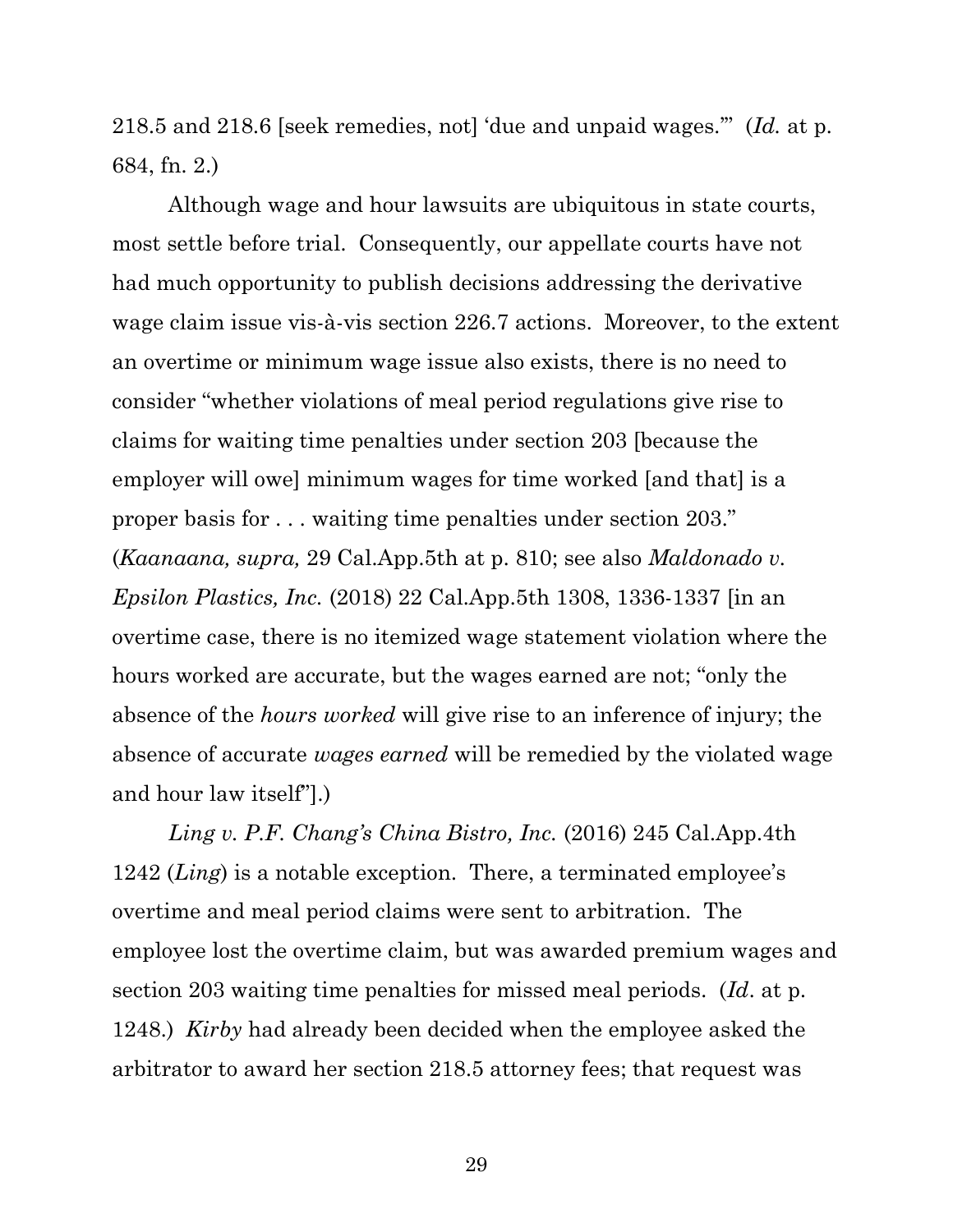218.5 and 218.6 [seek remedies, not] 'due and unpaid wages.'" (*Id.* at p. 684, fn. 2.)

Although wage and hour lawsuits are ubiquitous in state courts, most settle before trial. Consequently, our appellate courts have not had much opportunity to publish decisions addressing the derivative wage claim issue vis-à-vis section 226.7 actions. Moreover, to the extent an overtime or minimum wage issue also exists, there is no need to consider "whether violations of meal period regulations give rise to claims for waiting time penalties under section 203 [because the employer will owe] minimum wages for time worked [and that] is a proper basis for . . . waiting time penalties under section 203." (*Kaanaana, supra,* 29 Cal.App.5th at p. 810; see also *Maldonado v. Epsilon Plastics, Inc.* (2018) 22 Cal.App.5th 1308, 1336-1337 [in an overtime case, there is no itemized wage statement violation where the hours worked are accurate, but the wages earned are not; "only the absence of the *hours worked* will give rise to an inference of injury; the absence of accurate *wages earned* will be remedied by the violated wage and hour law itself"].)

*Ling v. P.F. Chang's China Bistro, Inc.* (2016) 245 Cal.App.4th 1242 (*Ling*) is a notable exception. There, a terminated employee's overtime and meal period claims were sent to arbitration. The employee lost the overtime claim, but was awarded premium wages and section 203 waiting time penalties for missed meal periods. (*Id*. at p. 1248.) *Kirby* had already been decided when the employee asked the arbitrator to award her section 218.5 attorney fees; that request was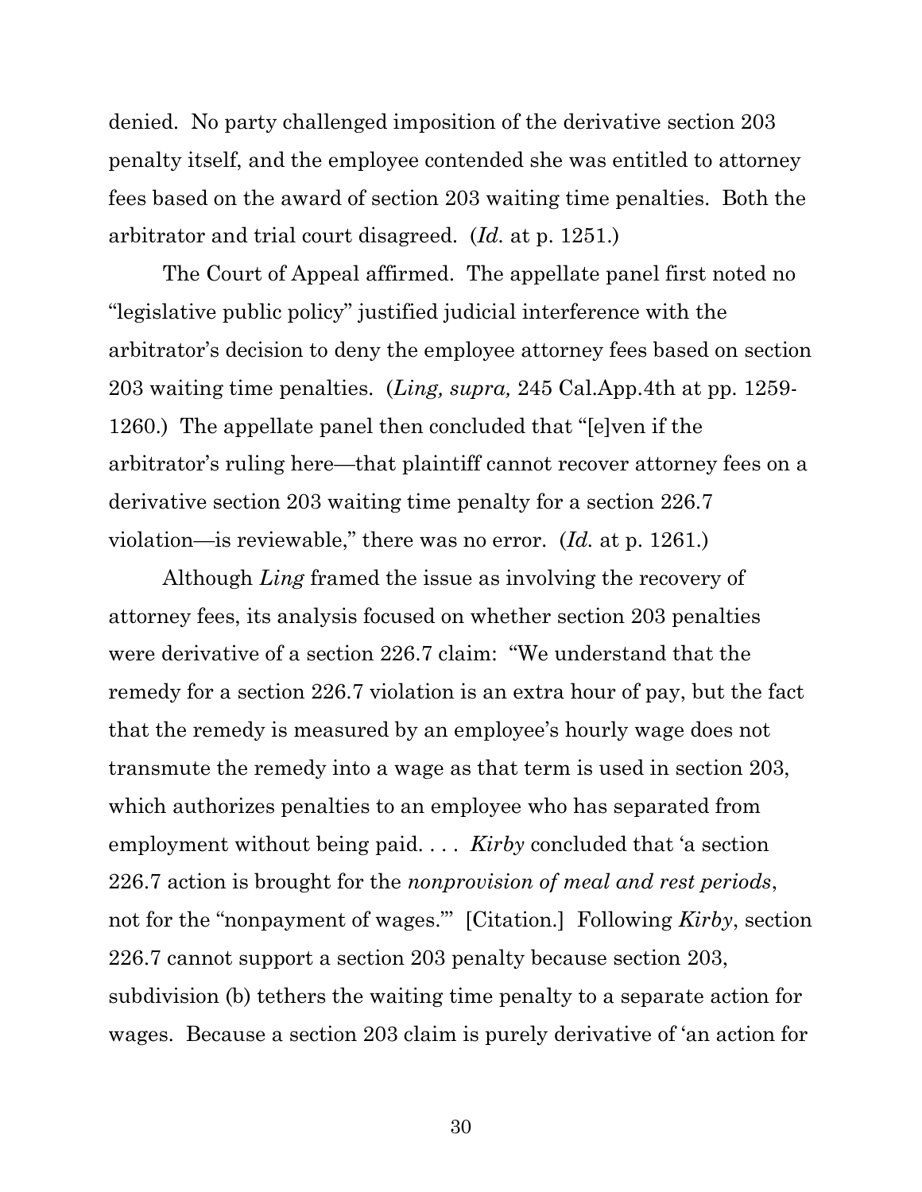denied. No party challenged imposition of the derivative section 203 penalty itself, and the employee contended she was entitled to attorney fees based on the award of section 203 waiting time penalties. Both the arbitrator and trial court disagreed. (*Id.* at p. 1251.)

The Court of Appeal affirmed. The appellate panel first noted no "legislative public policy" justified judicial interference with the arbitrator's decision to deny the employee attorney fees based on section 203 waiting time penalties. (*Ling, supra,* 245 Cal.App.4th at pp. 1259-1260.) The appellate panel then concluded that "[e]ven if the arbitrator's ruling here—that plaintiff cannot recover attorney fees on a derivative section 203 waiting time penalty for a section 226.7 violation—is reviewable," there was no error. (*Id.* at p. 1261.)

Although *Ling* framed the issue as involving the recovery of attorney fees, its analysis focused on whether section 203 penalties were derivative of a section 226.7 claim: "We understand that the remedy for a section 226.7 violation is an extra hour of pay, but the fact that the remedy is measured by an employee's hourly wage does not transmute the remedy into a wage as that term is used in section 203, which authorizes penalties to an employee who has separated from employment without being paid. . . . *Kirby* concluded that 'a section 226.7 action is brought for the *nonprovision of meal and rest periods*, not for the "nonpayment of wages."' [Citation.] Following *Kirby*, section 226.7 cannot support a section 203 penalty because section 203, subdivision (b) tethers the waiting time penalty to a separate action for wages. Because a section 203 claim is purely derivative of 'an action for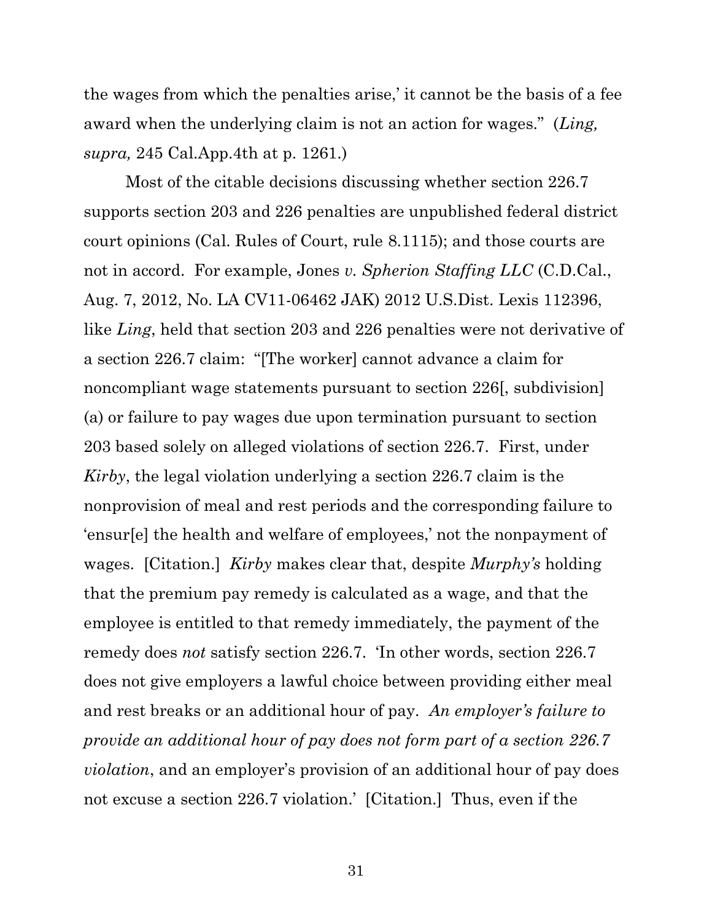the wages from which the penalties arise,' it cannot be the basis of a fee award when the underlying claim is not an action for wages." (*Ling, supra,* 245 Cal.App.4th at p. 1261.)

Most of the citable decisions discussing whether section 226.7 supports section 203 and 226 penalties are unpublished federal district court opinions (Cal. Rules of Court, rule 8.1115); and those courts are not in accord. For example, Jones *v. Spherion Staffing LLC* (C.D.Cal., Aug. 7, 2012, No. LA CV11-06462 JAK) 2012 U.S.Dist. Lexis 112396, like *Ling*, held that section 203 and 226 penalties were not derivative of a section 226.7 claim: "[The worker] cannot advance a claim for noncompliant wage statements pursuant to section 226[, subdivision] (a) or failure to pay wages due upon termination pursuant to section 203 based solely on alleged violations of section 226.7. First, under *Kirby*, the legal violation underlying a section 226.7 claim is the nonprovision of meal and rest periods and the corresponding failure to 'ensur[e] the health and welfare of employees,' not the nonpayment of wages. [Citation.] *Kirby* makes clear that, despite *Murphy's* holding that the premium pay remedy is calculated as a wage, and that the employee is entitled to that remedy immediately, the payment of the remedy does *not* satisfy section 226.7. 'In other words, section 226.7 does not give employers a lawful choice between providing either meal and rest breaks or an additional hour of pay. *An employer's failure to provide an additional hour of pay does not form part of a section 226.7 violation*, and an employer's provision of an additional hour of pay does not excuse a section 226.7 violation.' [Citation.] Thus, even if the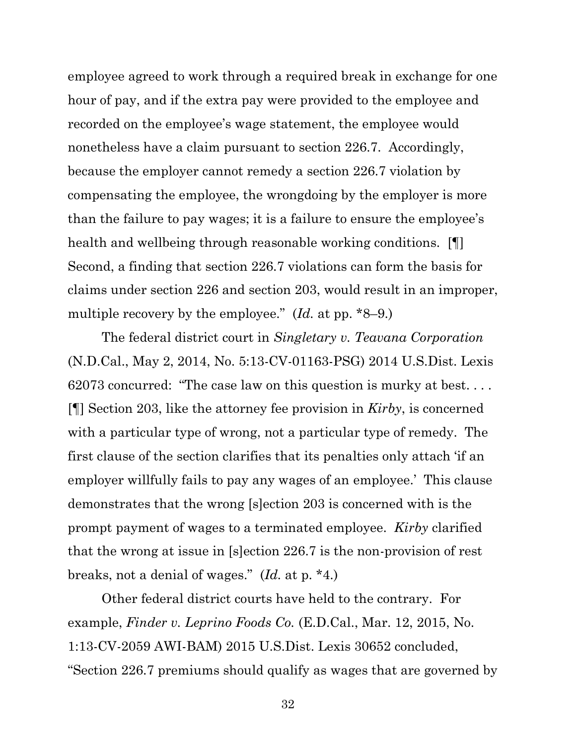employee agreed to work through a required break in exchange for one hour of pay, and if the extra pay were provided to the employee and recorded on the employee's wage statement, the employee would nonetheless have a claim pursuant to section 226.7. Accordingly, because the employer cannot remedy a section 226.7 violation by compensating the employee, the wrongdoing by the employer is more than the failure to pay wages; it is a failure to ensure the employee's health and wellbeing through reasonable working conditions. [¶] Second, a finding that section 226.7 violations can form the basis for claims under section 226 and section 203, would result in an improper, multiple recovery by the employee." (*Id.* at pp. *8–9.)

The federal district court in *Singletary v. Teavana Corporation* (N.D.Cal., May 2, 2014, No. 5:13-CV-01163-PSG) 2014 U.S.Dist. Lexis 62073 concurred: "The case law on this question is murky at best. . . . [¶] Section 203, like the attorney fee provision in *Kirby*, is concerned with a particular type of wrong, not a particular type of remedy. The first clause of the section clarifies that its penalties only attach 'if an employer willfully fails to pay any wages of an employee.' This clause demonstrates that the wrong [s]ection 203 is concerned with is the prompt payment of wages to a terminated employee. *Kirby* clarified that the wrong at issue in [s]ection 226.7 is the non-provision of rest breaks, not a denial of wages." (*Id.* at p. *4.)

Other federal district courts have held to the contrary. For example, *Finder v. Leprino Foods Co.* (E.D.Cal., Mar. 12, 2015, No. 1:13-CV-2059 AWI-BAM) 2015 U.S.Dist. Lexis 30652 concluded, "Section 226.7 premiums should qualify as wages that are governed by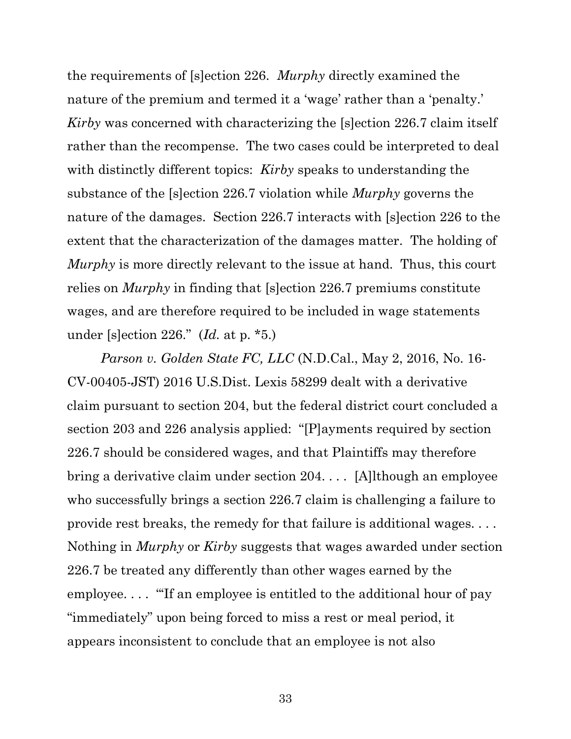the requirements of [s]ection 226. *Murphy* directly examined the nature of the premium and termed it a 'wage' rather than a 'penalty.' *Kirby* was concerned with characterizing the [s]ection 226.7 claim itself rather than the recompense. The two cases could be interpreted to deal with distinctly different topics: *Kirby* speaks to understanding the substance of the [s]ection 226.7 violation while *Murphy* governs the nature of the damages. Section 226.7 interacts with [s]ection 226 to the extent that the characterization of the damages matter. The holding of *Murphy* is more directly relevant to the issue at hand. Thus, this court relies on *Murphy* in finding that [s]ection 226.7 premiums constitute wages, and are therefore required to be included in wage statements under [s]ection 226." (*Id.* at p. *5.)

*Parson v. Golden State FC, LLC* (N.D.Cal., May 2, 2016, No. 16-CV-00405-JST) 2016 U.S.Dist. Lexis 58299 dealt with a derivative claim pursuant to section 204, but the federal district court concluded a section 203 and 226 analysis applied: "[P]ayments required by section 226.7 should be considered wages, and that Plaintiffs may therefore bring a derivative claim under section 204. . . . [A]lthough an employee who successfully brings a section 226.7 claim is challenging a failure to provide rest breaks, the remedy for that failure is additional wages. . . . Nothing in *Murphy* or *Kirby* suggests that wages awarded under section 226.7 be treated any differently than other wages earned by the employee. . . . '"If an employee is entitled to the additional hour of pay "immediately" upon being forced to miss a rest or meal period, it appears inconsistent to conclude that an employee is not also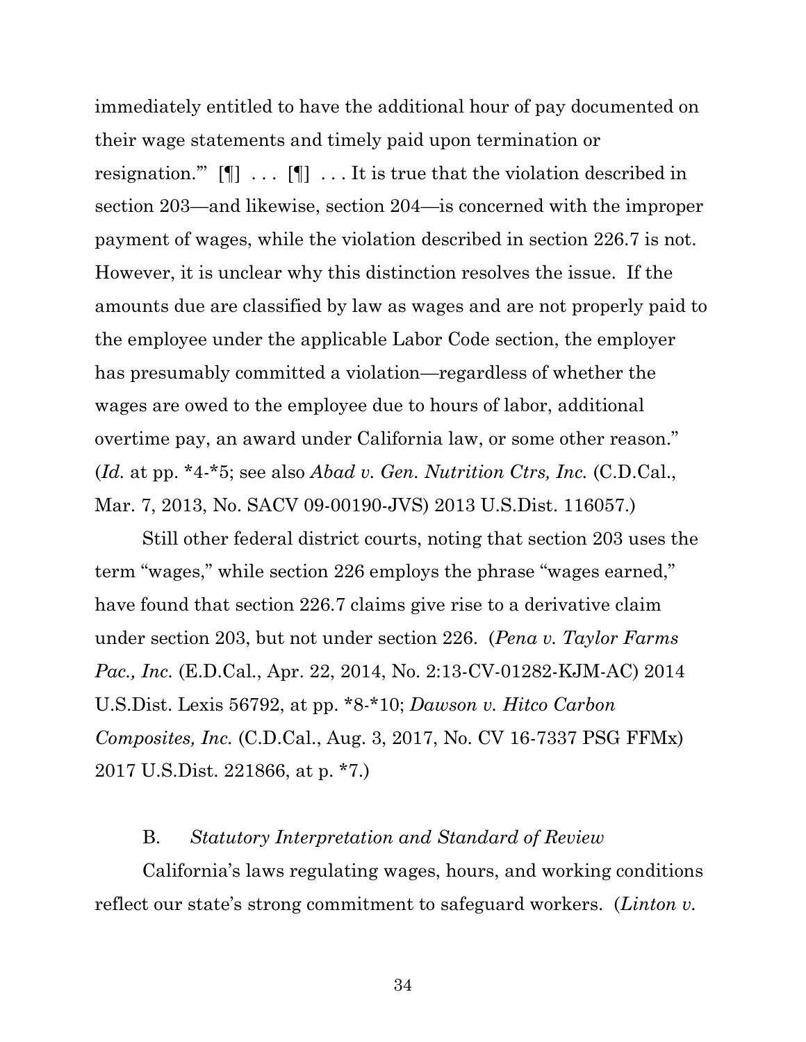immediately entitled to have the additional hour of pay documented on their wage statements and timely paid upon termination or resignation.'" [¶] . . . [¶] . . . It is true that the violation described in section 203—and likewise, section 204—is concerned with the improper payment of wages, while the violation described in section 226.7 is not. However, it is unclear why this distinction resolves the issue. If the amounts due are classified by law as wages and are not properly paid to the employee under the applicable Labor Code section, the employer has presumably committed a violation—regardless of whether the wages are owed to the employee due to hours of labor, additional overtime pay, an award under California law, or some other reason." (*Id.* at pp. *4-*5; see also *Abad v. Gen. Nutrition Ctrs, Inc.* (C.D.Cal., Mar. 7, 2013, No. SACV 09-00190-JVS) 2013 U.S.Dist. 116057.)

Still other federal district courts, noting that section 203 uses the term "wages," while section 226 employs the phrase "wages earned," have found that section 226.7 claims give rise to a derivative claim under section 203, but not under section 226. (*Pena v. Taylor Farms Pac., Inc.* (E.D.Cal., Apr. 22, 2014, No. 2:13-CV-01282-KJM-AC) 2014 U.S.Dist. Lexis 56792, at pp. *8-*10; *Dawson v. Hitco Carbon Composites, Inc.* (C.D.Cal., Aug. 3, 2017, No. CV 16-7337 PSG FFMx) 2017 U.S.Dist. 221866, at p. *7.)

### B. *Statutory Interpretation and Standard of Review*

California's laws regulating wages, hours, and working conditions reflect our state's strong commitment to safeguard workers. (*Linton v.*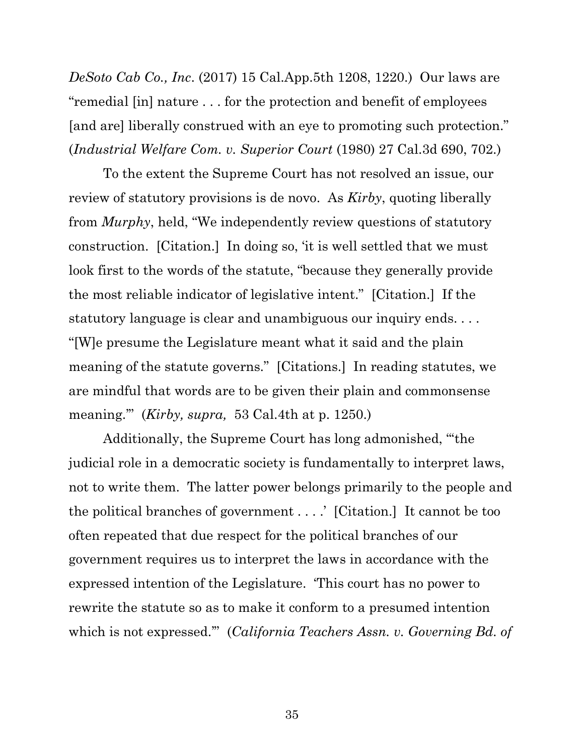*DeSoto Cab Co., Inc*. (2017) 15 Cal.App.5th 1208, 1220.) Our laws are "remedial [in] nature . . . for the protection and benefit of employees [and are] liberally construed with an eye to promoting such protection." (*Industrial Welfare Com. v. Superior Court* (1980) 27 Cal.3d 690, 702.)

To the extent the Supreme Court has not resolved an issue, our review of statutory provisions is de novo. As *Kirby*, quoting liberally from *Murphy*, held, "We independently review questions of statutory construction. [Citation.] In doing so, 'it is well settled that we must look first to the words of the statute, "because they generally provide the most reliable indicator of legislative intent." [Citation.] If the statutory language is clear and unambiguous our inquiry ends. . . . "[W]e presume the Legislature meant what it said and the plain meaning of the statute governs." [Citations.] In reading statutes, we are mindful that words are to be given their plain and commonsense meaning.'" (*Kirby, supra,* 53 Cal.4th at p. 1250.)

Additionally, the Supreme Court has long admonished, "'the judicial role in a democratic society is fundamentally to interpret laws, not to write them. The latter power belongs primarily to the people and the political branches of government . . . .' [Citation.] It cannot be too often repeated that due respect for the political branches of our government requires us to interpret the laws in accordance with the expressed intention of the Legislature. 'This court has no power to rewrite the statute so as to make it conform to a presumed intention which is not expressed.'" (*California Teachers Assn. v. Governing Bd. of*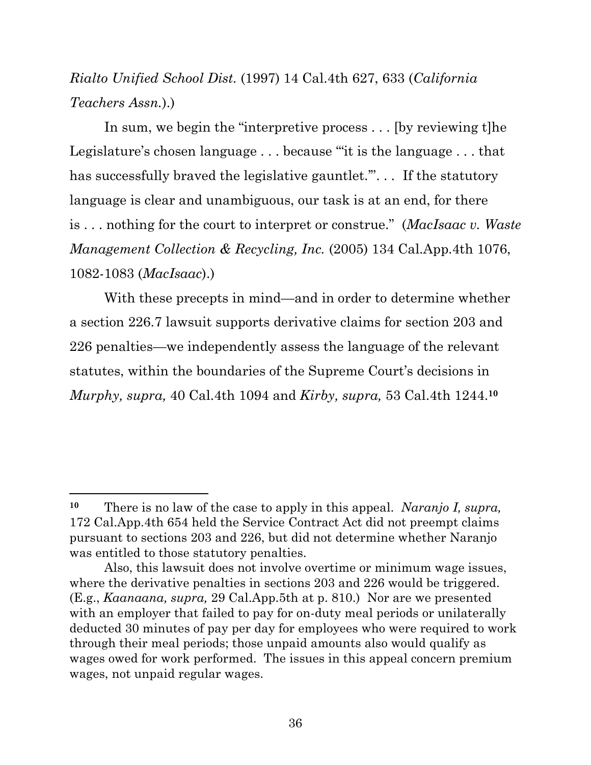*Rialto Unified School Dist.* (1997) 14 Cal.4th 627, 633 (*California Teachers Assn.*).)

In sum, we begin the "interpretive process . . . [by reviewing t]he Legislature's chosen language . . . because "'it is the language . . . that has successfully braved the legislative gauntlet.'". . . If the statutory language is clear and unambiguous, our task is at an end, for there is . . . nothing for the court to interpret or construe." (*MacIsaac v. Waste Management Collection & Recycling, Inc.* (2005) 134 Cal.App.4th 1076, 1082-1083 (*MacIsaac*).)

With these precepts in mind—and in order to determine whether a section 226.7 lawsuit supports derivative claims for section 203 and 226 penalties—we independently assess the language of the relevant statutes, within the boundaries of the Supreme Court's decisions in *Murphy, supra,* 40 Cal.4th 1094 and *Kirby, supra,* 53 Cal.4th 1244.[10]

---

**10** There is no law of the case to apply in this appeal. *Naranjo I, supra,* 172 Cal.App.4th 654 held the Service Contract Act did not preempt claims pursuant to sections 203 and 226, but did not determine whether Naranjo was entitled to those statutory penalties.

Also, this lawsuit does not involve overtime or minimum wage issues, where the derivative penalties in sections 203 and 226 would be triggered. (E.g., *Kaanaana, supra,* 29 Cal.App.5th at p. 810.) Nor are we presented with an employer that failed to pay for on-duty meal periods or unilaterally deducted 30 minutes of pay per day for employees who were required to work through their meal periods; those unpaid amounts also would qualify as wages owed for work performed. The issues in this appeal concern premium wages, not unpaid regular wages.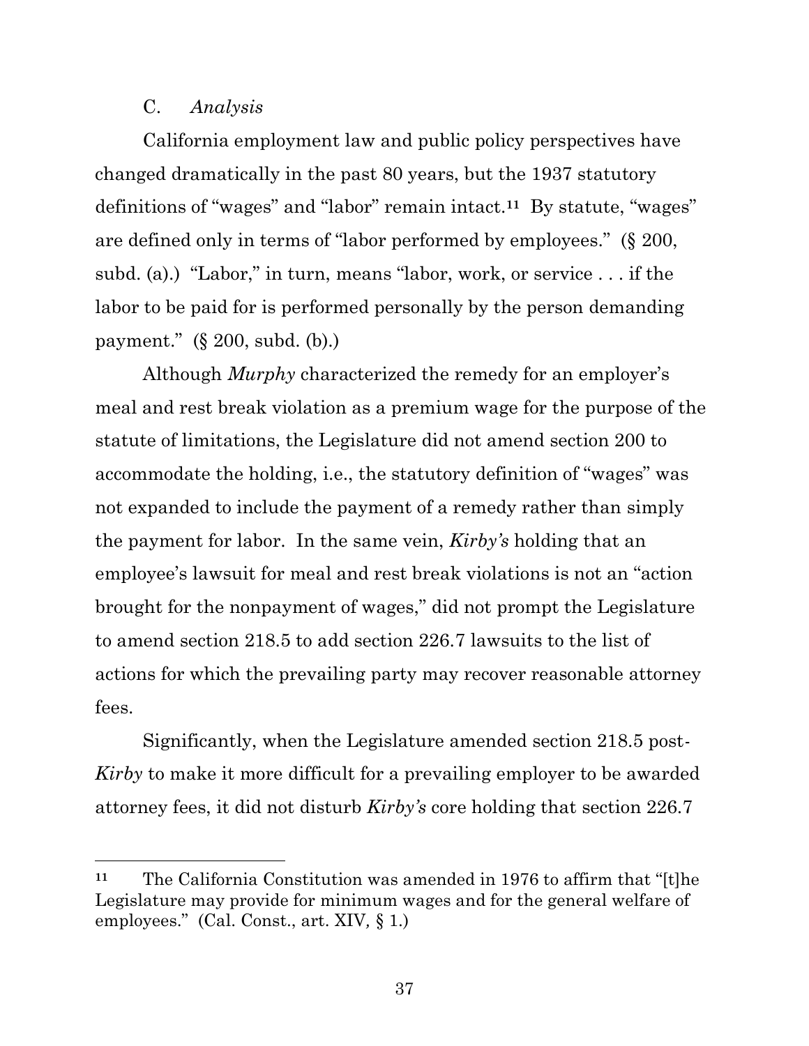### C. *Analysis*

California employment law and public policy perspectives have changed dramatically in the past 80 years, but the 1937 statutory definitions of "wages" and "labor" remain intact.[11] By statute, "wages" are defined only in terms of "labor performed by employees." (§ 200, subd. (a).) "Labor," in turn, means "labor, work, or service . . . if the labor to be paid for is performed personally by the person demanding payment." (§ 200, subd. (b).)

Although *Murphy* characterized the remedy for an employer's meal and rest break violation as a premium wage for the purpose of the statute of limitations, the Legislature did not amend section 200 to accommodate the holding, i.e., the statutory definition of "wages" was not expanded to include the payment of a remedy rather than simply the payment for labor. In the same vein, *Kirby's* holding that an employee's lawsuit for meal and rest break violations is not an "action brought for the nonpayment of wages," did not prompt the Legislature to amend section 218.5 to add section 226.7 lawsuits to the list of actions for which the prevailing party may recover reasonable attorney fees.

Significantly, when the Legislature amended section 218.5 post-*Kirby* to make it more difficult for a prevailing employer to be awarded attorney fees, it did not disturb *Kirby's* core holding that section 226.7

---

[11] The California Constitution was amended in 1976 to affirm that "[t]he Legislature may provide for minimum wages and for the general welfare of employees." (Cal. Const., art. XIV, § 1.)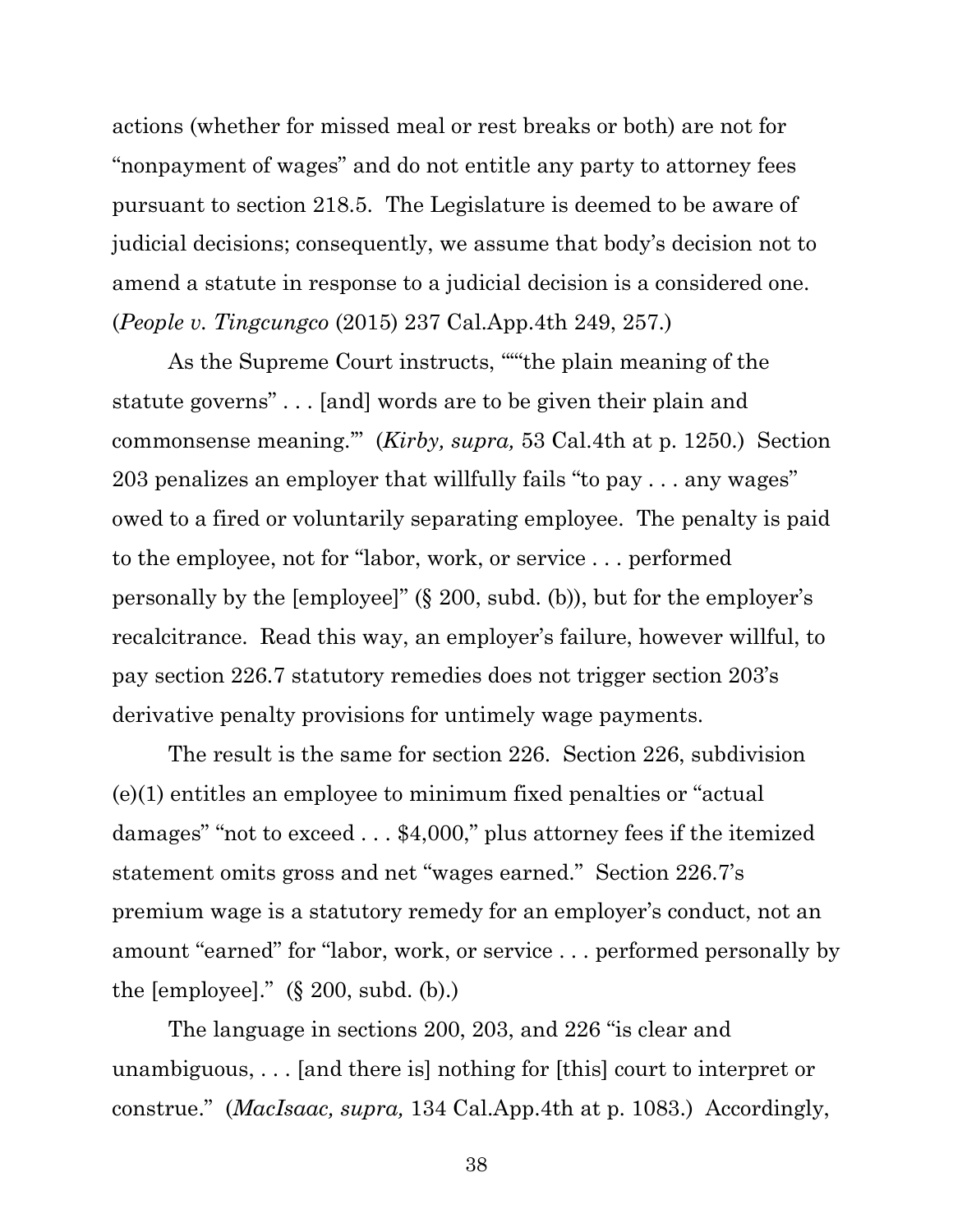actions (whether for missed meal or rest breaks or both) are not for "nonpayment of wages" and do not entitle any party to attorney fees pursuant to section 218.5. The Legislature is deemed to be aware of judicial decisions; consequently, we assume that body's decision not to amend a statute in response to a judicial decision is a considered one. (*People v. Tingcungco* (2015) 237 Cal.App.4th 249, 257.)

As the Supreme Court instructs, "'"the plain meaning of the statute governs" . . . [and] words are to be given their plain and commonsense meaning.'" (*Kirby, supra,* 53 Cal.4th at p. 1250.) Section 203 penalizes an employer that willfully fails "to pay . . . any wages" owed to a fired or voluntarily separating employee. The penalty is paid to the employee, not for "labor, work, or service . . . performed personally by the [employee]" (§ 200, subd. (b)), but for the employer's recalcitrance. Read this way, an employer's failure, however willful, to pay section 226.7 statutory remedies does not trigger section 203's derivative penalty provisions for untimely wage payments.

The result is the same for section 226. Section 226, subdivision (e)(1) entitles an employee to minimum fixed penalties or "actual damages" "not to exceed . . . $4,000," plus attorney fees if the itemized statement omits gross and net "wages earned." Section 226.7's premium wage is a statutory remedy for an employer's conduct, not an amount "earned" for "labor, work, or service . . . performed personally by the [employee]." (§ 200, subd. (b).)

The language in sections 200, 203, and 226 "is clear and unambiguous, . . . [and there is] nothing for [this] court to interpret or construe." (*MacIsaac, supra,* 134 Cal.App.4th at p. 1083.) Accordingly,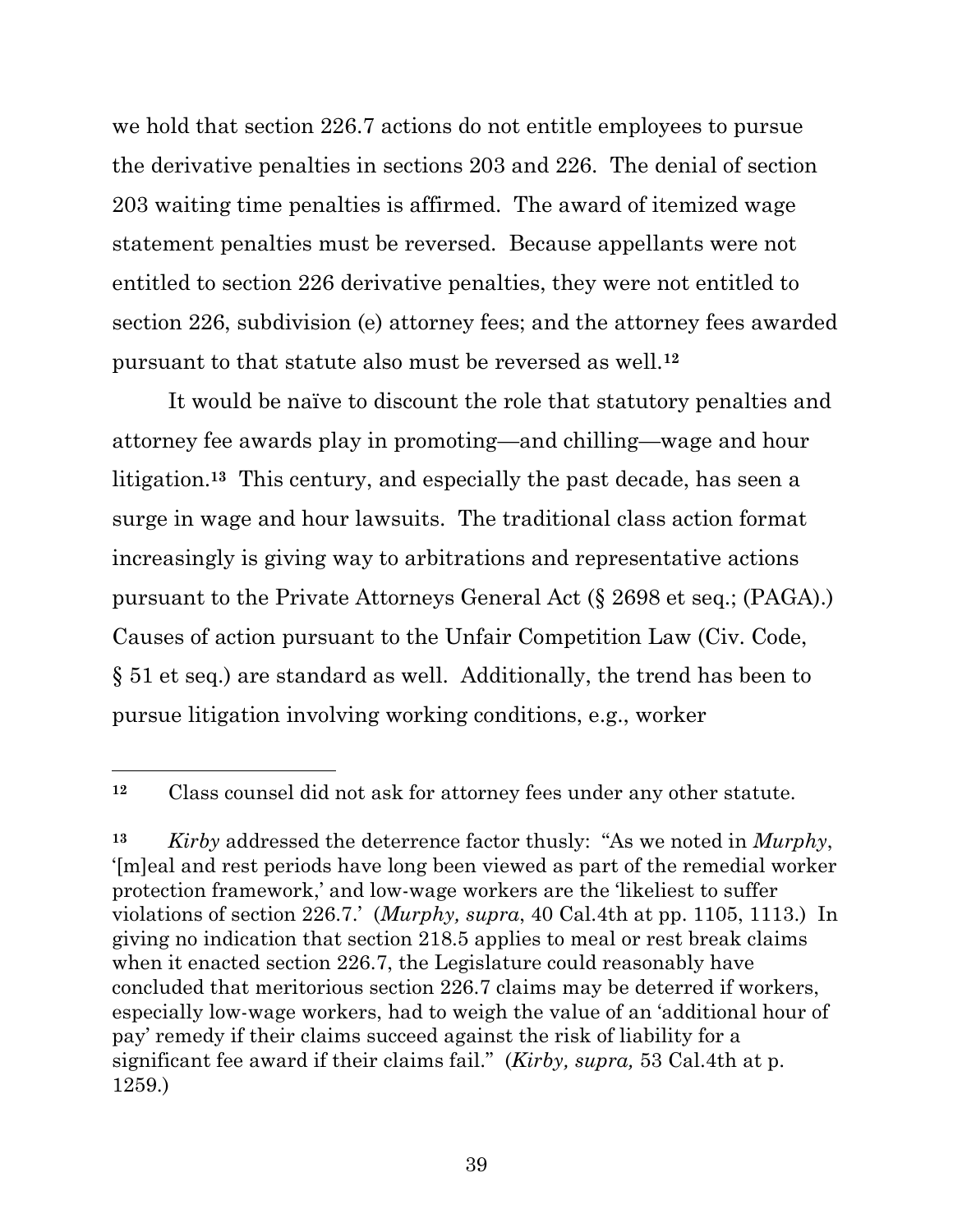we hold that section 226.7 actions do not entitle employees to pursue the derivative penalties in sections 203 and 226. The denial of section 203 waiting time penalties is affirmed. The award of itemized wage statement penalties must be reversed. Because appellants were not entitled to section 226 derivative penalties, they were not entitled to section 226, subdivision (e) attorney fees; and the attorney fees awarded pursuant to that statute also must be reversed as well.[12]

It would be naïve to discount the role that statutory penalties and attorney fee awards play in promoting—and chilling—wage and hour litigation.[13] This century, and especially the past decade, has seen a surge in wage and hour lawsuits. The traditional class action format increasingly is giving way to arbitrations and representative actions pursuant to the Private Attorneys General Act (§ 2698 et seq.; (PAGA).) Causes of action pursuant to the Unfair Competition Law (Civ. Code, § 51 et seq.) are standard as well. Additionally, the trend has been to pursue litigation involving working conditions, e.g., worker

---

[12] Class counsel did not ask for attorney fees under any other statute.

[13] *Kirby* addressed the deterrence factor thusly: "As we noted in *Murphy*, '[m]eal and rest periods have long been viewed as part of the remedial worker protection framework,' and low-wage workers are the 'likeliest to suffer violations of section 226.7.' (*Murphy, supra*, 40 Cal.4th at pp. 1105, 1113.) In giving no indication that section 218.5 applies to meal or rest break claims when it enacted section 226.7, the Legislature could reasonably have concluded that meritorious section 226.7 claims may be deterred if workers, especially low-wage workers, had to weigh the value of an 'additional hour of pay' remedy if their claims succeed against the risk of liability for a significant fee award if their claims fail." (*Kirby, supra,* 53 Cal.4th at p. 1259.)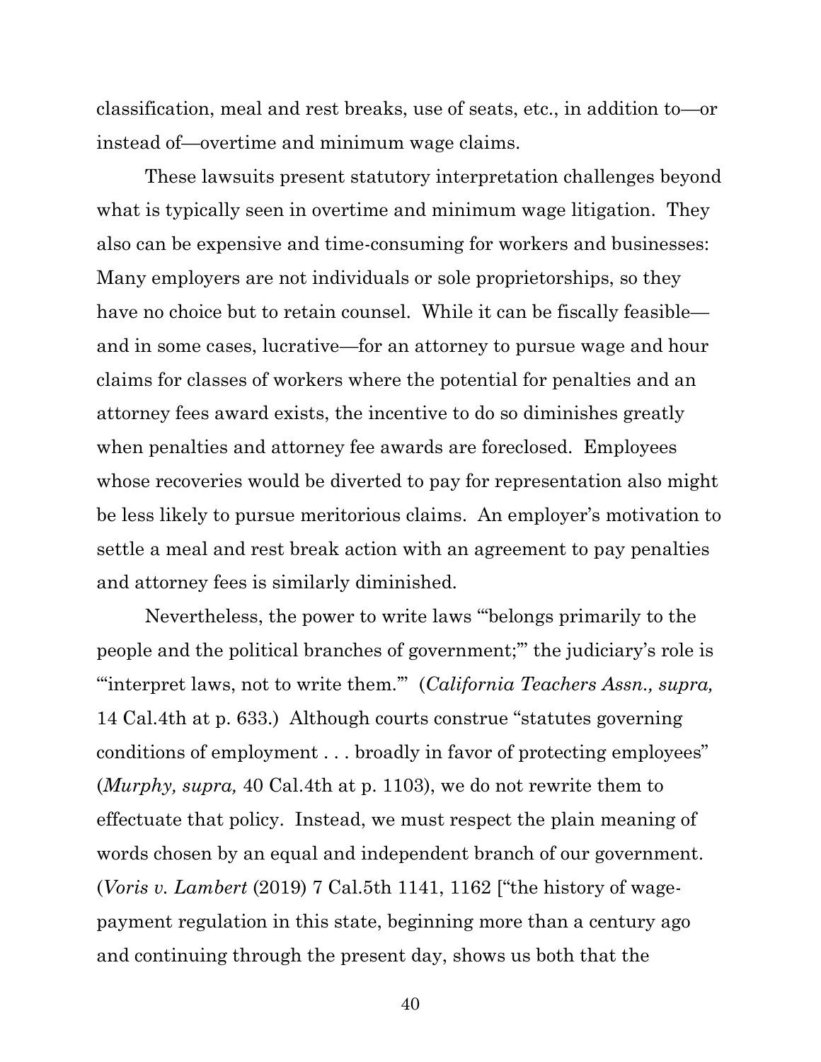classification, meal and rest breaks, use of seats, etc., in addition to—or instead of—overtime and minimum wage claims.

These lawsuits present statutory interpretation challenges beyond what is typically seen in overtime and minimum wage litigation. They also can be expensive and time-consuming for workers and businesses: Many employers are not individuals or sole proprietorships, so they have no choice but to retain counsel. While it can be fiscally feasible—and in some cases, lucrative—for an attorney to pursue wage and hour claims for classes of workers where the potential for penalties and an attorney fees award exists, the incentive to do so diminishes greatly when penalties and attorney fee awards are foreclosed. Employees whose recoveries would be diverted to pay for representation also might be less likely to pursue meritorious claims. An employer's motivation to settle a meal and rest break action with an agreement to pay penalties and attorney fees is similarly diminished.

Nevertheless, the power to write laws "'belongs primarily to the people and the political branches of government;'" the judiciary's role is "'interpret laws, not to write them.'" (*California Teachers Assn., supra,* 14 Cal.4th at p. 633.) Although courts construe "statutes governing conditions of employment . . . broadly in favor of protecting employees" (*Murphy, supra,* 40 Cal.4th at p. 1103), we do not rewrite them to effectuate that policy. Instead, we must respect the plain meaning of words chosen by an equal and independent branch of our government. (*Voris v. Lambert* (2019) 7 Cal.5th 1141, 1162 ["the history of wage-payment regulation in this state, beginning more than a century ago and continuing through the present day, shows us both that the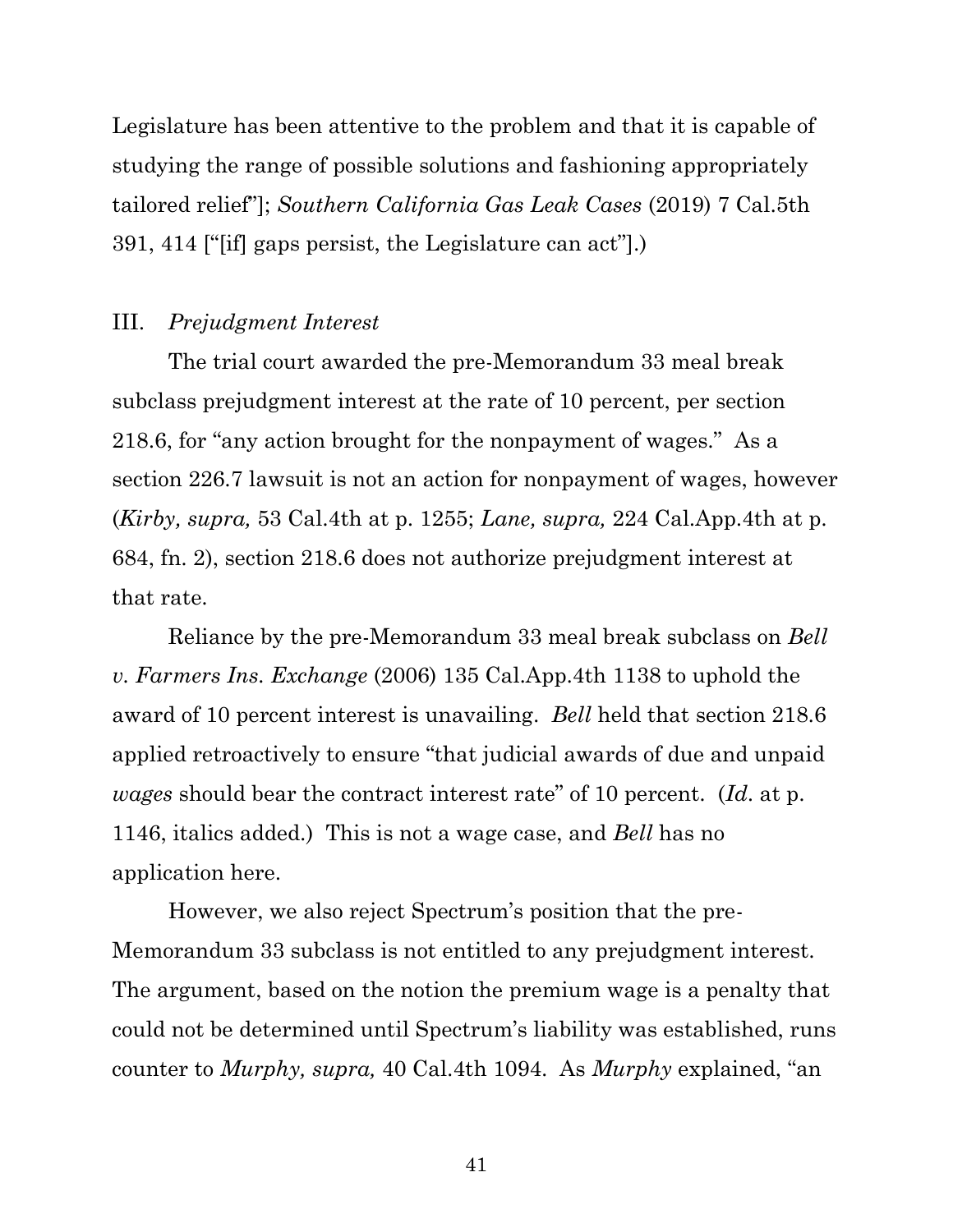Legislature has been attentive to the problem and that it is capable of studying the range of possible solutions and fashioning appropriately tailored relief"]; *Southern California Gas Leak Cases* (2019) 7 Cal.5th 391, 414 ["[if] gaps persist, the Legislature can act"].)

## III. *Prejudgment Interest*

The trial court awarded the pre-Memorandum 33 meal break subclass prejudgment interest at the rate of 10 percent, per section 218.6, for "any action brought for the nonpayment of wages." As a section 226.7 lawsuit is not an action for nonpayment of wages, however (*Kirby, supra,* 53 Cal.4th at p. 1255; *Lane, supra,* 224 Cal.App.4th at p. 684, fn. 2), section 218.6 does not authorize prejudgment interest at that rate.

Reliance by the pre-Memorandum 33 meal break subclass on *Bell v. Farmers Ins. Exchange* (2006) 135 Cal.App.4th 1138 to uphold the award of 10 percent interest is unavailing. *Bell* held that section 218.6 applied retroactively to ensure "that judicial awards of due and unpaid *wages* should bear the contract interest rate" of 10 percent. (*Id*. at p. 1146, italics added.) This is not a wage case, and *Bell* has no application here.

However, we also reject Spectrum's position that the pre-Memorandum 33 subclass is not entitled to any prejudgment interest. The argument, based on the notion the premium wage is a penalty that could not be determined until Spectrum's liability was established, runs counter to *Murphy, supra,* 40 Cal.4th 1094. As *Murphy* explained, "an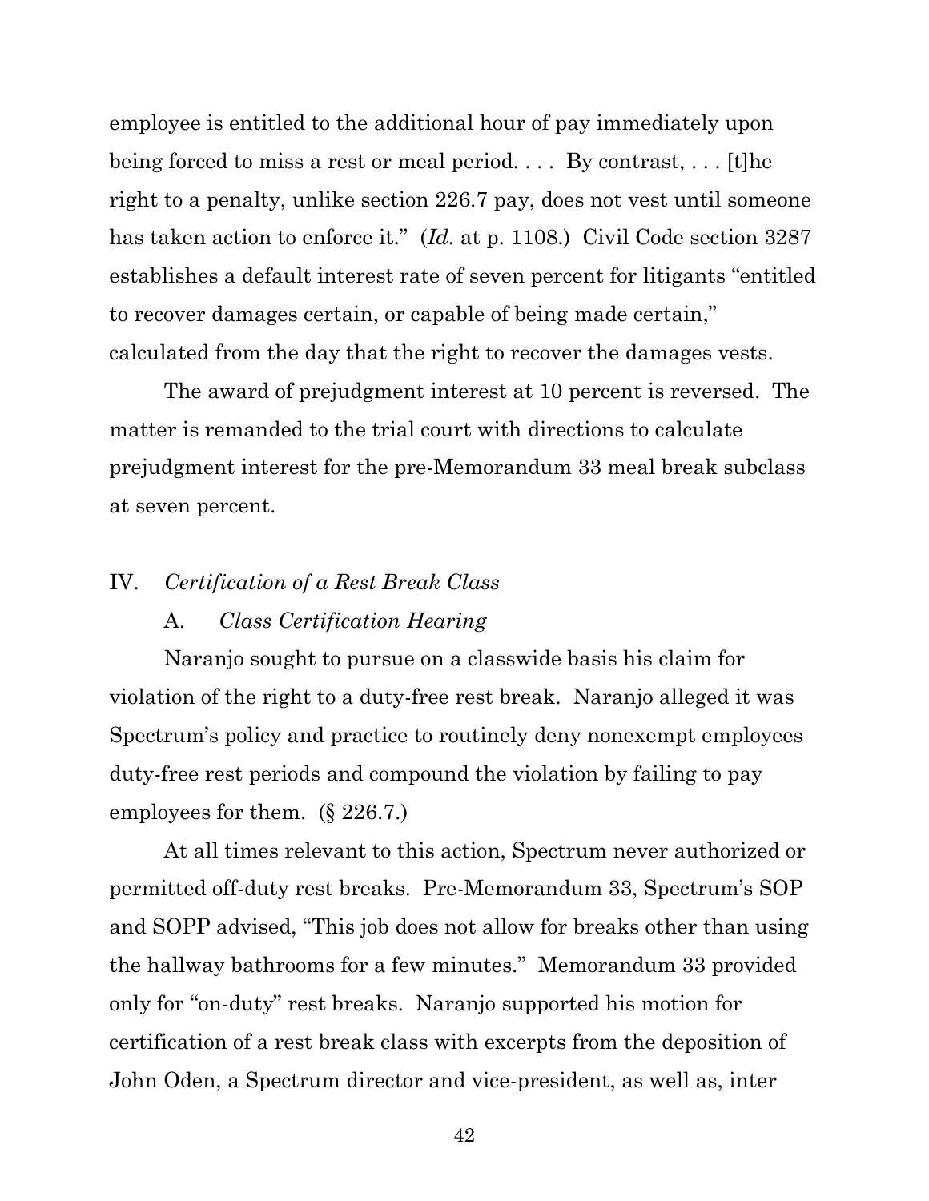employee is entitled to the additional hour of pay immediately upon being forced to miss a rest or meal period. . . . By contrast, . . . [t]he right to a penalty, unlike section 226.7 pay, does not vest until someone has taken action to enforce it." (*Id.* at p. 1108.) Civil Code section 3287 establishes a default interest rate of seven percent for litigants "entitled to recover damages certain, or capable of being made certain," calculated from the day that the right to recover the damages vests.

The award of prejudgment interest at 10 percent is reversed. The matter is remanded to the trial court with directions to calculate prejudgment interest for the pre-Memorandum 33 meal break subclass at seven percent.

## IV. *Certification of a Rest Break Class*

### A. *Class Certification Hearing*

Naranjo sought to pursue on a classwide basis his claim for violation of the right to a duty-free rest break. Naranjo alleged it was Spectrum's policy and practice to routinely deny nonexempt employees duty-free rest periods and compound the violation by failing to pay employees for them. (§ 226.7.)

At all times relevant to this action, Spectrum never authorized or permitted off-duty rest breaks. Pre-Memorandum 33, Spectrum's SOP and SOPP advised, "This job does not allow for breaks other than using the hallway bathrooms for a few minutes." Memorandum 33 provided only for "on-duty" rest breaks. Naranjo supported his motion for certification of a rest break class with excerpts from the deposition of John Oden, a Spectrum director and vice-president, as well as, inter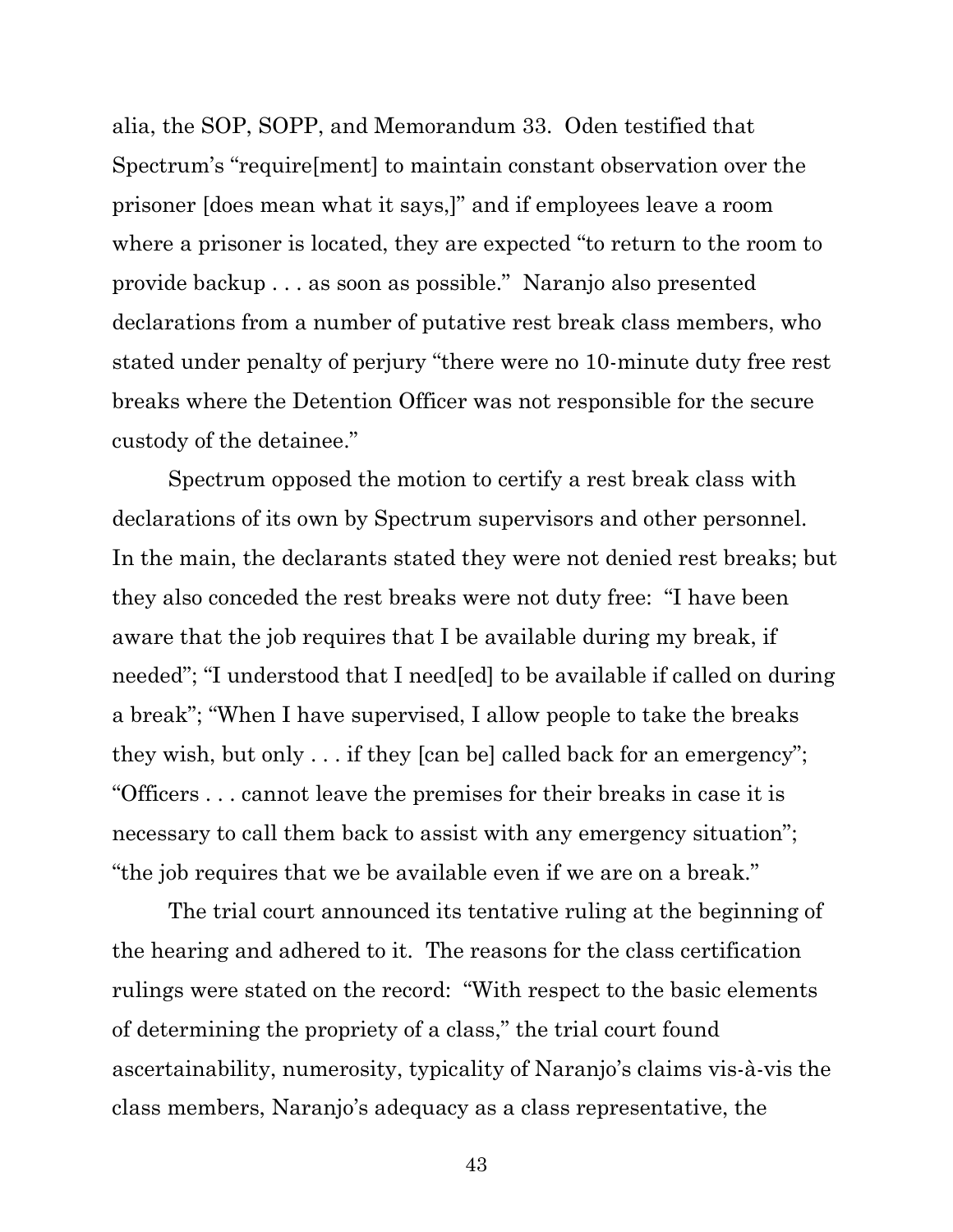alia, the SOP, SOPP, and Memorandum 33. Oden testified that Spectrum's "require[ment] to maintain constant observation over the prisoner [does mean what it says,]" and if employees leave a room where a prisoner is located, they are expected "to return to the room to provide backup . . . as soon as possible." Naranjo also presented declarations from a number of putative rest break class members, who stated under penalty of perjury "there were no 10-minute duty free rest breaks where the Detention Officer was not responsible for the secure custody of the detainee."

Spectrum opposed the motion to certify a rest break class with declarations of its own by Spectrum supervisors and other personnel. In the main, the declarants stated they were not denied rest breaks; but they also conceded the rest breaks were not duty free: "I have been aware that the job requires that I be available during my break, if needed"; "I understood that I need[ed] to be available if called on during a break"; "When I have supervised, I allow people to take the breaks they wish, but only . . . if they [can be] called back for an emergency"; "Officers . . . cannot leave the premises for their breaks in case it is necessary to call them back to assist with any emergency situation"; "the job requires that we be available even if we are on a break."

The trial court announced its tentative ruling at the beginning of the hearing and adhered to it. The reasons for the class certification rulings were stated on the record: "With respect to the basic elements of determining the propriety of a class," the trial court found ascertainability, numerosity, typicality of Naranjo's claims vis-à-vis the class members, Naranjo's adequacy as a class representative, the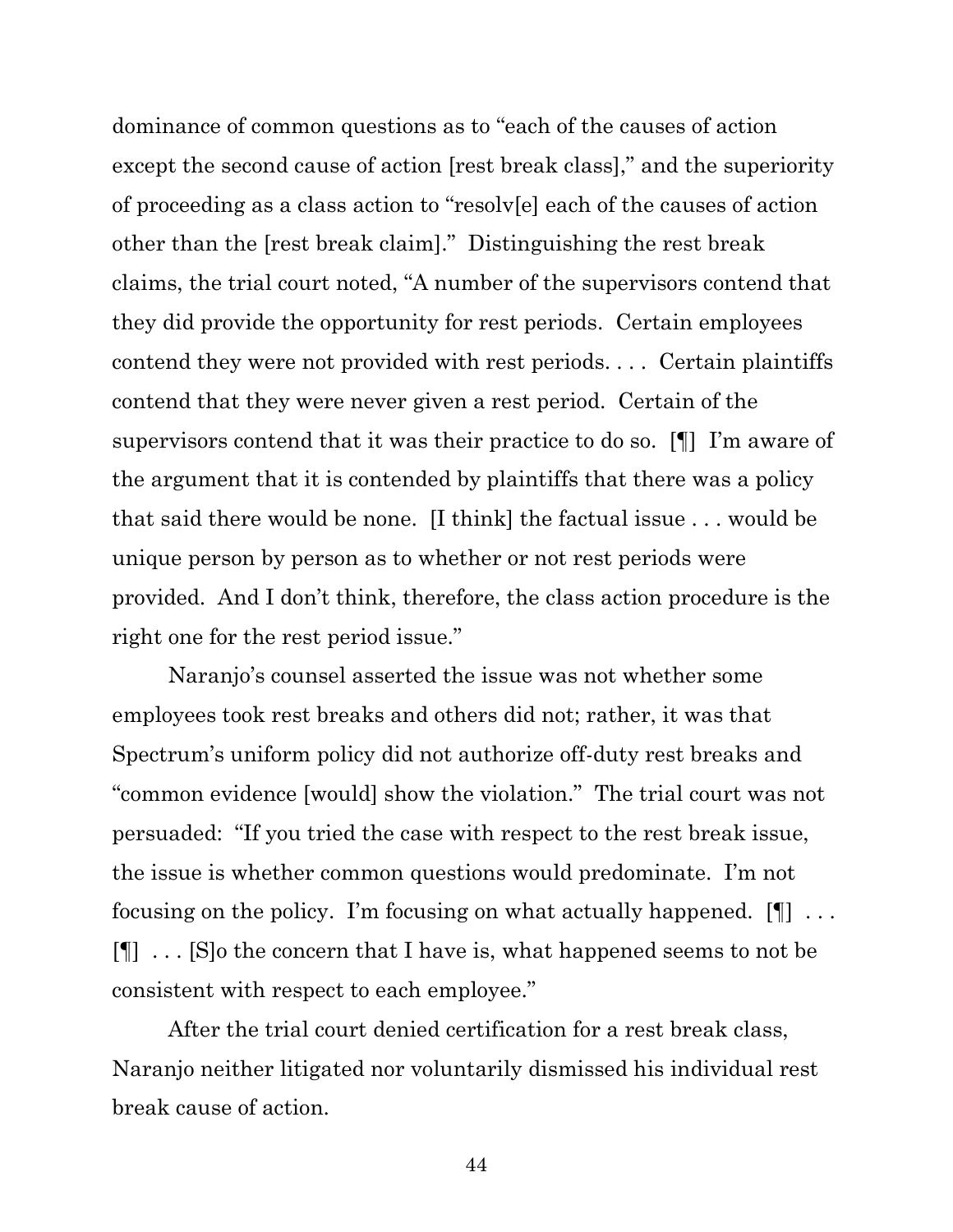dominance of common questions as to "each of the causes of action except the second cause of action [rest break class]," and the superiority of proceeding as a class action to "resolv[e] each of the causes of action other than the [rest break claim]." Distinguishing the rest break claims, the trial court noted, "A number of the supervisors contend that they did provide the opportunity for rest periods. Certain employees contend they were not provided with rest periods. . . . Certain plaintiffs contend that they were never given a rest period. Certain of the supervisors contend that it was their practice to do so. [¶] I'm aware of the argument that it is contended by plaintiffs that there was a policy that said there would be none. [I think] the factual issue . . . would be unique person by person as to whether or not rest periods were provided. And I don't think, therefore, the class action procedure is the right one for the rest period issue."

Naranjo's counsel asserted the issue was not whether some employees took rest breaks and others did not; rather, it was that Spectrum's uniform policy did not authorize off-duty rest breaks and "common evidence [would] show the violation." The trial court was not persuaded: "If you tried the case with respect to the rest break issue, the issue is whether common questions would predominate. I'm not focusing on the policy. I'm focusing on what actually happened. [¶] . . . [¶] . . . [S]o the concern that I have is, what happened seems to not be consistent with respect to each employee."

After the trial court denied certification for a rest break class, Naranjo neither litigated nor voluntarily dismissed his individual rest break cause of action.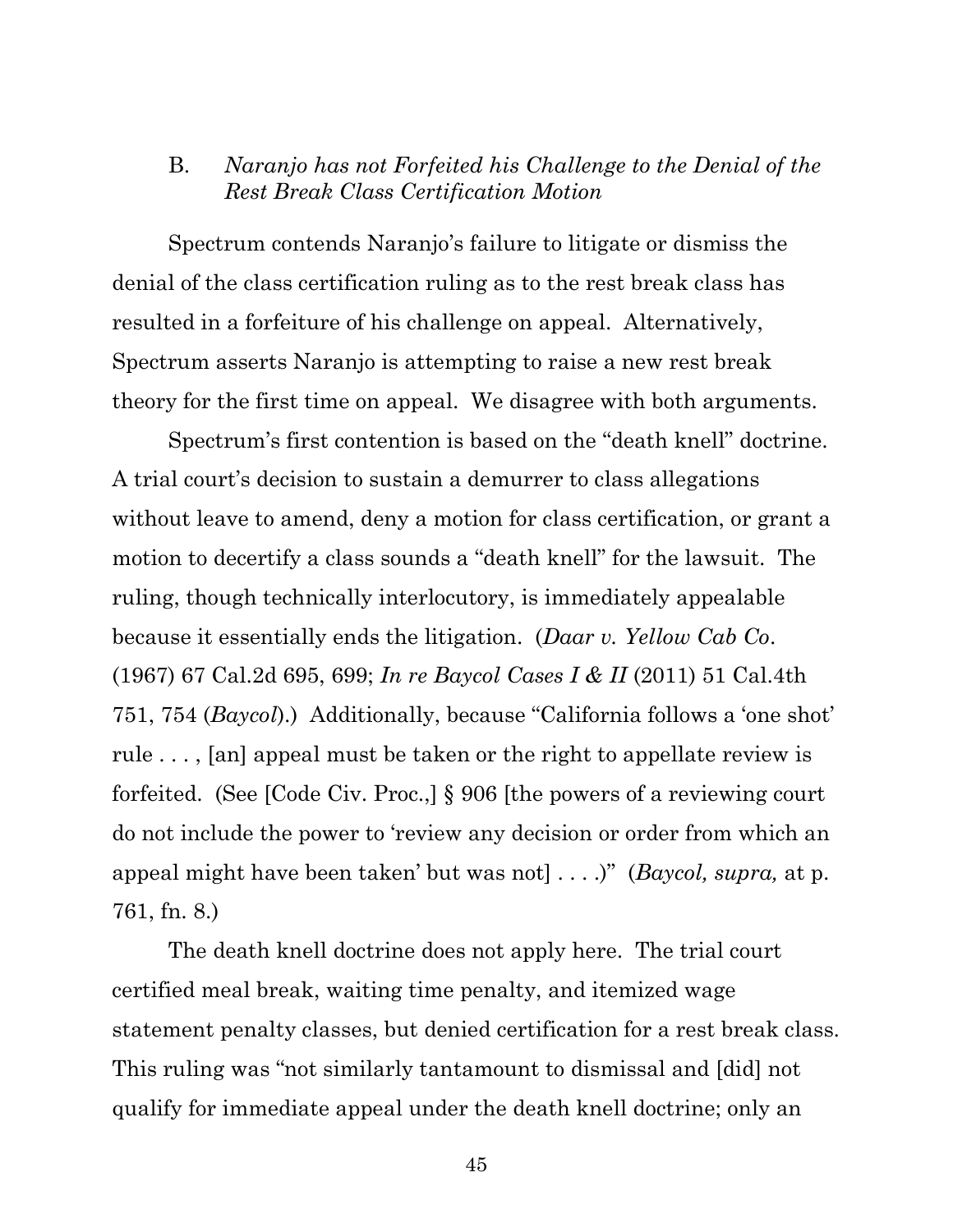B. *Naranjo has not Forfeited his Challenge to the Denial of the Rest Break Class Certification Motion*

Spectrum contends Naranjo's failure to litigate or dismiss the denial of the class certification ruling as to the rest break class has resulted in a forfeiture of his challenge on appeal. Alternatively, Spectrum asserts Naranjo is attempting to raise a new rest break theory for the first time on appeal. We disagree with both arguments.

Spectrum's first contention is based on the "death knell" doctrine. A trial court's decision to sustain a demurrer to class allegations without leave to amend, deny a motion for class certification, or grant a motion to decertify a class sounds a "death knell" for the lawsuit. The ruling, though technically interlocutory, is immediately appealable because it essentially ends the litigation. (*Daar v. Yellow Cab Co*. (1967) 67 Cal.2d 695, 699; *In re Baycol Cases I & II* (2011) 51 Cal.4th 751, 754 (*Baycol*).) Additionally, because "California follows a 'one shot' rule . . . , [an] appeal must be taken or the right to appellate review is forfeited. (See [Code Civ. Proc.,] § 906 [the powers of a reviewing court do not include the power to 'review any decision or order from which an appeal might have been taken' but was not] . . . .)" (*Baycol, supra,* at p. 761, fn. 8.)

The death knell doctrine does not apply here. The trial court certified meal break, waiting time penalty, and itemized wage statement penalty classes, but denied certification for a rest break class. This ruling was "not similarly tantamount to dismissal and [did] not qualify for immediate appeal under the death knell doctrine; only an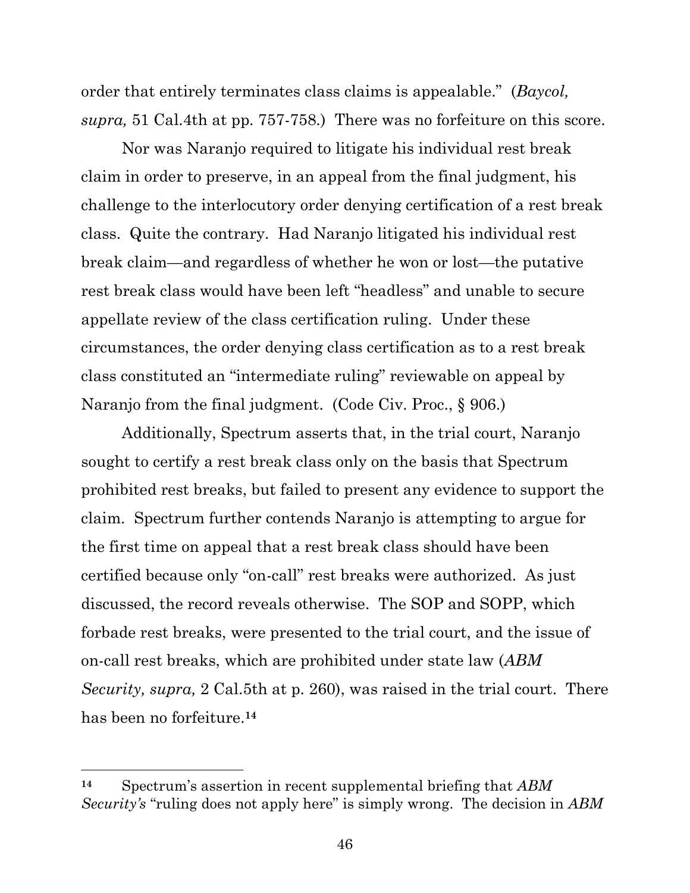order that entirely terminates class claims is appealable." (*Baycol, supra,* 51 Cal.4th at pp. 757-758.) There was no forfeiture on this score.

Nor was Naranjo required to litigate his individual rest break claim in order to preserve, in an appeal from the final judgment, his challenge to the interlocutory order denying certification of a rest break class. Quite the contrary. Had Naranjo litigated his individual rest break claim—and regardless of whether he won or lost—the putative rest break class would have been left "headless" and unable to secure appellate review of the class certification ruling. Under these circumstances, the order denying class certification as to a rest break class constituted an "intermediate ruling" reviewable on appeal by Naranjo from the final judgment. (Code Civ. Proc., § 906.)

Additionally, Spectrum asserts that, in the trial court, Naranjo sought to certify a rest break class only on the basis that Spectrum prohibited rest breaks, but failed to present any evidence to support the claim. Spectrum further contends Naranjo is attempting to argue for the first time on appeal that a rest break class should have been certified because only "on-call" rest breaks were authorized. As just discussed, the record reveals otherwise. The SOP and SOPP, which forbade rest breaks, were presented to the trial court, and the issue of on-call rest breaks, which are prohibited under state law (*ABM Security, supra,* 2 Cal.5th at p. 260), was raised in the trial court. There has been no forfeiture.[14]

---

[14] Spectrum's assertion in recent supplemental briefing that *ABM Security's* "ruling does not apply here" is simply wrong. The decision in *ABM*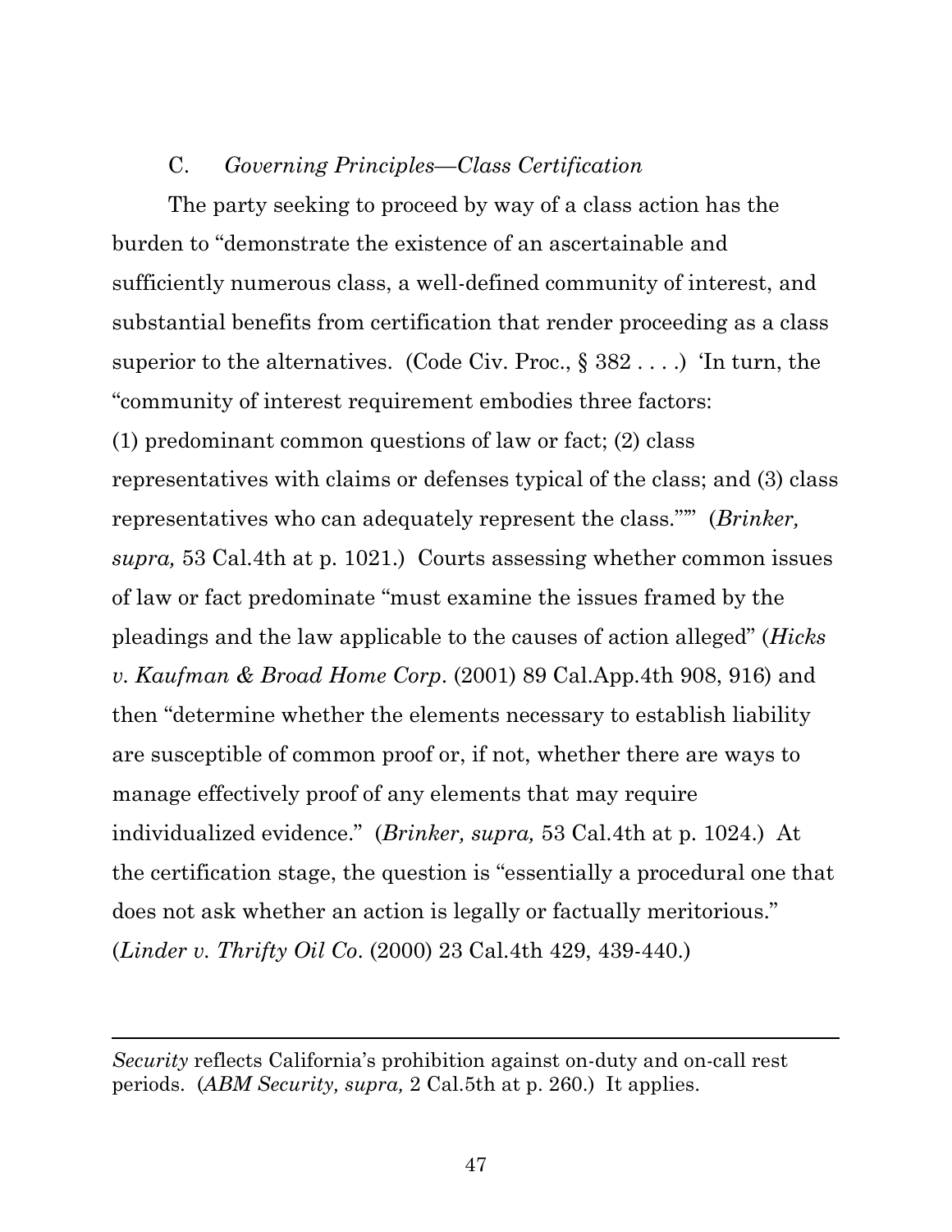C. *Governing Principles—Class Certification*

The party seeking to proceed by way of a class action has the burden to "demonstrate the existence of an ascertainable and sufficiently numerous class, a well-defined community of interest, and substantial benefits from certification that render proceeding as a class superior to the alternatives. (Code Civ. Proc., § 382 . . . .) 'In turn, the "community of interest requirement embodies three factors: (1) predominant common questions of law or fact; (2) class representatives with claims or defenses typical of the class; and (3) class representatives who can adequately represent the class."'" (*Brinker, supra,* 53 Cal.4th at p. 1021.) Courts assessing whether common issues of law or fact predominate "must examine the issues framed by the pleadings and the law applicable to the causes of action alleged" (*Hicks v. Kaufman & Broad Home Corp*. (2001) 89 Cal.App.4th 908, 916) and then "determine whether the elements necessary to establish liability are susceptible of common proof or, if not, whether there are ways to manage effectively proof of any elements that may require individualized evidence." (*Brinker, supra,* 53 Cal.4th at p. 1024.) At the certification stage, the question is "essentially a procedural one that does not ask whether an action is legally or factually meritorious." (*Linder v. Thrifty Oil Co*. (2000) 23 Cal.4th 429, 439-440.)

---

*Security* reflects California's prohibition against on-duty and on-call rest periods. (*ABM Security, supra,* 2 Cal.5th at p. 260.) It applies.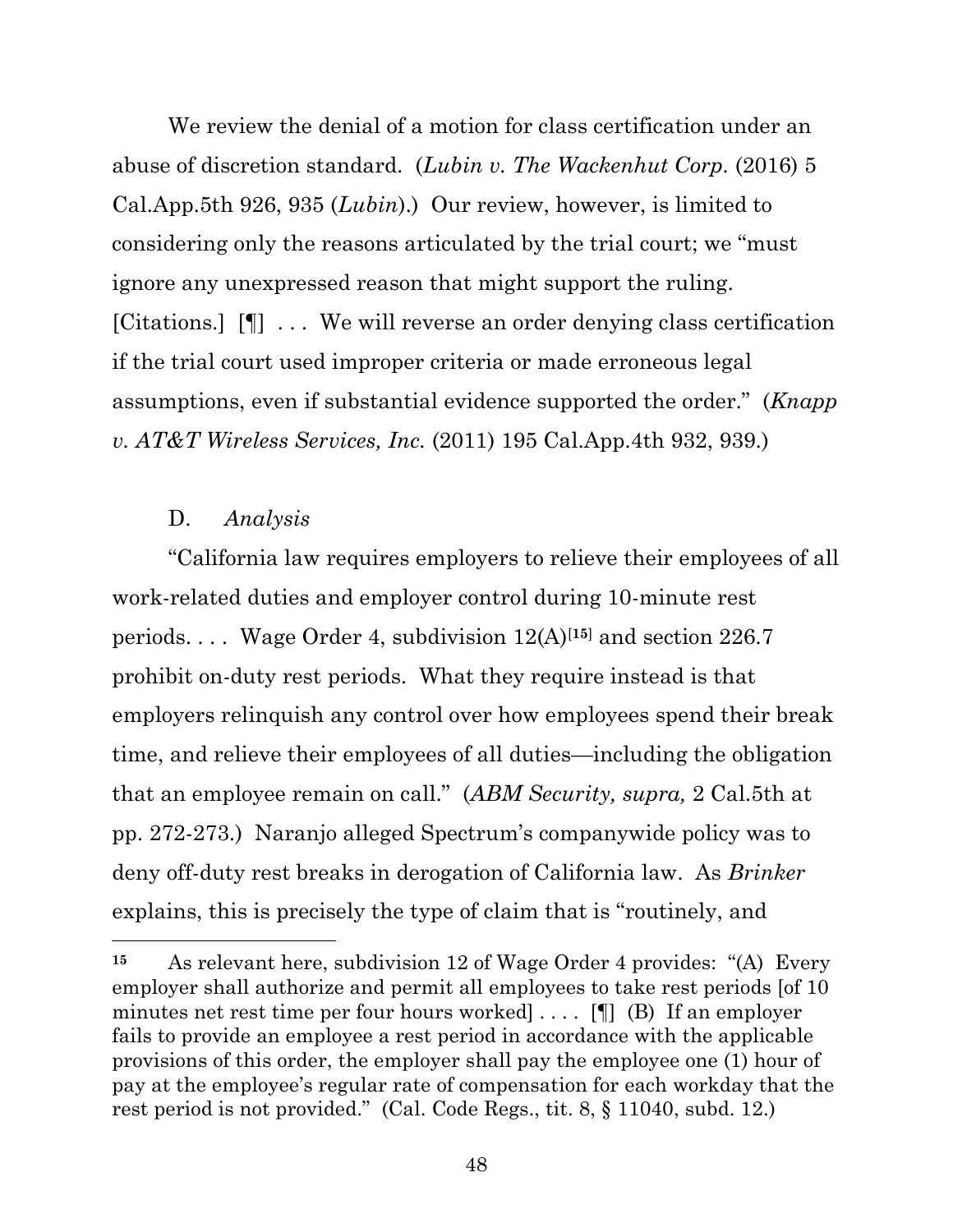We review the denial of a motion for class certification under an abuse of discretion standard. (*Lubin v. The Wackenhut Corp.* (2016) 5 Cal.App.5th 926, 935 (*Lubin*).) Our review, however, is limited to considering only the reasons articulated by the trial court; we "must ignore any unexpressed reason that might support the ruling. [Citations.] [¶] . . . We will reverse an order denying class certification if the trial court used improper criteria or made erroneous legal assumptions, even if substantial evidence supported the order." (*Knapp v. AT&T Wireless Services, Inc.* (2011) 195 Cal.App.4th 932, 939.)

D. *Analysis*

"California law requires employers to relieve their employees of all work-related duties and employer control during 10-minute rest periods. . . . Wage Order 4, subdivision 12(A)[15] and section 226.7 prohibit on-duty rest periods. What they require instead is that employers relinquish any control over how employees spend their break time, and relieve their employees of all duties—including the obligation that an employee remain on call." (*ABM Security, supra,* 2 Cal.5th at pp. 272-273.) Naranjo alleged Spectrum's companywide policy was to deny off-duty rest breaks in derogation of California law. As *Brinker* explains, this is precisely the type of claim that is "routinely, and

[15] As relevant here, subdivision 12 of Wage Order 4 provides: "(A) Every employer shall authorize and permit all employees to take rest periods [of 10 minutes net rest time per four hours worked] . . . . [¶] (B) If an employer fails to provide an employee a rest period in accordance with the applicable provisions of this order, the employer shall pay the employee one (1) hour of pay at the employee's regular rate of compensation for each workday that the rest period is not provided." (Cal. Code Regs., tit. 8, § 11040, subd. 12.)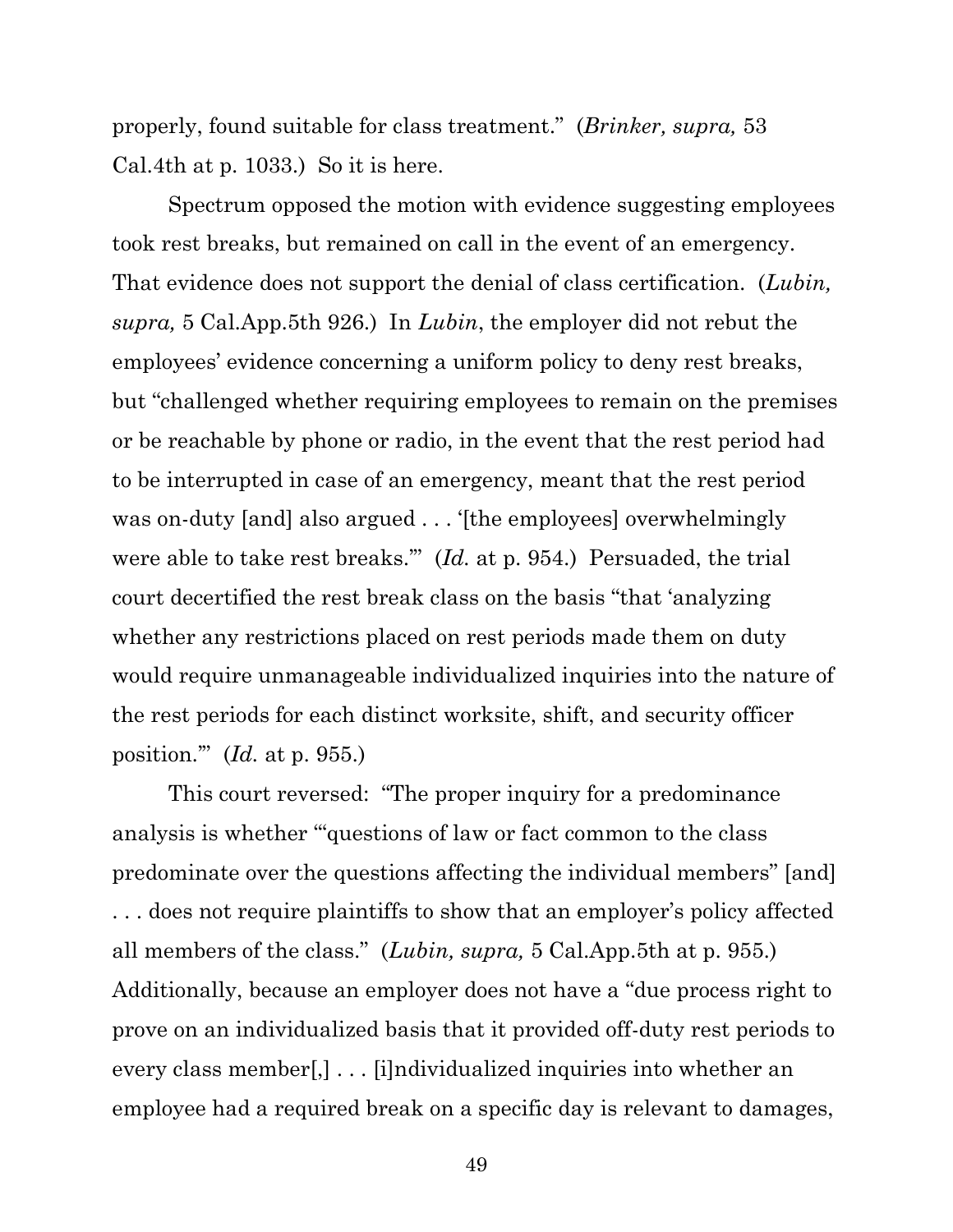properly, found suitable for class treatment." (*Brinker, supra,* 53 Cal.4th at p. 1033.) So it is here.

Spectrum opposed the motion with evidence suggesting employees took rest breaks, but remained on call in the event of an emergency. That evidence does not support the denial of class certification. (*Lubin, supra,* 5 Cal.App.5th 926.) In *Lubin*, the employer did not rebut the employees' evidence concerning a uniform policy to deny rest breaks, but "challenged whether requiring employees to remain on the premises or be reachable by phone or radio, in the event that the rest period had to be interrupted in case of an emergency, meant that the rest period was on-duty [and] also argued . . . '[the employees] overwhelmingly were able to take rest breaks.'" (*Id.* at p. 954.) Persuaded, the trial court decertified the rest break class on the basis "that 'analyzing whether any restrictions placed on rest periods made them on duty would require unmanageable individualized inquiries into the nature of the rest periods for each distinct worksite, shift, and security officer position.'" (*Id.* at p. 955.)

This court reversed: "The proper inquiry for a predominance analysis is whether '"questions of law or fact common to the class predominate over the questions affecting the individual members" [and] . . . does not require plaintiffs to show that an employer's policy affected all members of the class." (*Lubin, supra,* 5 Cal.App.5th at p. 955.) Additionally, because an employer does not have a "due process right to prove on an individualized basis that it provided off-duty rest periods to every class member[,] . . . [i]ndividualized inquiries into whether an employee had a required break on a specific day is relevant to damages,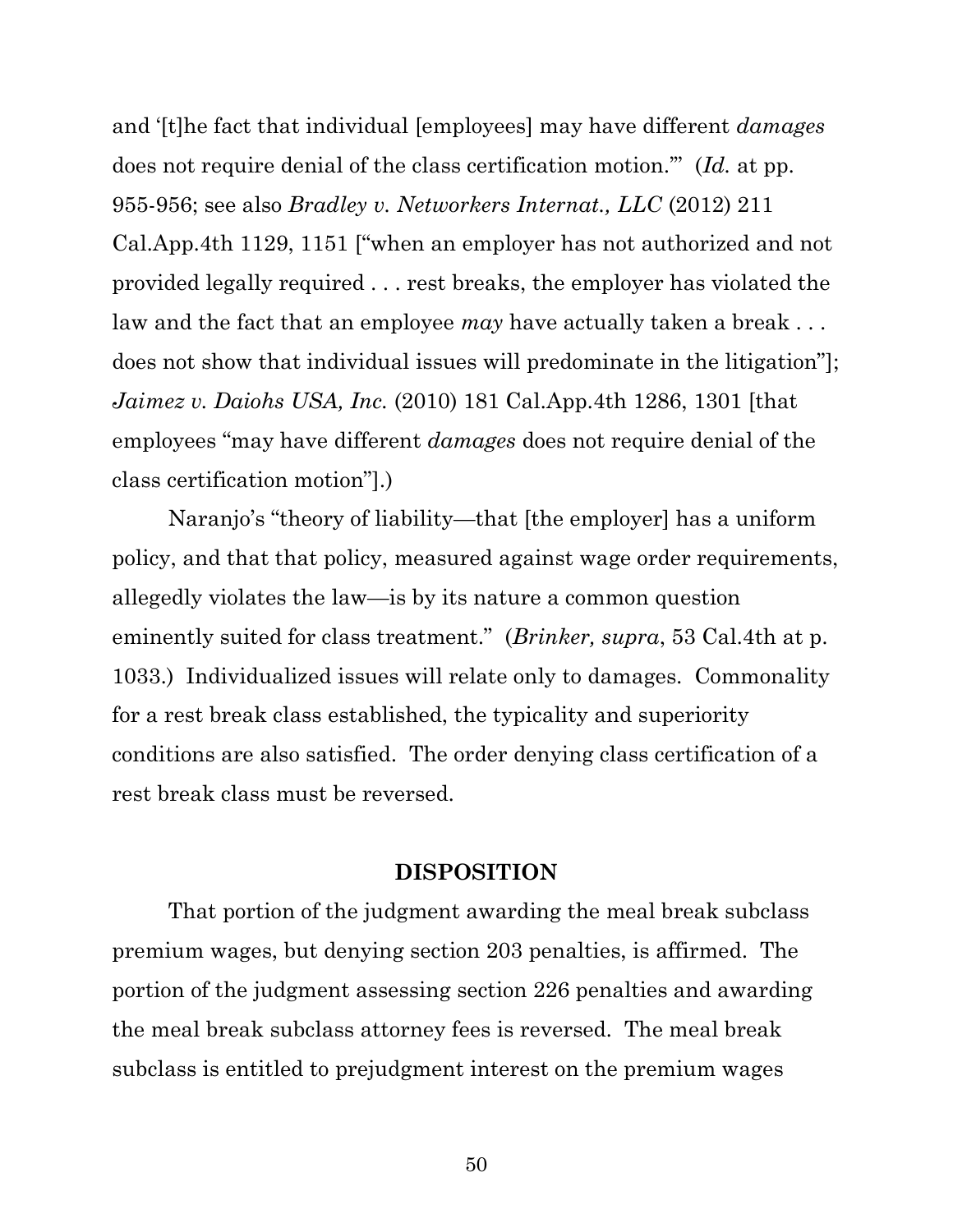and '[t]he fact that individual [employees] may have different *damages* does not require denial of the class certification motion.'" (*Id.* at pp. 955-956; see also *Bradley v. Networkers Internat., LLC* (2012) 211 Cal.App.4th 1129, 1151 ["when an employer has not authorized and not provided legally required . . . rest breaks, the employer has violated the law and the fact that an employee *may* have actually taken a break . . . does not show that individual issues will predominate in the litigation"]; *Jaimez v. Daiohs USA, Inc.* (2010) 181 Cal.App.4th 1286, 1301 [that employees "may have different *damages* does not require denial of the class certification motion"].)

Naranjo's "theory of liability—that [the employer] has a uniform policy, and that that policy, measured against wage order requirements, allegedly violates the law—is by its nature a common question eminently suited for class treatment." (*Brinker, supra*, 53 Cal.4th at p. 1033.) Individualized issues will relate only to damages. Commonality for a rest break class established, the typicality and superiority conditions are also satisfied. The order denying class certification of a rest break class must be reversed.

## DISPOSITION

That portion of the judgment awarding the meal break subclass premium wages, but denying section 203 penalties, is affirmed. The portion of the judgment assessing section 226 penalties and awarding the meal break subclass attorney fees is reversed. The meal break subclass is entitled to prejudgment interest on the premium wages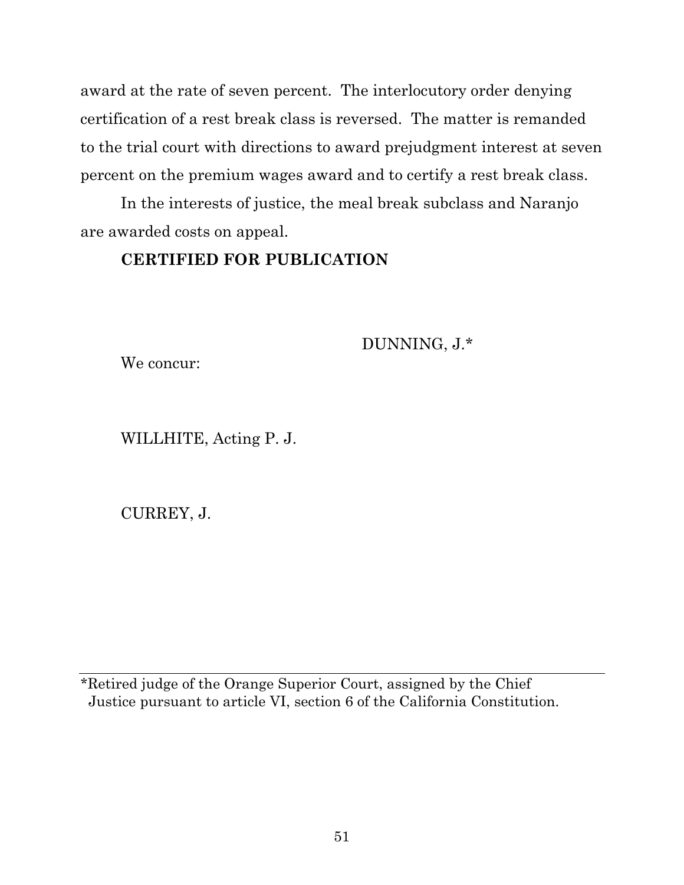award at the rate of seven percent. The interlocutory order denying certification of a rest break class is reversed. The matter is remanded to the trial court with directions to award prejudgment interest at seven percent on the premium wages award and to certify a rest break class.

In the interests of justice, the meal break subclass and Naranjo are awarded costs on appeal.

**CERTIFIED FOR PUBLICATION**

DUNNING, J.*

We concur:

WILLHITE, Acting P. J.

CURREY, J.

---

*Retired judge of the Orange Superior Court, assigned by the Chief Justice pursuant to article VI, section 6 of the California Constitution.